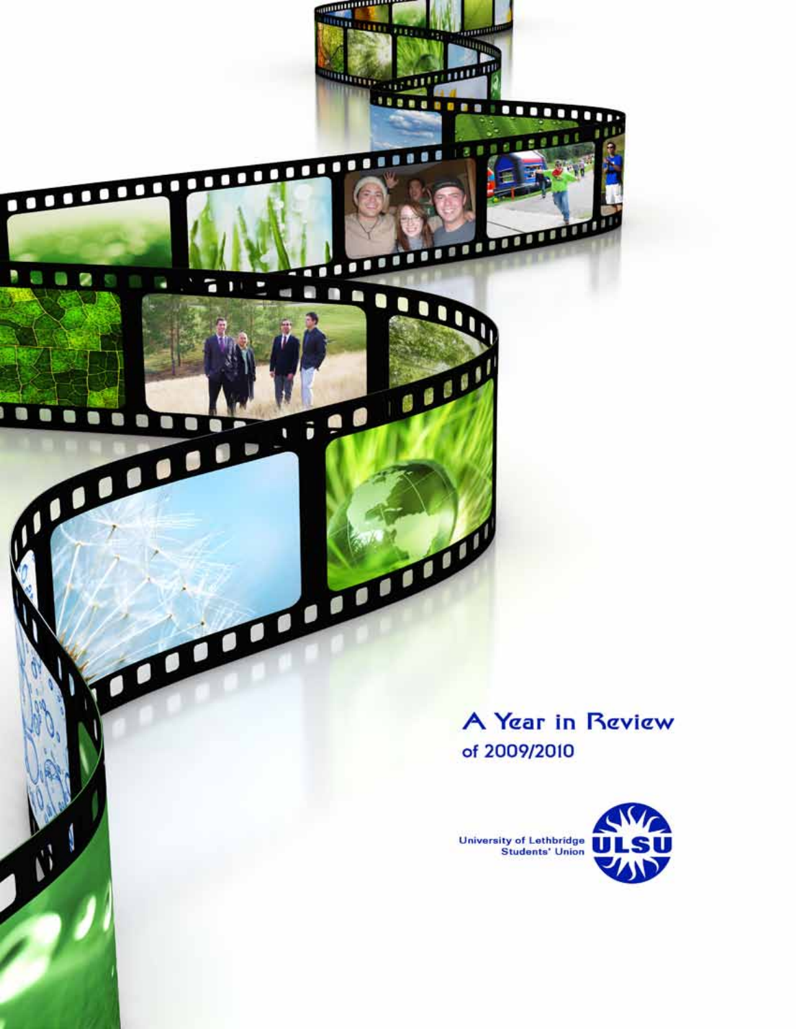# A Year in Review

of 2009/2010

University of Lethbridge Students' Union

ULSU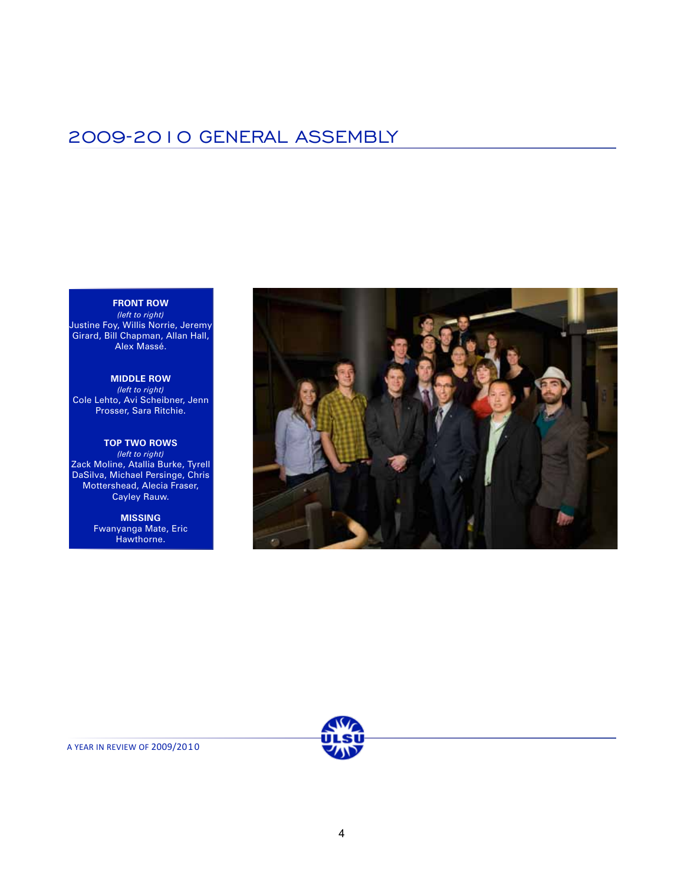## 2009-2010 GENERAL ASSEMBLY

**FRONT ROW**
*(left to right)*
Justine Foy, Willis Norrie, Jeremy Girard, Bill Chapman, Allan Hall, Alex Massé.

**MIDDLE ROW**
*(left to right)*
Cole Lehto, Avi Scheibner, Jenn Prosser, Sara Ritchie.

**TOP TWO ROWS**
*(left to right)*
Zack Moline, Atallia Burke, Tyrell DaSilva, Michael Persinge, Chris Mottershead, Alecia Fraser, Cayley Rauw.

**MISSING**
Fwanyanga Mate, Eric Hawthorne.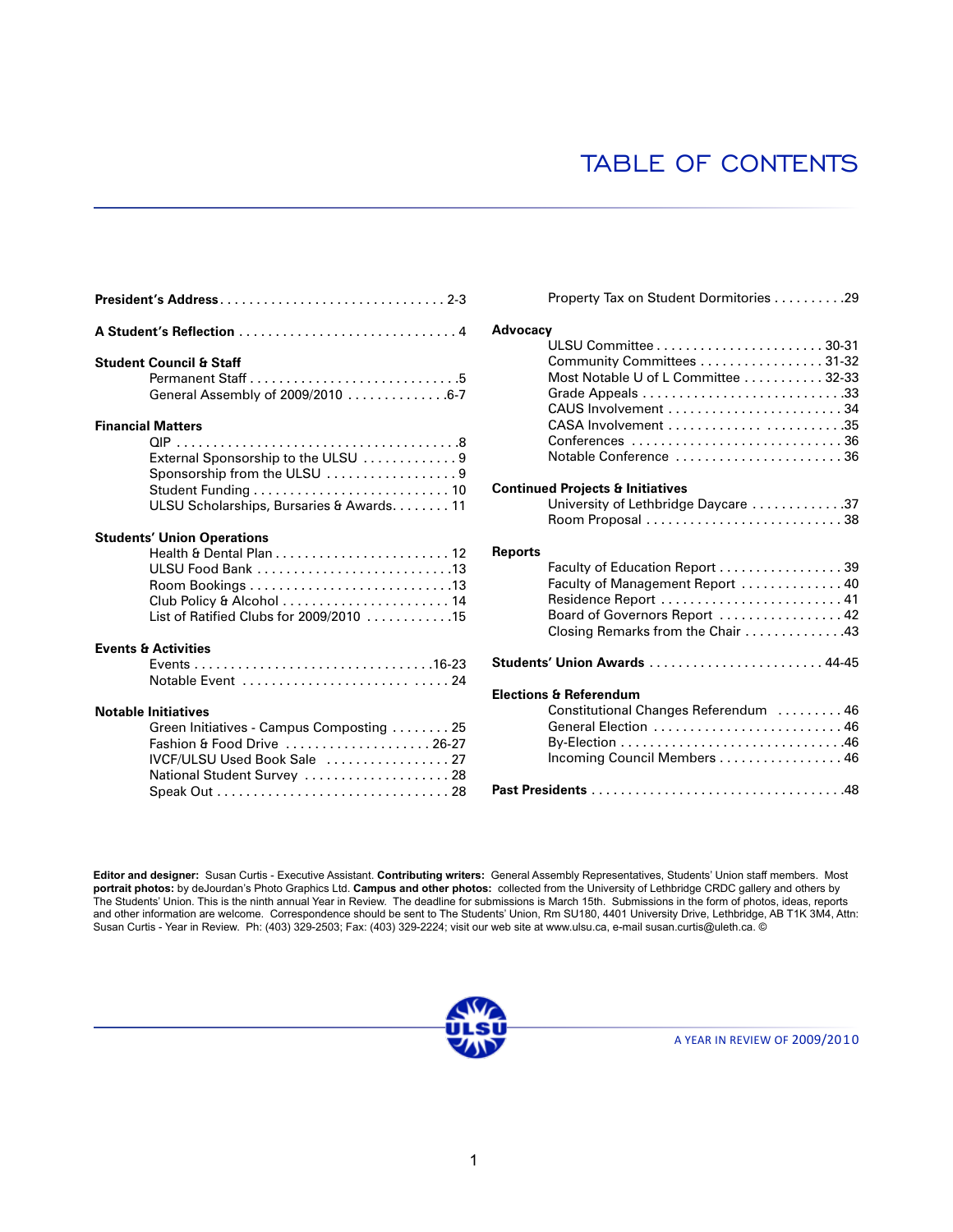# TABLE OF CONTENTS

**President's Address** . . . . . . . . . . . . . . . . . . . . . . . . . . . . . . 2-3

**A Student's Reflection** . . . . . . . . . . . . . . . . . . . . . . . . . . . . . 4

**Student Council & Staff**

- Permanent Staff . . . . . . . . . . . . . . . . . . . . . . . . . . . . .5
- General Assembly of 2009/2010 . . . . . . . . . . . . . .6-7

**Financial Matters**

- QIP . . . . . . . . . . . . . . . . . . . . . . . . . . . . . . . . . . . . . . .8
- External Sponsorship to the ULSU . . . . . . . . . . . . . 9
- Sponsorship from the ULSU . . . . . . . . . . . . . . . . . . 9
- Student Funding . . . . . . . . . . . . . . . . . . . . . . . . . . . 10
- ULSU Scholarships, Bursaries & Awards. . . . . . . . 11

**Students' Union Operations**

- Health & Dental Plan . . . . . . . . . . . . . . . . . . . . . . . . 12
- ULSU Food Bank . . . . . . . . . . . . . . . . . . . . . . . . . . .13
- Room Bookings . . . . . . . . . . . . . . . . . . . . . . . . . . . .13
- Club Policy & Alcohol . . . . . . . . . . . . . . . . . . . . . . . 14
- List of Ratified Clubs for 2009/2010 . . . . . . . . . . . .15

**Events & Activities**

- Events . . . . . . . . . . . . . . . . . . . . . . . . . . . . . . . . .16-23
- Notable Event . . . . . . . . . . . . . . . . . . . . . . . . . . . . 24

**Notable Initiatives**

- Green Initiatives - Campus Composting . . . . . . . . 25
- Fashion & Food Drive . . . . . . . . . . . . . . . . . . . . 26-27
- IVCF/ULSU Used Book Sale . . . . . . . . . . . . . . . . . 27
- National Student Survey . . . . . . . . . . . . . . . . . . . . 28
- Speak Out . . . . . . . . . . . . . . . . . . . . . . . . . . . . . . . 28
- Property Tax on Student Dormitories . . . . . . . . . .29

**Advocacy**

- ULSU Committee . . . . . . . . . . . . . . . . . . . . . . . 30-31
- Community Committees . . . . . . . . . . . . . . . . . 31-32
- Most Notable U of L Committee . . . . . . . . . . . 32-33
- Grade Appeals . . . . . . . . . . . . . . . . . . . . . . . . . . . .33
- CAUS Involvement . . . . . . . . . . . . . . . . . . . . . . . . 34
- CASA Involvement . . . . . . . . . . . . . . . . . . . . . . . .35
- Conferences . . . . . . . . . . . . . . . . . . . . . . . . . . . . . 36
- Notable Conference . . . . . . . . . . . . . . . . . . . . . . . 36

**Continued Projects & Initiatives**

- University of Lethbridge Daycare . . . . . . . . . . . . .37
- Room Proposal . . . . . . . . . . . . . . . . . . . . . . . . . . . 38

**Reports**

- Faculty of Education Report . . . . . . . . . . . . . . . . . 39
- Faculty of Management Report . . . . . . . . . . . . . . 40
- Residence Report . . . . . . . . . . . . . . . . . . . . . . . . . 41
- Board of Governors Report . . . . . . . . . . . . . . . . . 42
- Closing Remarks from the Chair . . . . . . . . . . . . . .43

**Students' Union Awards** . . . . . . . . . . . . . . . . . . . . . . . . 44-45

**Elections & Referendum**

- Constitutional Changes Referendum . . . . . . . . . 46
- General Election . . . . . . . . . . . . . . . . . . . . . . . . . . 46
- By-Election . . . . . . . . . . . . . . . . . . . . . . . . . . . . . .46
- Incoming Council Members . . . . . . . . . . . . . . . . . 46

**Past Presidents** . . . . . . . . . . . . . . . . . . . . . . . . . . . . . . . . . .48

**Editor and designer:** Susan Curtis - Executive Assistant. **Contributing writers:** General Assembly Representatives, Students' Union staff members. Most **portrait photos:** by deJourdan's Photo Graphics Ltd. **Campus and other photos:** collected from the University of Lethbridge CRDC gallery and others by The Students' Union. This is the ninth annual Year in Review. The deadline for submissions is March 15th. Submissions in the form of photos, ideas, reports and other information are welcome. Correspondence should be sent to The Students' Union, Rm SU180, 4401 University Drive, Lethbridge, AB T1K 3M4, Attn: Susan Curtis - Year in Review. Ph: (403) 329-2503; Fax: (403) 329-2224; visit our web site at www.ulsu.ca, e-mail susan.curtis@uleth.ca. ©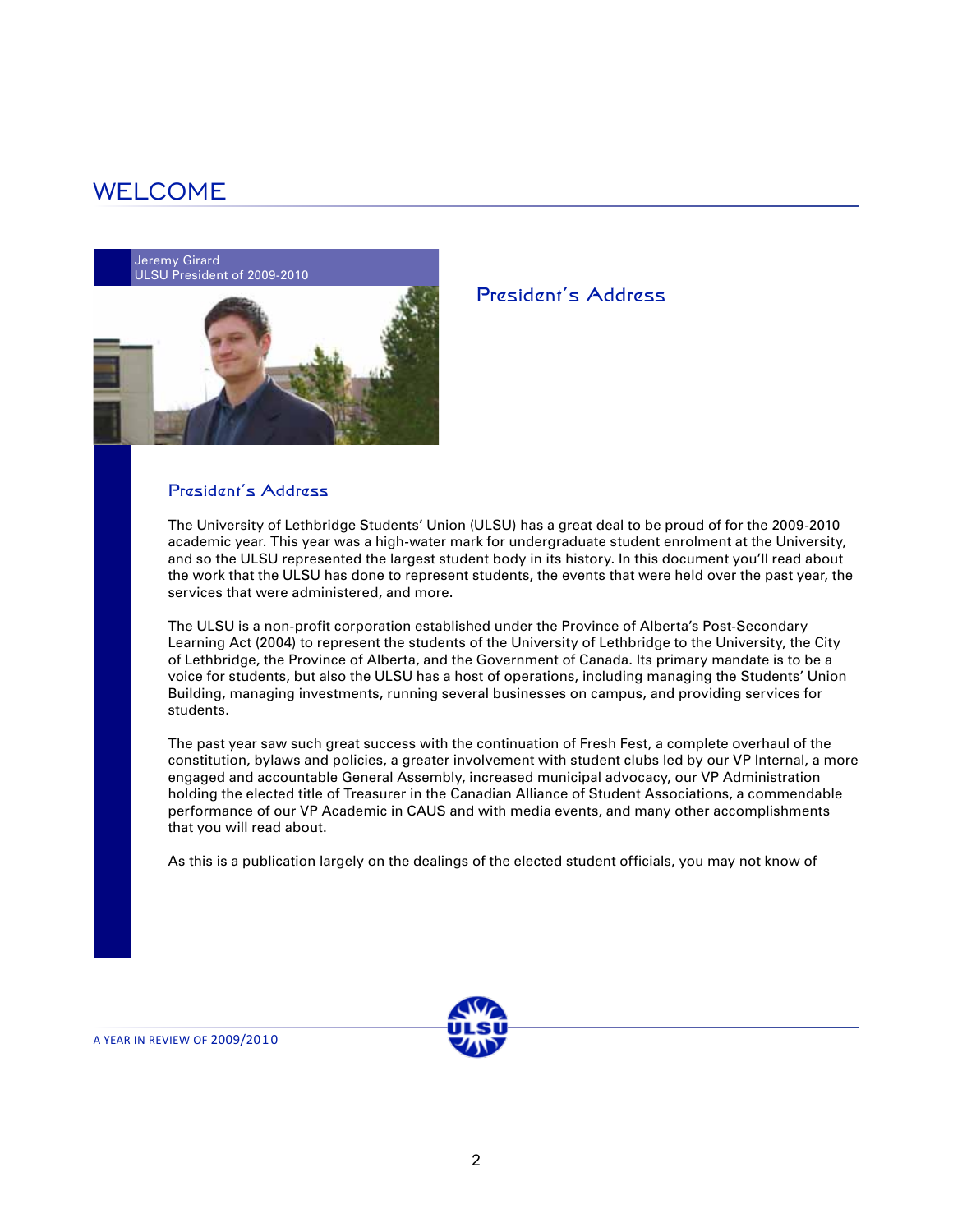# WELCOME

Jeremy Girard
ULSU President of 2009-2010

## President's Address

### President's Address

The University of Lethbridge Students' Union (ULSU) has a great deal to be proud of for the 2009-2010 academic year. This year was a high-water mark for undergraduate student enrolment at the University, and so the ULSU represented the largest student body in its history. In this document you'll read about the work that the ULSU has done to represent students, the events that were held over the past year, the services that were administered, and more.

The ULSU is a non-profit corporation established under the Province of Alberta's Post-Secondary Learning Act (2004) to represent the students of the University of Lethbridge to the University, the City of Lethbridge, the Province of Alberta, and the Government of Canada. Its primary mandate is to be a voice for students, but also the ULSU has a host of operations, including managing the Students' Union Building, managing investments, running several businesses on campus, and providing services for students.

The past year saw such great success with the continuation of Fresh Fest, a complete overhaul of the constitution, bylaws and policies, a greater involvement with student clubs led by our VP Internal, a more engaged and accountable General Assembly, increased municipal advocacy, our VP Administration holding the elected title of Treasurer in the Canadian Alliance of Student Associations, a commendable performance of our VP Academic in CAUS and with media events, and many other accomplishments that you will read about.

As this is a publication largely on the dealings of the elected student officials, you may not know of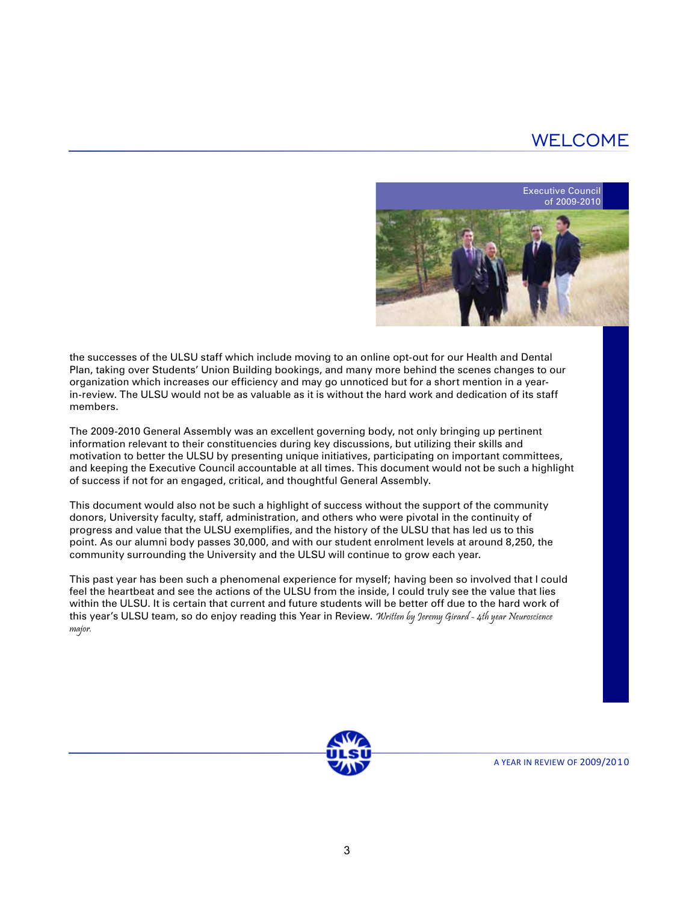# WELCOME

Executive Council of 2009-2010

the successes of the ULSU staff which include moving to an online opt-out for our Health and Dental Plan, taking over Students' Union Building bookings, and many more behind the scenes changes to our organization which increases our efficiency and may go unnoticed but for a short mention in a year-in-review. The ULSU would not be as valuable as it is without the hard work and dedication of its staff members.

The 2009-2010 General Assembly was an excellent governing body, not only bringing up pertinent information relevant to their constituencies during key discussions, but utilizing their skills and motivation to better the ULSU by presenting unique initiatives, participating on important committees, and keeping the Executive Council accountable at all times. This document would not be such a highlight of success if not for an engaged, critical, and thoughtful General Assembly.

This document would also not be such a highlight of success without the support of the community donors, University faculty, staff, administration, and others who were pivotal in the continuity of progress and value that the ULSU exemplifies, and the history of the ULSU that has led us to this point. As our alumni body passes 30,000, and with our student enrolment levels at around 8,250, the community surrounding the University and the ULSU will continue to grow each year.

This past year has been such a phenomenal experience for myself; having been so involved that I could feel the heartbeat and see the actions of the ULSU from the inside, I could truly see the value that lies within the ULSU. It is certain that current and future students will be better off due to the hard work of this year's ULSU team, so do enjoy reading this Year in Review. *Written by Jeremy Girard - 4th year Neuroscience major.*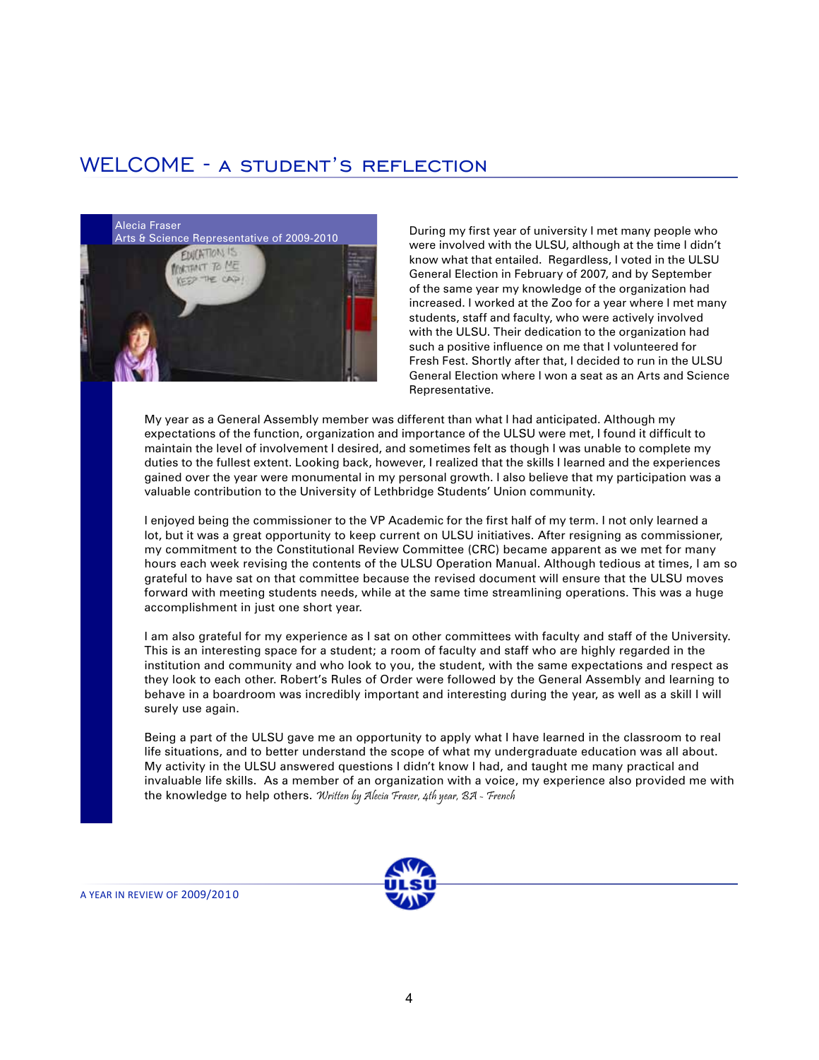# WELCOME - A STUDENT'S REFLECTION

Alecia Fraser
Arts & Science Representative of 2009-2010

During my first year of university I met many people who were involved with the ULSU, although at the time I didn't know what that entailed. Regardless, I voted in the ULSU General Election in February of 2007, and by September of the same year my knowledge of the organization had increased. I worked at the Zoo for a year where I met many students, staff and faculty, who were actively involved with the ULSU. Their dedication to the organization had such a positive influence on me that I volunteered for Fresh Fest. Shortly after that, I decided to run in the ULSU General Election where I won a seat as an Arts and Science Representative.

My year as a General Assembly member was different than what I had anticipated. Although my expectations of the function, organization and importance of the ULSU were met, I found it difficult to maintain the level of involvement I desired, and sometimes felt as though I was unable to complete my duties to the fullest extent. Looking back, however, I realized that the skills I learned and the experiences gained over the year were monumental in my personal growth. I also believe that my participation was a valuable contribution to the University of Lethbridge Students' Union community.

I enjoyed being the commissioner to the VP Academic for the first half of my term. I not only learned a lot, but it was a great opportunity to keep current on ULSU initiatives. After resigning as commissioner, my commitment to the Constitutional Review Committee (CRC) became apparent as we met for many hours each week revising the contents of the ULSU Operation Manual. Although tedious at times, I am so grateful to have sat on that committee because the revised document will ensure that the ULSU moves forward with meeting students needs, while at the same time streamlining operations. This was a huge accomplishment in just one short year.

I am also grateful for my experience as I sat on other committees with faculty and staff of the University. This is an interesting space for a student; a room of faculty and staff who are highly regarded in the institution and community and who look to you, the student, with the same expectations and respect as they look to each other. Robert's Rules of Order were followed by the General Assembly and learning to behave in a boardroom was incredibly important and interesting during the year, as well as a skill I will surely use again.

Being a part of the ULSU gave me an opportunity to apply what I have learned in the classroom to real life situations, and to better understand the scope of what my undergraduate education was all about. My activity in the ULSU answered questions I didn't know I had, and taught me many practical and invaluable life skills. As a member of an organization with a voice, my experience also provided me with the knowledge to help others. *Written by Alecia Fraser, 4th year, BA - French*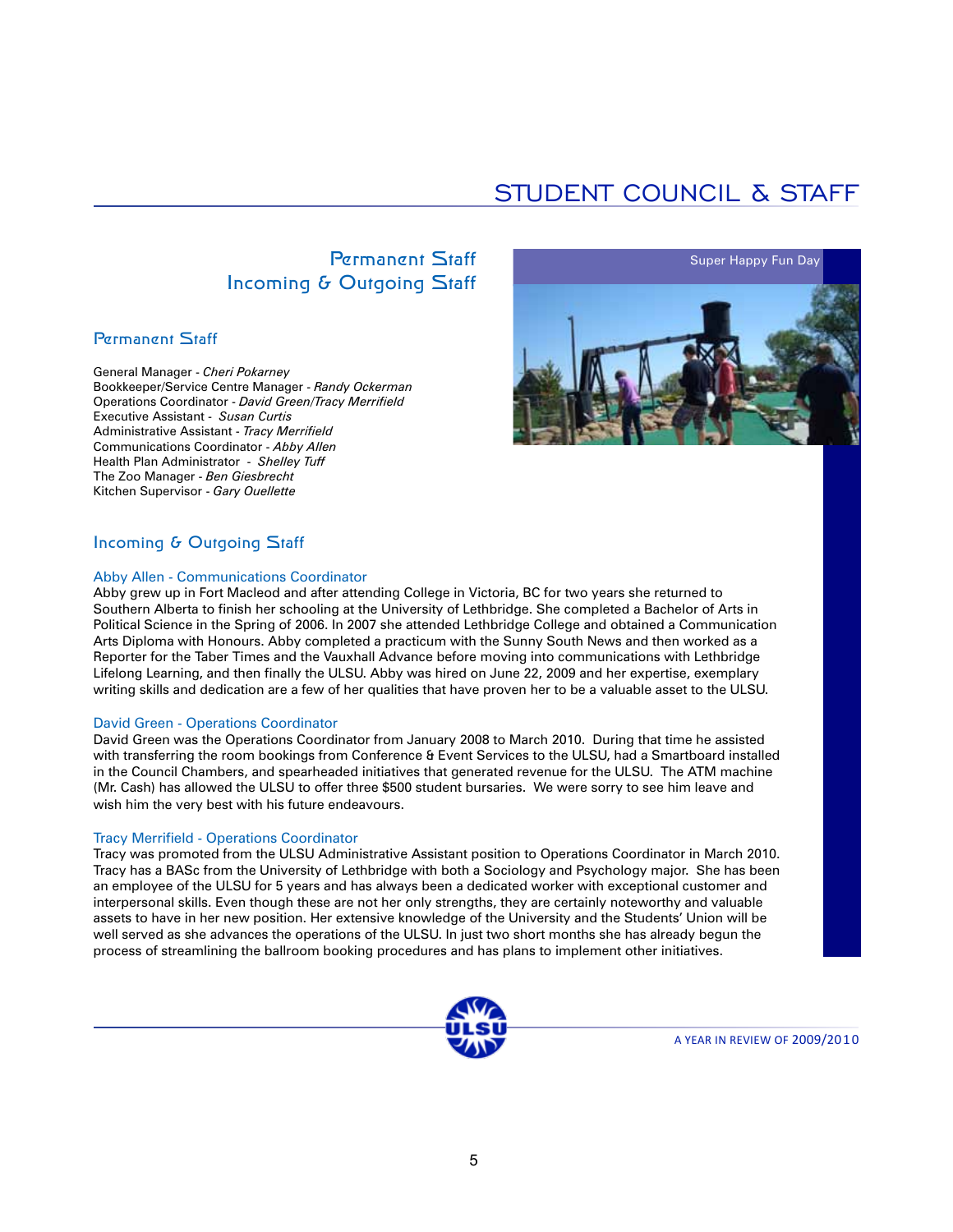# STUDENT COUNCIL & STAFF

## Permanent Staff
## Incoming & Outgoing Staff

Super Happy Fun Day

### Permanent Staff

General Manager - *Cheri Pokarney*
Bookkeeper/Service Centre Manager - *Randy Ockerman*
Operations Coordinator - *David Green/Tracy Merrifield*
Executive Assistant - *Susan Curtis*
Administrative Assistant - *Tracy Merrifield*
Communications Coordinator - *Abby Allen*
Health Plan Administrator - *Shelley Tuff*
The Zoo Manager - *Ben Giesbrecht*
Kitchen Supervisor - *Gary Ouellette*

### Incoming & Outgoing Staff

#### Abby Allen - Communications Coordinator

Abby grew up in Fort Macleod and after attending College in Victoria, BC for two years she returned to Southern Alberta to finish her schooling at the University of Lethbridge. She completed a Bachelor of Arts in Political Science in the Spring of 2006. In 2007 she attended Lethbridge College and obtained a Communication Arts Diploma with Honours. Abby completed a practicum with the Sunny South News and then worked as a Reporter for the Taber Times and the Vauxhall Advance before moving into communications with Lethbridge Lifelong Learning, and then finally the ULSU. Abby was hired on June 22, 2009 and her expertise, exemplary writing skills and dedication are a few of her qualities that have proven her to be a valuable asset to the ULSU.

#### David Green - Operations Coordinator

David Green was the Operations Coordinator from January 2008 to March 2010. During that time he assisted with transferring the room bookings from Conference & Event Services to the ULSU, had a Smartboard installed in the Council Chambers, and spearheaded initiatives that generated revenue for the ULSU. The ATM machine (Mr. Cash) has allowed the ULSU to offer three $500 student bursaries. We were sorry to see him leave and wish him the very best with his future endeavours.

#### Tracy Merrifield - Operations Coordinator

Tracy was promoted from the ULSU Administrative Assistant position to Operations Coordinator in March 2010. Tracy has a BASc from the University of Lethbridge with both a Sociology and Psychology major. She has been an employee of the ULSU for 5 years and has always been a dedicated worker with exceptional customer and interpersonal skills. Even though these are not her only strengths, they are certainly noteworthy and valuable assets to have in her new position. Her extensive knowledge of the University and the Students' Union will be well served as she advances the operations of the ULSU. In just two short months she has already begun the process of streamlining the ballroom booking procedures and has plans to implement other initiatives.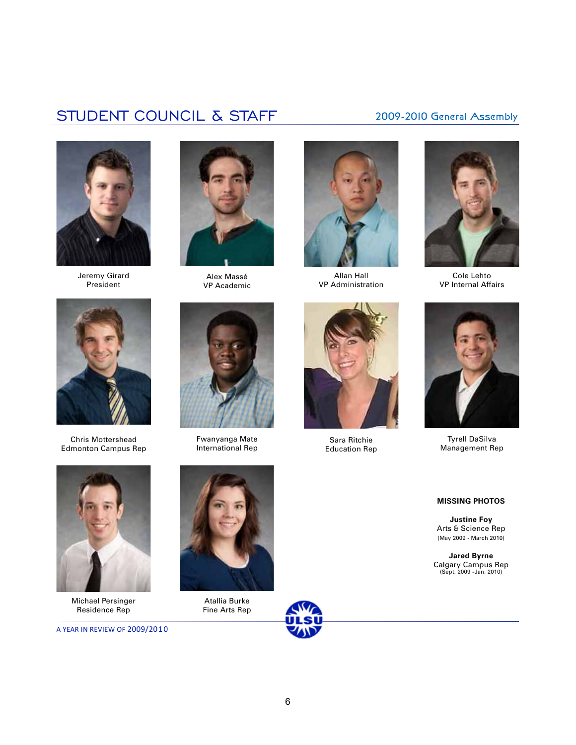## STUDENT COUNCIL & STAFF

2009-2010 General Assembly

Jeremy Girard
President

Alex Massé
VP Academic

Allan Hall
VP Administration

Cole Lehto
VP Internal Affairs

Chris Mottershead
Edmonton Campus Rep

Fwanyanga Mate
International Rep

Sara Ritchie
Education Rep

Tyrell DaSilva
Management Rep

Michael Persinger
Residence Rep

Atallia Burke
Fine Arts Rep

**MISSING PHOTOS**

**Justine Foy**
Arts & Science Rep
(May 2009 - March 2010)

**Jared Byrne**
Calgary Campus Rep
(Sept. 2009 -Jan. 2010)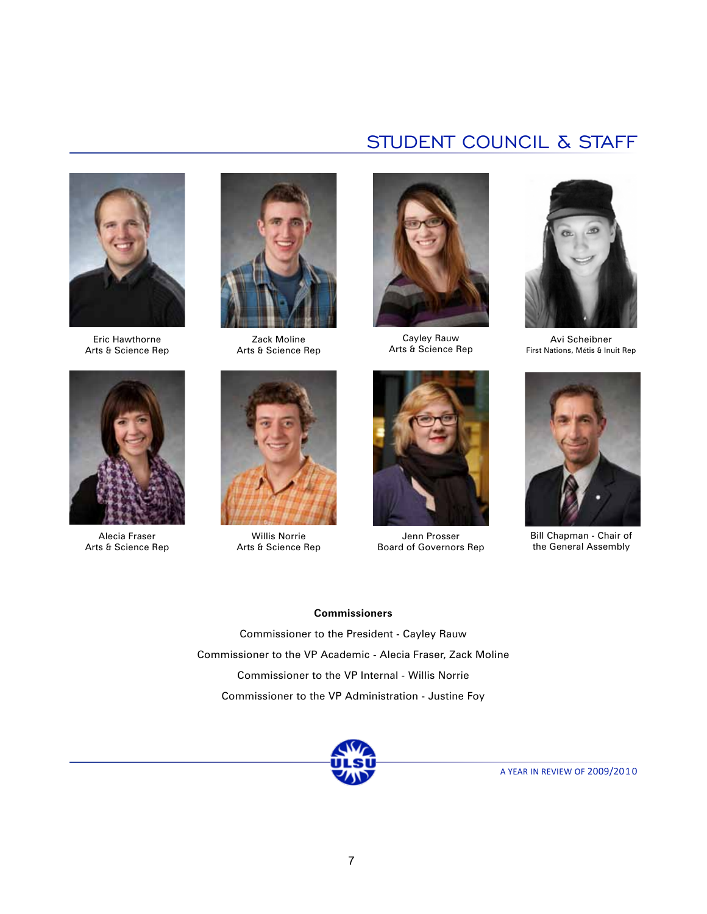## STUDENT COUNCIL & STAFF

Eric Hawthorne
Arts & Science Rep

Zack Moline
Arts & Science Rep

Cayley Rauw
Arts & Science Rep

Avi Scheibner
First Nations, Métis & Inuit Rep

Alecia Fraser
Arts & Science Rep

Willis Norrie
Arts & Science Rep

Jenn Prosser
Board of Governors Rep

Bill Chapman - Chair of the General Assembly

**Commissioners**

Commissioner to the President - Cayley Rauw

Commissioner to the VP Academic - Alecia Fraser, Zack Moline

Commissioner to the VP Internal - Willis Norrie

Commissioner to the VP Administration - Justine Foy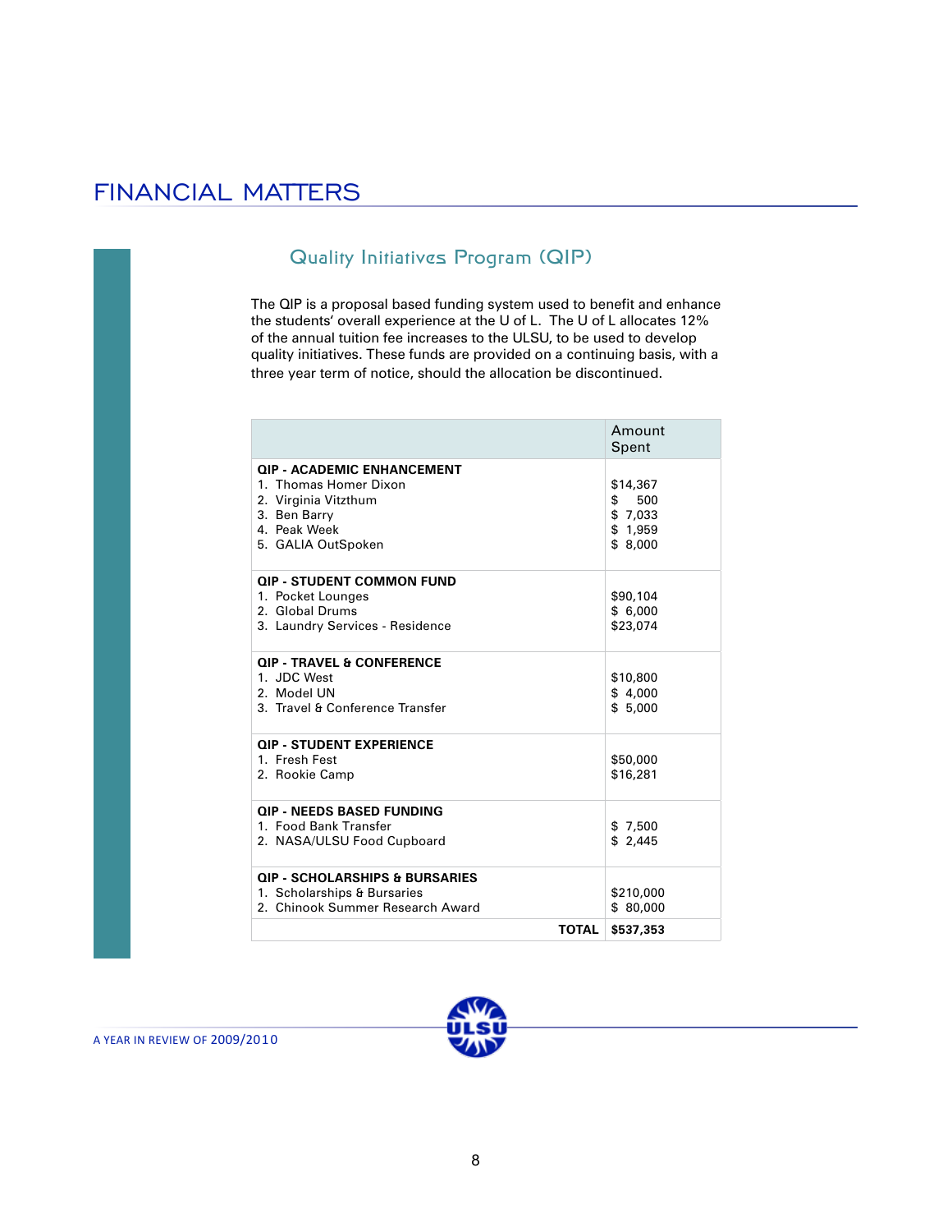# FINANCIAL MATTERS

## Quality Initiatives Program (QIP)

The QIP is a proposal based funding system used to benefit and enhance the students' overall experience at the U of L. The U of L allocates 12% of the annual tuition fee increases to the ULSU, to be used to develop quality initiatives. These funds are provided on a continuing basis, with a three year term of notice, should the allocation be discontinued.

| | Amount Spent |
|---|---|
| **QIP - ACADEMIC ENHANCEMENT** | |
| 1. Thomas Homer Dixon | $14,367 |
| 2. Virginia Vitzthum | $ 500 |
| 3. Ben Barry | $ 7,033 |
| 4. Peak Week | $ 1,959 |
| 5. GALIA OutSpoken | $ 8,000 |
| **QIP - STUDENT COMMON FUND** | |
| 1. Pocket Lounges | $90,104 |
| 2. Global Drums | $ 6,000 |
| 3. Laundry Services - Residence | $23,074 |
| **QIP - TRAVEL & CONFERENCE** | |
| 1. JDC West | $10,800 |
| 2. Model UN | $ 4,000 |
| 3. Travel & Conference Transfer | $ 5,000 |
| **QIP - STUDENT EXPERIENCE** | |
| 1. Fresh Fest | $50,000 |
| 2. Rookie Camp | $16,281 |
| **QIP - NEEDS BASED FUNDING** | |
| 1. Food Bank Transfer | $ 7,500 |
| 2. NASA/ULSU Food Cupboard | $ 2,445 |
| **QIP - SCHOLARSHIPS & BURSARIES** | |
| 1. Scholarships & Bursaries | $210,000 |
| 2. Chinook Summer Research Award | $ 80,000 |
| **TOTAL** | **$537,353** |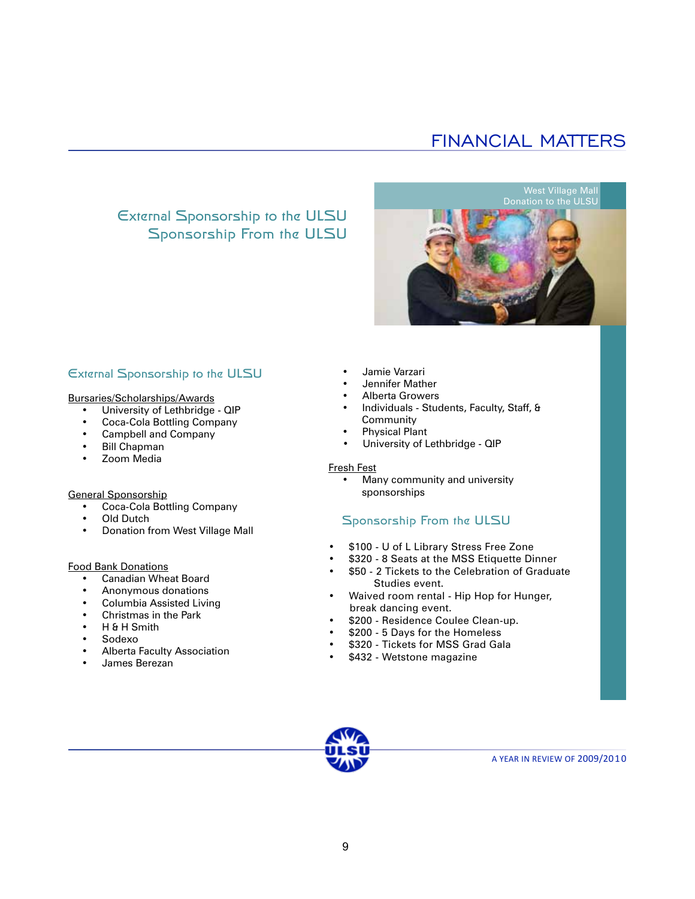# FINANCIAL MATTERS

## External Sponsorship to the ULSU
## Sponsorship From the ULSU

West Village Mall Donation to the ULSU

### External Sponsorship to the ULSU

Bursaries/Scholarships/Awards
- University of Lethbridge - QIP
- Coca-Cola Bottling Company
- Campbell and Company
- Bill Chapman
- Zoom Media

General Sponsorship
- Coca-Cola Bottling Company
- Old Dutch
- Donation from West Village Mall

Food Bank Donations
- Canadian Wheat Board
- Anonymous donations
- Columbia Assisted Living
- Christmas in the Park
- H & H Smith
- Sodexo
- Alberta Faculty Association
- James Berezan
- Jamie Varzari
- Jennifer Mather
- Alberta Growers
- Individuals - Students, Faculty, Staff, & Community
- Physical Plant
- University of Lethbridge - QIP

Fresh Fest
- Many community and university sponsorships

### Sponsorship From the ULSU

- $100 - U of L Library Stress Free Zone
- $320 - 8 Seats at the MSS Etiquette Dinner
- $50 - 2 Tickets to the Celebration of Graduate Studies event.
- Waived room rental - Hip Hop for Hunger, break dancing event.
- $200 - Residence Coulee Clean-up.
- $200 - 5 Days for the Homeless
- $320 - Tickets for MSS Grad Gala
- $432 - Wetstone magazine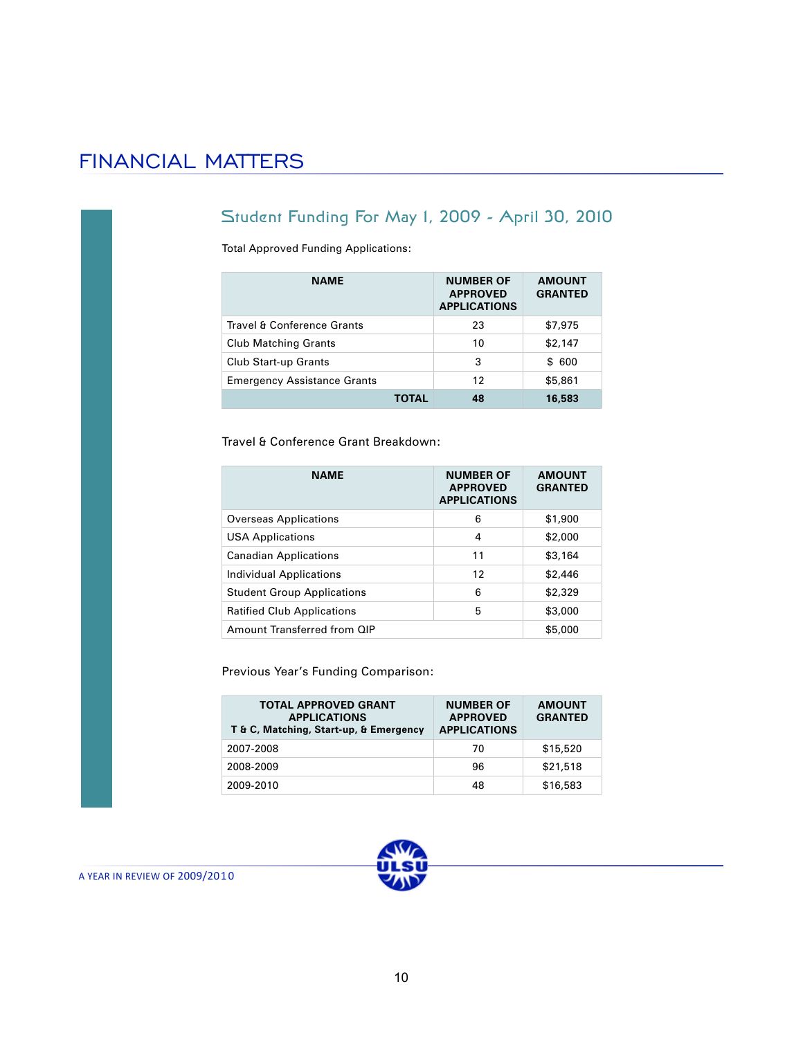# FINANCIAL MATTERS

## Student Funding For May 1, 2009 - April 30, 2010

Total Approved Funding Applications:

| NAME | NUMBER OF APPROVED APPLICATIONS | AMOUNT GRANTED |
|---|---|---|
| Travel & Conference Grants | 23 | $7,975 |
| Club Matching Grants | 10 | $2,147 |
| Club Start-up Grants | 3 | $ 600 |
| Emergency Assistance Grants | 12 | $5,861 |
| **TOTAL** | **48** | **16,583** |

Travel & Conference Grant Breakdown:

| NAME | NUMBER OF APPROVED APPLICATIONS | AMOUNT GRANTED |
|---|---|---|
| Overseas Applications | 6 | $1,900 |
| USA Applications | 4 | $2,000 |
| Canadian Applications | 11 | $3,164 |
| Individual Applications | 12 | $2,446 |
| Student Group Applications | 6 | $2,329 |
| Ratified Club Applications | 5 | $3,000 |
| Amount Transferred from QIP | | $5,000 |

Previous Year's Funding Comparison:

| TOTAL APPROVED GRANT APPLICATIONS T & C, Matching, Start-up, & Emergency | NUMBER OF APPROVED APPLICATIONS | AMOUNT GRANTED |
|---|---|---|
| 2007-2008 | 70 | $15,520 |
| 2008-2009 | 96 | $21,518 |
| 2009-2010 | 48 | $16,583 |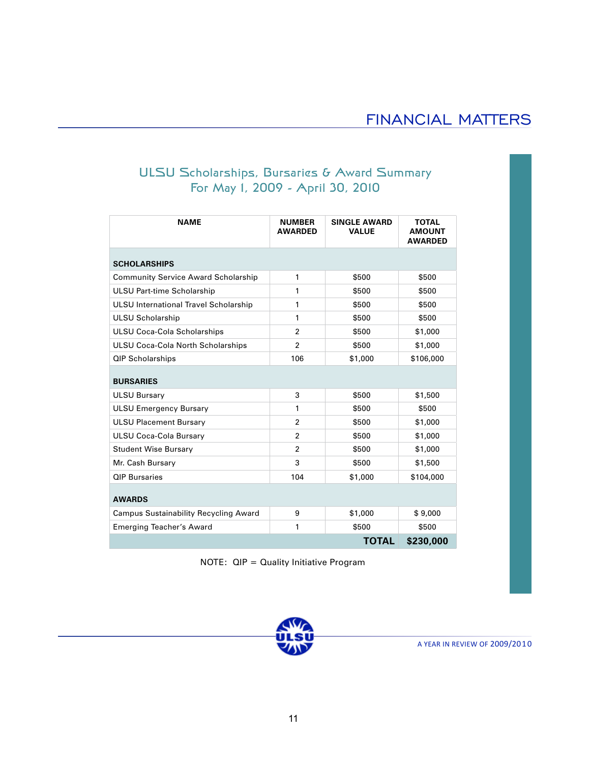# FINANCIAL MATTERS

## ULSU Scholarships, Bursaries & Award Summary
## For May 1, 2009 - April 30, 2010

| NAME | NUMBER AWARDED | SINGLE AWARD VALUE | TOTAL AMOUNT AWARDED |
|---|---|---|---|
| **SCHOLARSHIPS** | | | |
| Community Service Award Scholarship | 1 | $500 | $500 |
| ULSU Part-time Scholarship | 1 | $500 | $500 |
| ULSU International Travel Scholarship | 1 | $500 | $500 |
| ULSU Scholarship | 1 | $500 | $500 |
| ULSU Coca-Cola Scholarships | 2 | $500 | $1,000 |
| ULSU Coca-Cola North Scholarships | 2 | $500 | $1,000 |
| QIP Scholarships | 106 | $1,000 | $106,000 |
| **BURSARIES** | | | |
| ULSU Bursary | 3 | $500 | $1,500 |
| ULSU Emergency Bursary | 1 | $500 | $500 |
| ULSU Placement Bursary | 2 | $500 | $1,000 |
| ULSU Coca-Cola Bursary | 2 | $500 | $1,000 |
| Student Wise Bursary | 2 | $500 | $1,000 |
| Mr. Cash Bursary | 3 | $500 | $1,500 |
| QIP Bursaries | 104 | $1,000 | $104,000 |
| **AWARDS** | | | |
| Campus Sustainability Recycling Award | 9 | $1,000 | $ 9,000 |
| Emerging Teacher's Award | 1 | $500 | $500 |
| | | **TOTAL** | **$230,000** |

NOTE: QIP = Quality Initiative Program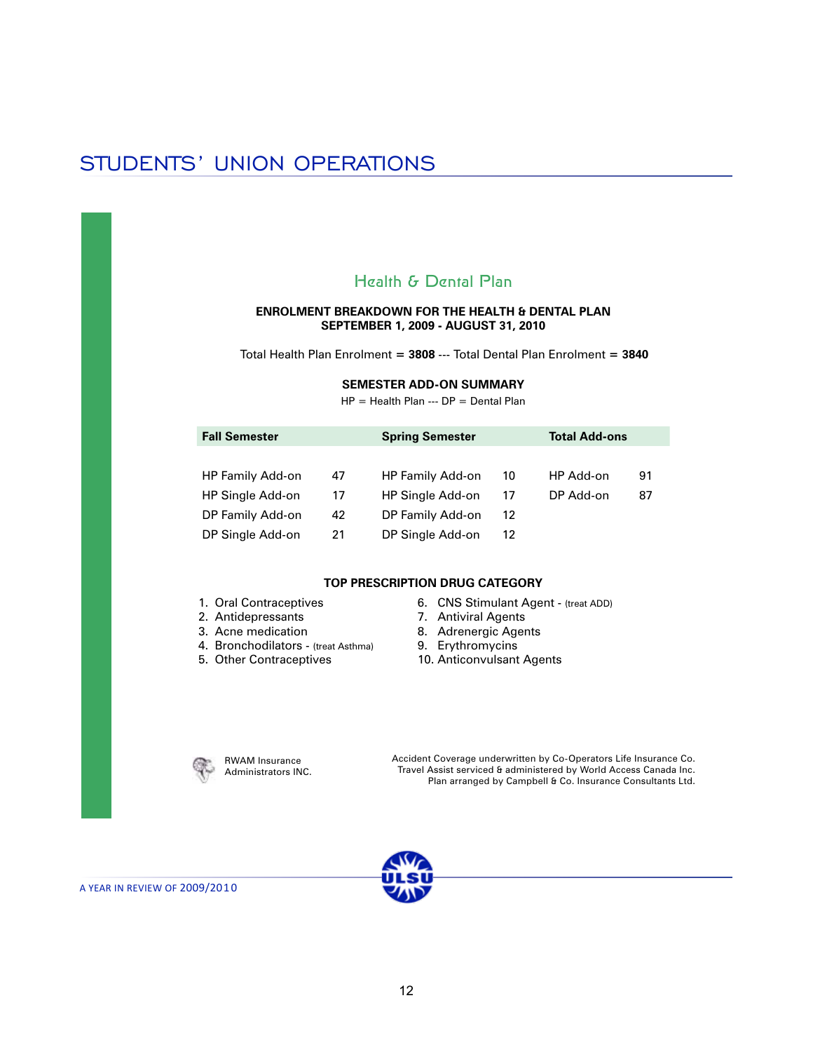# STUDENTS' UNION OPERATIONS

## Health & Dental Plan

**ENROLMENT BREAKDOWN FOR THE HEALTH & DENTAL PLAN**
**SEPTEMBER 1, 2009 - AUGUST 31, 2010**

Total Health Plan Enrolment = **3808** --- Total Dental Plan Enrolment = **3840**

**SEMESTER ADD-ON SUMMARY**

HP = Health Plan --- DP = Dental Plan

| Fall Semester | | Spring Semester | | Total Add-ons | |
|---|---|---|---|---|---|
| HP Family Add-on | 47 | HP Family Add-on | 10 | HP Add-on | 91 |
| HP Single Add-on | 17 | HP Single Add-on | 17 | DP Add-on | 87 |
| DP Family Add-on | 42 | DP Family Add-on | 12 | | |
| DP Single Add-on | 21 | DP Single Add-on | 12 | | |

**TOP PRESCRIPTION DRUG CATEGORY**

1. Oral Contraceptives
2. Antidepressants
3. Acne medication
4. Bronchodilators - (treat Asthma)
5. Other Contraceptives
6. CNS Stimulant Agent - (treat ADD)
7. Antiviral Agents
8. Adrenergic Agents
9. Erythromycins
10. Anticonvulsant Agents

RWAM Insurance Administrators INC.

Accident Coverage underwritten by Co-Operators Life Insurance Co.
Travel Assist serviced & administered by World Access Canada Inc.
Plan arranged by Campbell & Co. Insurance Consultants Ltd.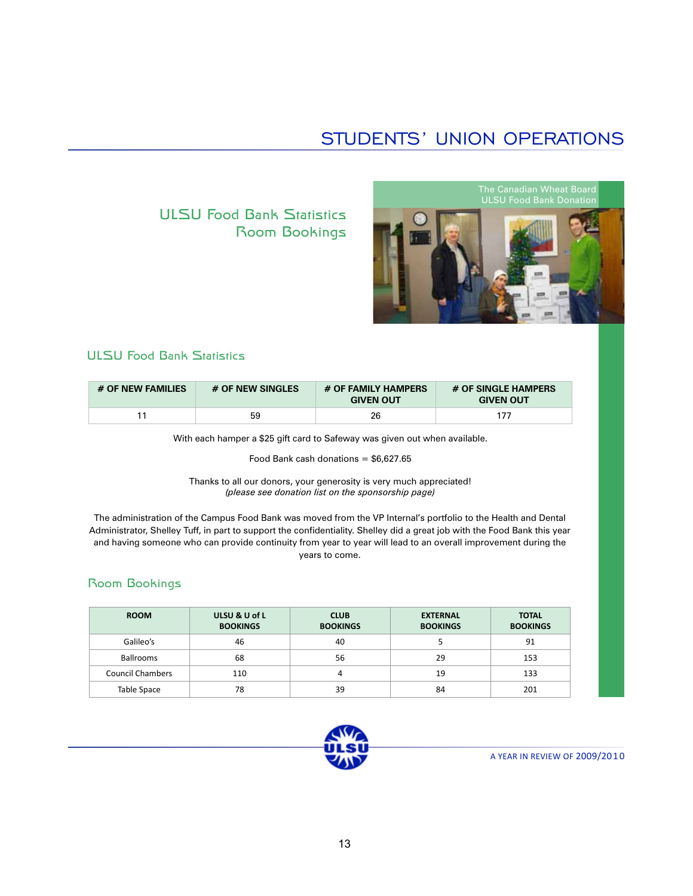# STUDENTS' UNION OPERATIONS

## ULSU Food Bank Statistics
## Room Bookings

The Canadian Wheat Board ULSU Food Bank Donation

### ULSU Food Bank Statistics

| # OF NEW FAMILIES | # OF NEW SINGLES | # OF FAMILY HAMPERS GIVEN OUT | # OF SINGLE HAMPERS GIVEN OUT |
|---|---|---|---|
| 11 | 59 | 26 | 177 |

With each hamper a $25 gift card to Safeway was given out when available.

Food Bank cash donations = $6,627.65

Thanks to all our donors, your generosity is very much appreciated!
*(please see donation list on the sponsorship page)*

The administration of the Campus Food Bank was moved from the VP Internal's portfolio to the Health and Dental Administrator, Shelley Tuff, in part to support the confidentiality. Shelley did a great job with the Food Bank this year and having someone who can provide continuity from year to year will lead to an overall improvement during the years to come.

### Room Bookings

| ROOM | ULSU & U of L BOOKINGS | CLUB BOOKINGS | EXTERNAL BOOKINGS | TOTAL BOOKINGS |
|---|---|---|---|---|
| Galileo's | 46 | 40 | 5 | 91 |
| Ballrooms | 68 | 56 | 29 | 153 |
| Council Chambers | 110 | 4 | 19 | 133 |
| Table Space | 78 | 39 | 84 | 201 |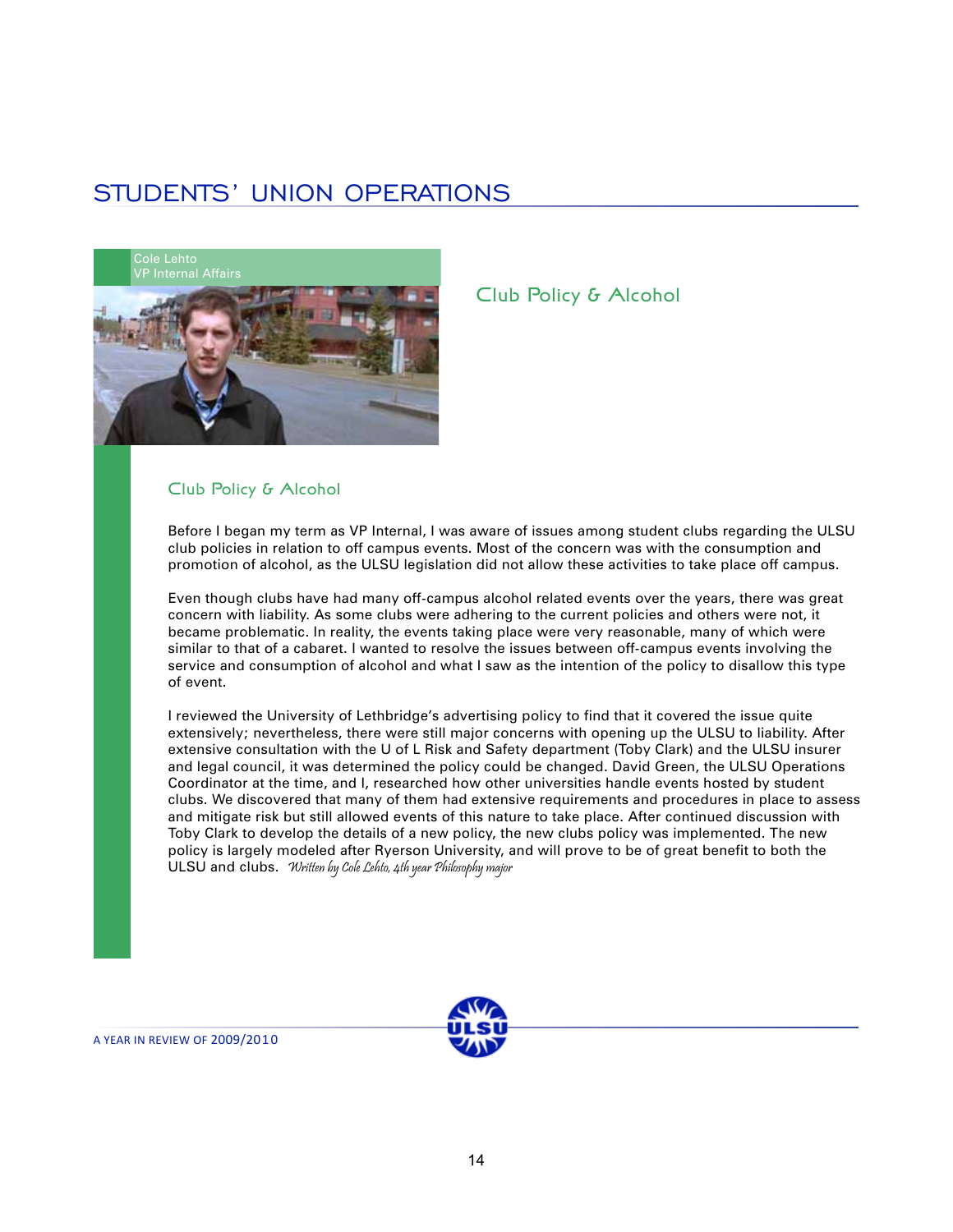# STUDENTS' UNION OPERATIONS

Cole Lehto
VP Internal Affairs

## Club Policy & Alcohol

### Club Policy & Alcohol

Before I began my term as VP Internal, I was aware of issues among student clubs regarding the ULSU club policies in relation to off campus events. Most of the concern was with the consumption and promotion of alcohol, as the ULSU legislation did not allow these activities to take place off campus.

Even though clubs have had many off-campus alcohol related events over the years, there was great concern with liability. As some clubs were adhering to the current policies and others were not, it became problematic. In reality, the events taking place were very reasonable, many of which were similar to that of a cabaret. I wanted to resolve the issues between off-campus events involving the service and consumption of alcohol and what I saw as the intention of the policy to disallow this type of event.

I reviewed the University of Lethbridge's advertising policy to find that it covered the issue quite extensively; nevertheless, there were still major concerns with opening up the ULSU to liability. After extensive consultation with the U of L Risk and Safety department (Toby Clark) and the ULSU insurer and legal council, it was determined the policy could be changed. David Green, the ULSU Operations Coordinator at the time, and I, researched how other universities handle events hosted by student clubs. We discovered that many of them had extensive requirements and procedures in place to assess and mitigate risk but still allowed events of this nature to take place. After continued discussion with Toby Clark to develop the details of a new policy, the new clubs policy was implemented. The new policy is largely modeled after Ryerson University, and will prove to be of great benefit to both the ULSU and clubs. *Written by Cole Lehto, 4th year Philosophy major*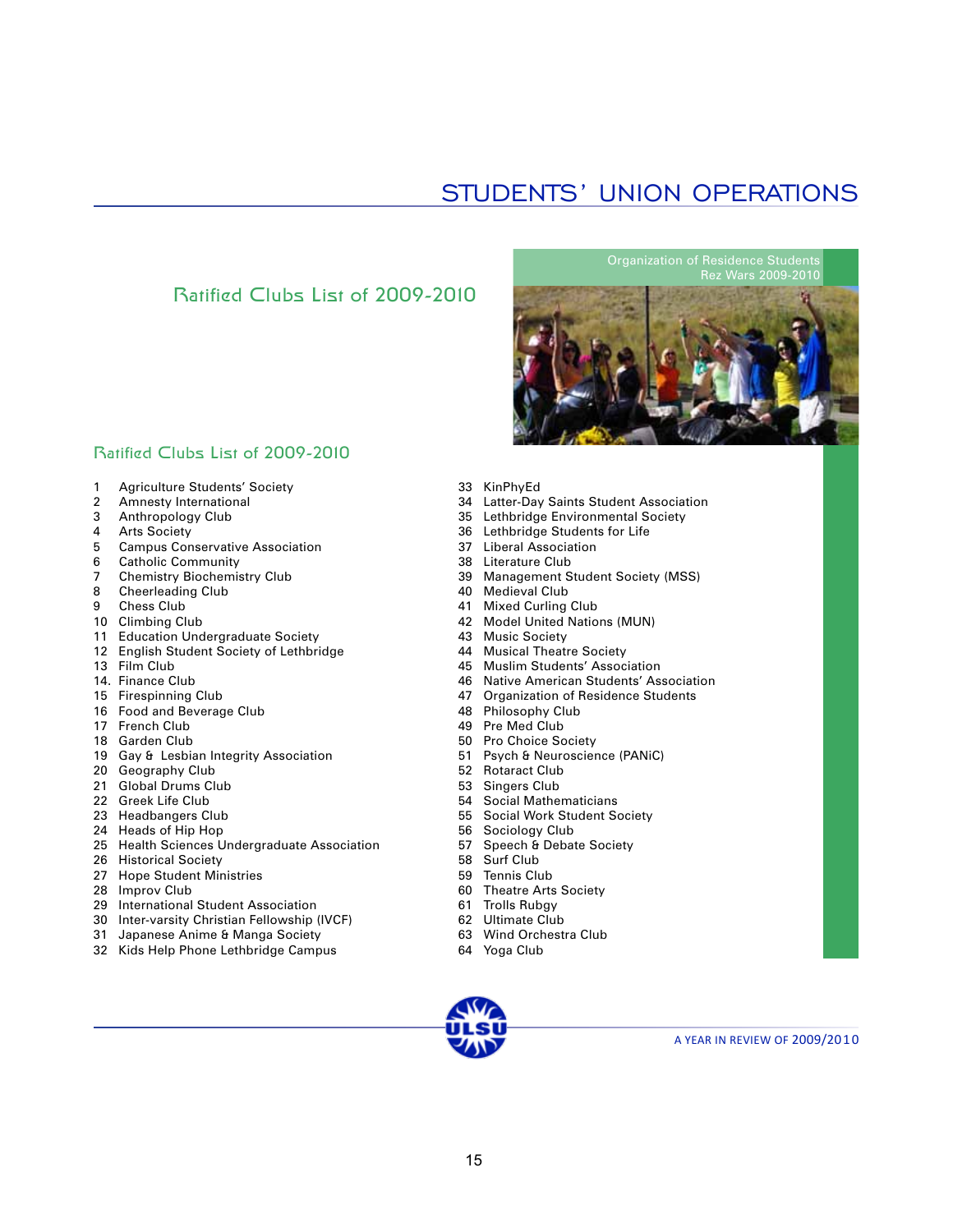# STUDENTS' UNION OPERATIONS

## Ratified Clubs List of 2009-2010

Organization of Residence Students
Rez Wars 2009-2010

### Ratified Clubs List of 2009-2010

1 Agriculture Students' Society
2 Amnesty International
3 Anthropology Club
4 Arts Society
5 Campus Conservative Association
6 Catholic Community
7 Chemistry Biochemistry Club
8 Cheerleading Club
9 Chess Club
10 Climbing Club
11 Education Undergraduate Society
12 English Student Society of Lethbridge
13 Film Club
14. Finance Club
15 Firespinning Club
16 Food and Beverage Club
17 French Club
18 Garden Club
19 Gay & Lesbian Integrity Association
20 Geography Club
21 Global Drums Club
22 Greek Life Club
23 Headbangers Club
24 Heads of Hip Hop
25 Health Sciences Undergraduate Association
26 Historical Society
27 Hope Student Ministries
28 Improv Club
29 International Student Association
30 Inter-varsity Christian Fellowship (IVCF)
31 Japanese Anime & Manga Society
32 Kids Help Phone Lethbridge Campus
33 KinPhyEd
34 Latter-Day Saints Student Association
35 Lethbridge Environmental Society
36 Lethbridge Students for Life
37 Liberal Association
38 Literature Club
39 Management Student Society (MSS)
40 Medieval Club
41 Mixed Curling Club
42 Model United Nations (MUN)
43 Music Society
44 Musical Theatre Society
45 Muslim Students' Association
46 Native American Students' Association
47 Organization of Residence Students
48 Philosophy Club
49 Pre Med Club
50 Pro Choice Society
51 Psych & Neuroscience (PANiC)
52 Rotaract Club
53 Singers Club
54 Social Mathematicians
55 Social Work Student Society
56 Sociology Club
57 Speech & Debate Society
58 Surf Club
59 Tennis Club
60 Theatre Arts Society
61 Trolls Rubgy
62 Ultimate Club
63 Wind Orchestra Club
64 Yoga Club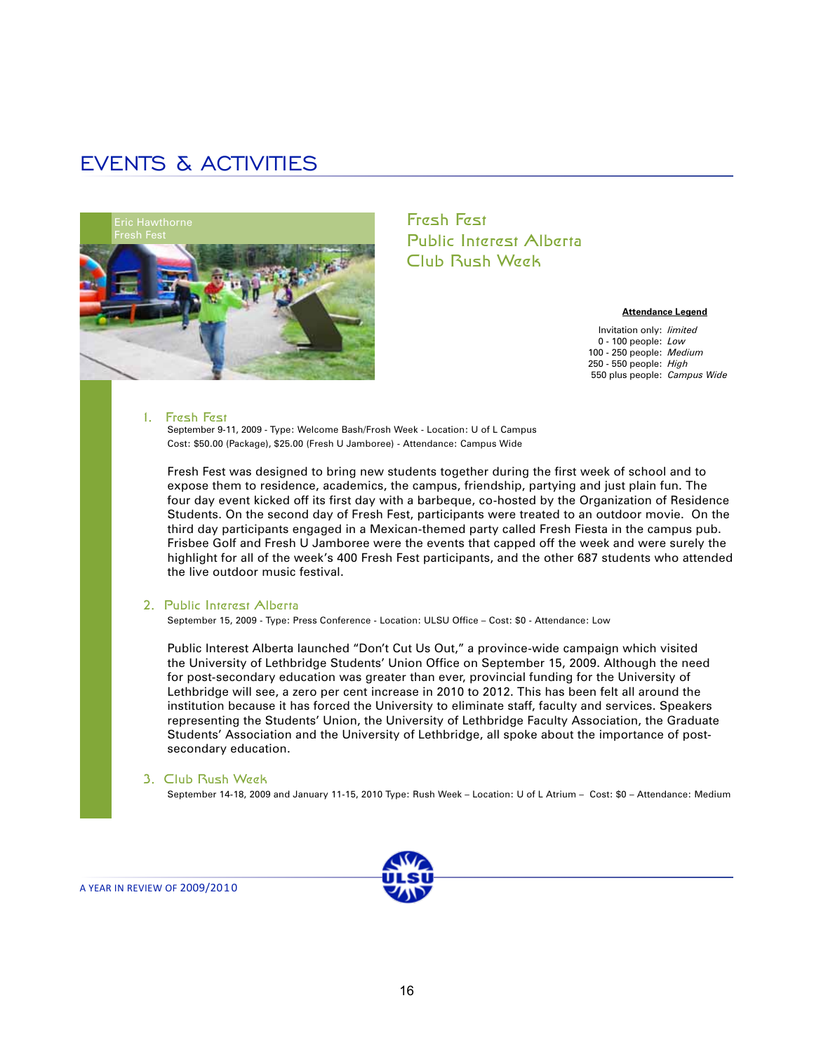# EVENTS & ACTIVITIES

Eric Hawthorne
Fresh Fest

## Fresh Fest
## Public Interest Alberta
## Club Rush Week

**Attendance Legend**

Invitation only: *limited*
0 - 100 people: *Low*
100 - 250 people: *Medium*
250 - 550 people: *High*
550 plus people: *Campus Wide*

### 1. Fresh Fest

September 9-11, 2009 - Type: Welcome Bash/Frosh Week - Location: U of L Campus
Cost: $50.00 (Package), $25.00 (Fresh U Jamboree) - Attendance: Campus Wide

Fresh Fest was designed to bring new students together during the first week of school and to expose them to residence, academics, the campus, friendship, partying and just plain fun. The four day event kicked off its first day with a barbeque, co-hosted by the Organization of Residence Students. On the second day of Fresh Fest, participants were treated to an outdoor movie. On the third day participants engaged in a Mexican-themed party called Fresh Fiesta in the campus pub. Frisbee Golf and Fresh U Jamboree were the events that capped off the week and were surely the highlight for all of the week's 400 Fresh Fest participants, and the other 687 students who attended the live outdoor music festival.

### 2. Public Interest Alberta

September 15, 2009 - Type: Press Conference - Location: ULSU Office – Cost: $0 - Attendance: Low

Public Interest Alberta launched "Don't Cut Us Out," a province-wide campaign which visited the University of Lethbridge Students' Union Office on September 15, 2009. Although the need for post-secondary education was greater than ever, provincial funding for the University of Lethbridge will see, a zero per cent increase in 2010 to 2012. This has been felt all around the institution because it has forced the University to eliminate staff, faculty and services. Speakers representing the Students' Union, the University of Lethbridge Faculty Association, the Graduate Students' Association and the University of Lethbridge, all spoke about the importance of post-secondary education.

### 3. Club Rush Week

September 14-18, 2009 and January 11-15, 2010 Type: Rush Week – Location: U of L Atrium – Cost: $0 – Attendance: Medium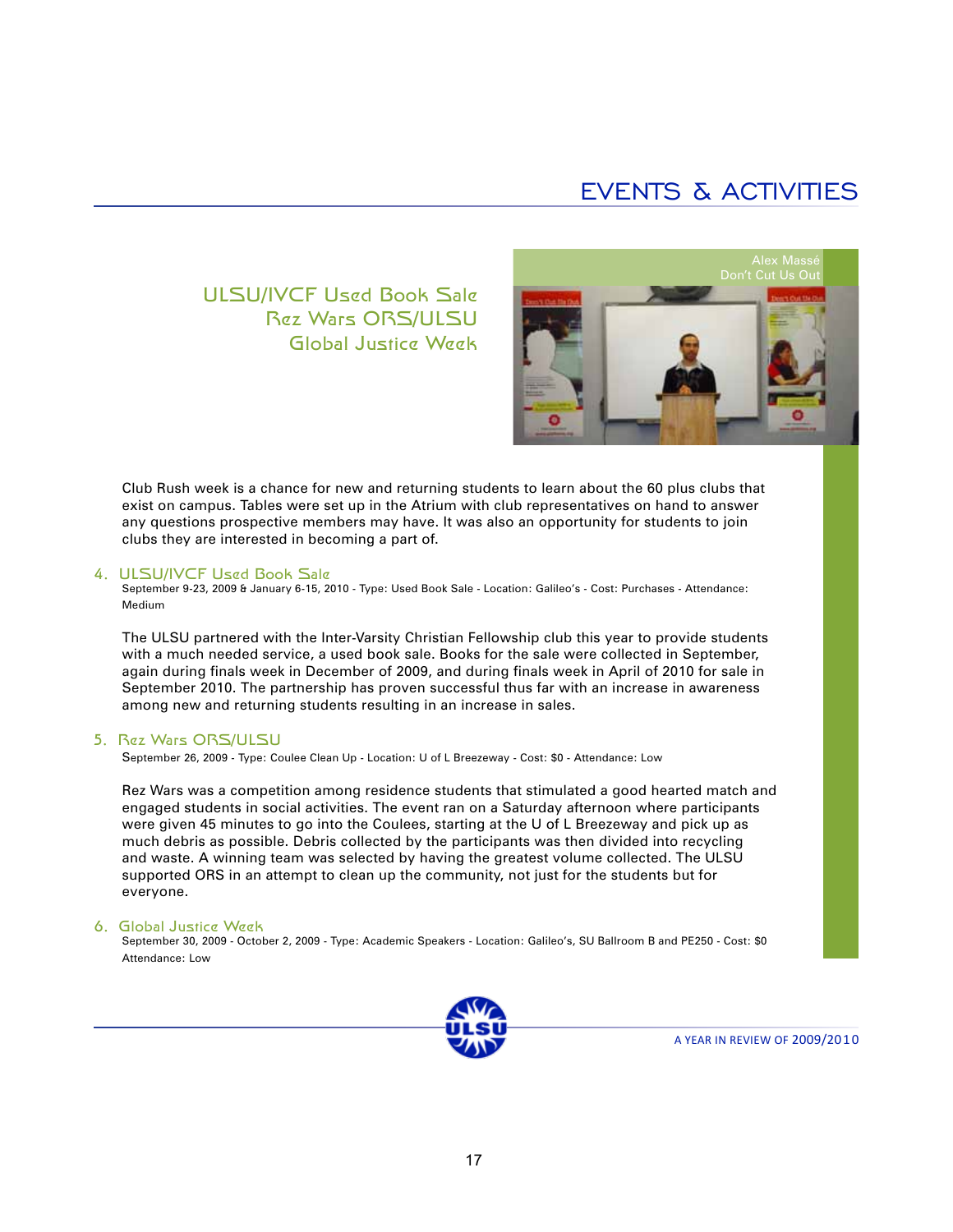# EVENTS & ACTIVITIES

ULSU/IVCF Used Book Sale
Rez Wars ORS/ULSU
Global Justice Week

Alex Massé
Don't Cut Us Out

Club Rush week is a chance for new and returning students to learn about the 60 plus clubs that exist on campus. Tables were set up in the Atrium with club representatives on hand to answer any questions prospective members may have. It was also an opportunity for students to join clubs they are interested in becoming a part of.

## 4. ULSU/IVCF Used Book Sale

September 9-23, 2009 & January 6-15, 2010 - Type: Used Book Sale - Location: Galileo's - Cost: Purchases - Attendance: Medium

The ULSU partnered with the Inter-Varsity Christian Fellowship club this year to provide students with a much needed service, a used book sale. Books for the sale were collected in September, again during finals week in December of 2009, and during finals week in April of 2010 for sale in September 2010. The partnership has proven successful thus far with an increase in awareness among new and returning students resulting in an increase in sales.

## 5. Rez Wars ORS/ULSU

September 26, 2009 - Type: Coulee Clean Up - Location: U of L Breezeway - Cost: $0 - Attendance: Low

Rez Wars was a competition among residence students that stimulated a good hearted match and engaged students in social activities. The event ran on a Saturday afternoon where participants were given 45 minutes to go into the Coulees, starting at the U of L Breezeway and pick up as much debris as possible. Debris collected by the participants was then divided into recycling and waste. A winning team was selected by having the greatest volume collected. The ULSU supported ORS in an attempt to clean up the community, not just for the students but for everyone.

## 6. Global Justice Week

September 30, 2009 - October 2, 2009 - Type: Academic Speakers - Location: Galileo's, SU Ballroom B and PE250 - Cost: $0
Attendance: Low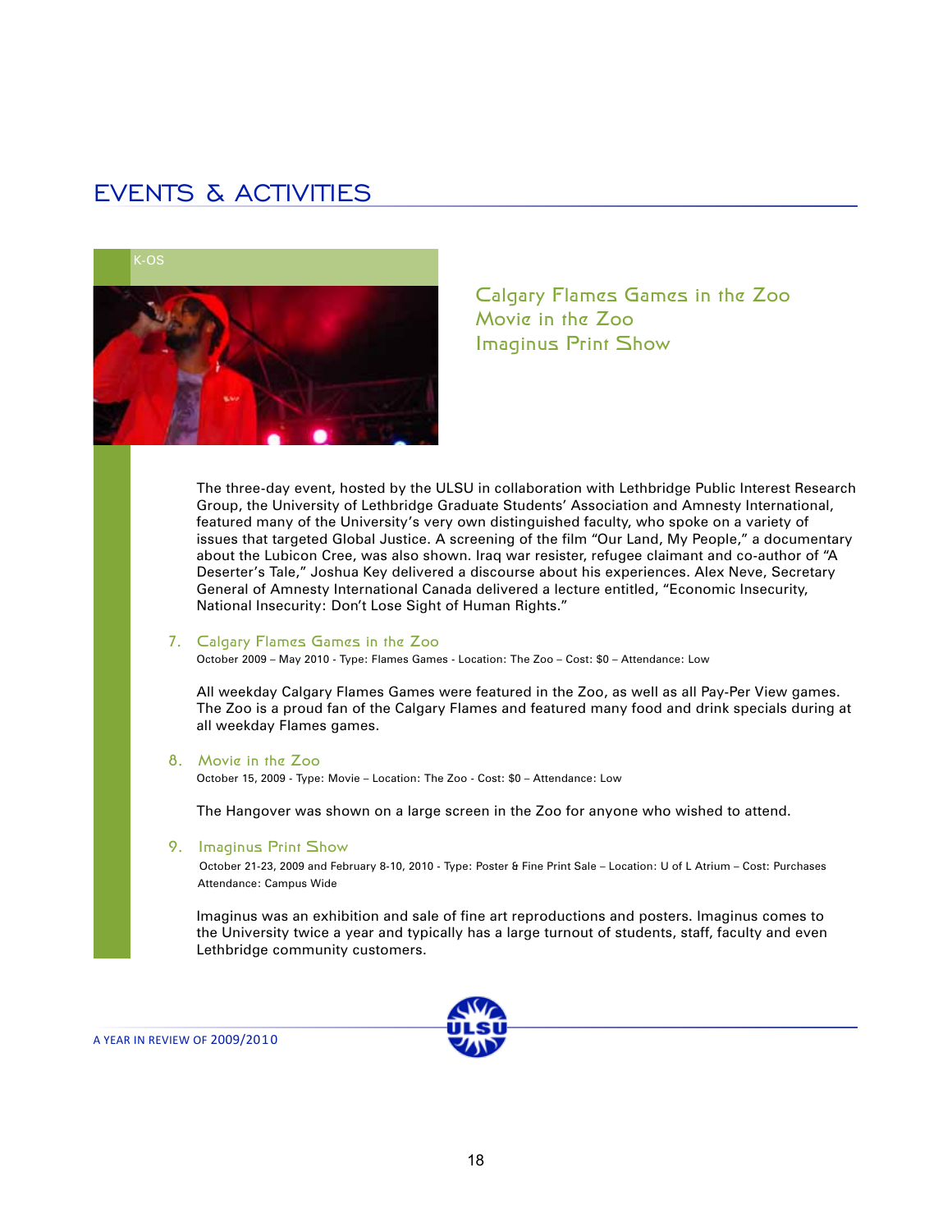# EVENTS & ACTIVITIES

K-OS

## Calgary Flames Games in the Zoo
## Movie in the Zoo
## Imaginus Print Show

The three-day event, hosted by the ULSU in collaboration with Lethbridge Public Interest Research Group, the University of Lethbridge Graduate Students' Association and Amnesty International, featured many of the University's very own distinguished faculty, who spoke on a variety of issues that targeted Global Justice. A screening of the film "Our Land, My People," a documentary about the Lubicon Cree, was also shown. Iraq war resister, refugee claimant and co-author of "A Deserter's Tale," Joshua Key delivered a discourse about his experiences. Alex Neve, Secretary General of Amnesty International Canada delivered a lecture entitled, "Economic Insecurity, National Insecurity: Don't Lose Sight of Human Rights."

### 7. Calgary Flames Games in the Zoo

October 2009 – May 2010 - Type: Flames Games - Location: The Zoo – Cost: $0 – Attendance: Low

All weekday Calgary Flames Games were featured in the Zoo, as well as all Pay-Per View games. The Zoo is a proud fan of the Calgary Flames and featured many food and drink specials during at all weekday Flames games.

### 8. Movie in the Zoo

October 15, 2009 - Type: Movie – Location: The Zoo - Cost: $0 – Attendance: Low

The Hangover was shown on a large screen in the Zoo for anyone who wished to attend.

### 9. Imaginus Print Show

October 21-23, 2009 and February 8-10, 2010 - Type: Poster & Fine Print Sale – Location: U of L Atrium – Cost: Purchases
Attendance: Campus Wide

Imaginus was an exhibition and sale of fine art reproductions and posters. Imaginus comes to the University twice a year and typically has a large turnout of students, staff, faculty and even Lethbridge community customers.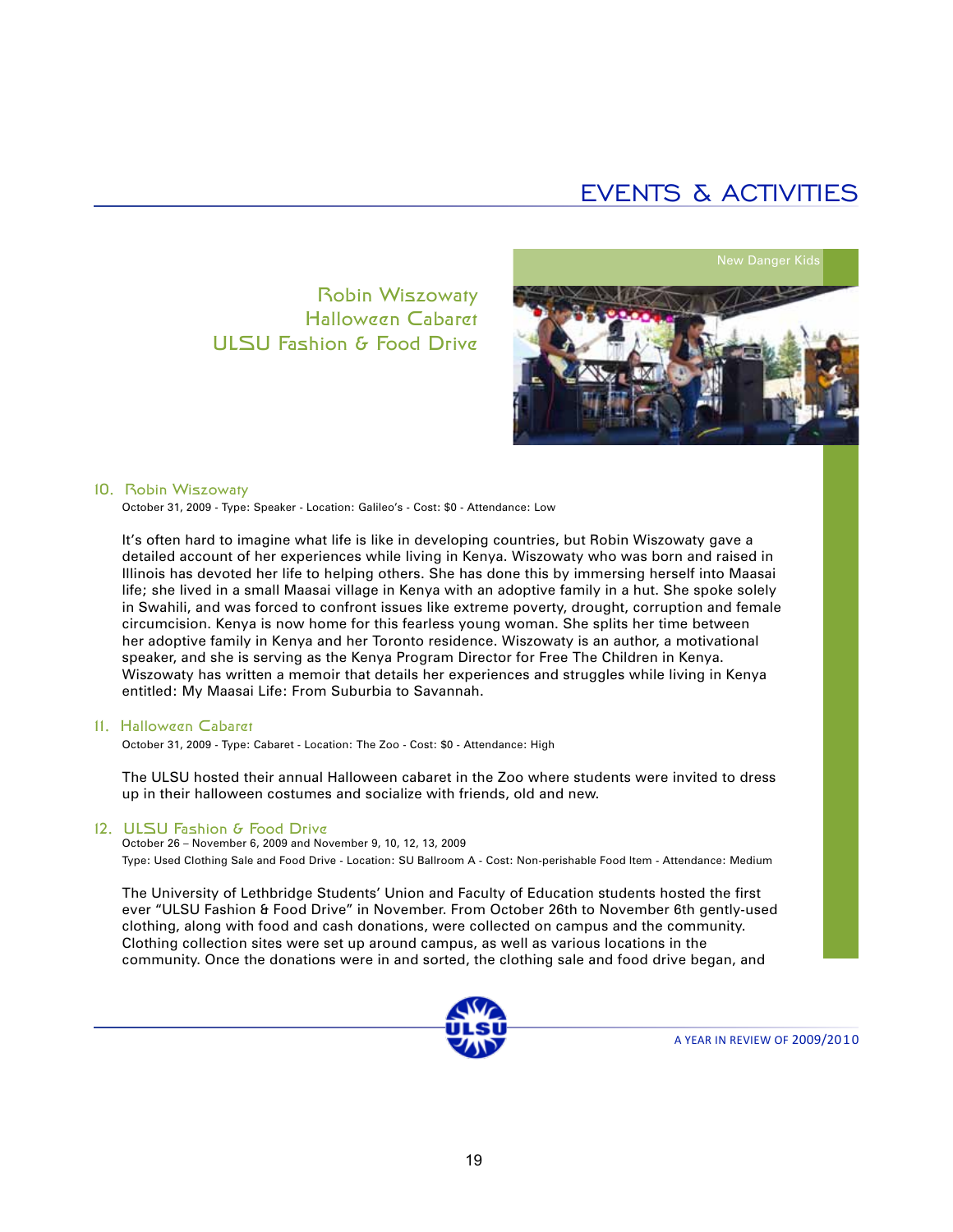# EVENTS & ACTIVITIES

Robin Wiszowaty
Halloween Cabaret
ULSU Fashion & Food Drive

New Danger Kids

## 10. Robin Wiszowaty

October 31, 2009 - Type: Speaker - Location: Galileo's - Cost: $0 - Attendance: Low

It's often hard to imagine what life is like in developing countries, but Robin Wiszowaty gave a detailed account of her experiences while living in Kenya. Wiszowaty who was born and raised in Illinois has devoted her life to helping others. She has done this by immersing herself into Maasai life; she lived in a small Maasai village in Kenya with an adoptive family in a hut. She spoke solely in Swahili, and was forced to confront issues like extreme poverty, drought, corruption and female circumcision. Kenya is now home for this fearless young woman. She splits her time between her adoptive family in Kenya and her Toronto residence. Wiszowaty is an author, a motivational speaker, and she is serving as the Kenya Program Director for Free The Children in Kenya. Wiszowaty has written a memoir that details her experiences and struggles while living in Kenya entitled: My Maasai Life: From Suburbia to Savannah.

## 11. Halloween Cabaret

October 31, 2009 - Type: Cabaret - Location: The Zoo - Cost: $0 - Attendance: High

The ULSU hosted their annual Halloween cabaret in the Zoo where students were invited to dress up in their halloween costumes and socialize with friends, old and new.

## 12. ULSU Fashion & Food Drive

October 26 – November 6, 2009 and November 9, 10, 12, 13, 2009

Type: Used Clothing Sale and Food Drive - Location: SU Ballroom A - Cost: Non-perishable Food Item - Attendance: Medium

The University of Lethbridge Students' Union and Faculty of Education students hosted the first ever "ULSU Fashion & Food Drive" in November. From October 26th to November 6th gently-used clothing, along with food and cash donations, were collected on campus and the community. Clothing collection sites were set up around campus, as well as various locations in the community. Once the donations were in and sorted, the clothing sale and food drive began, and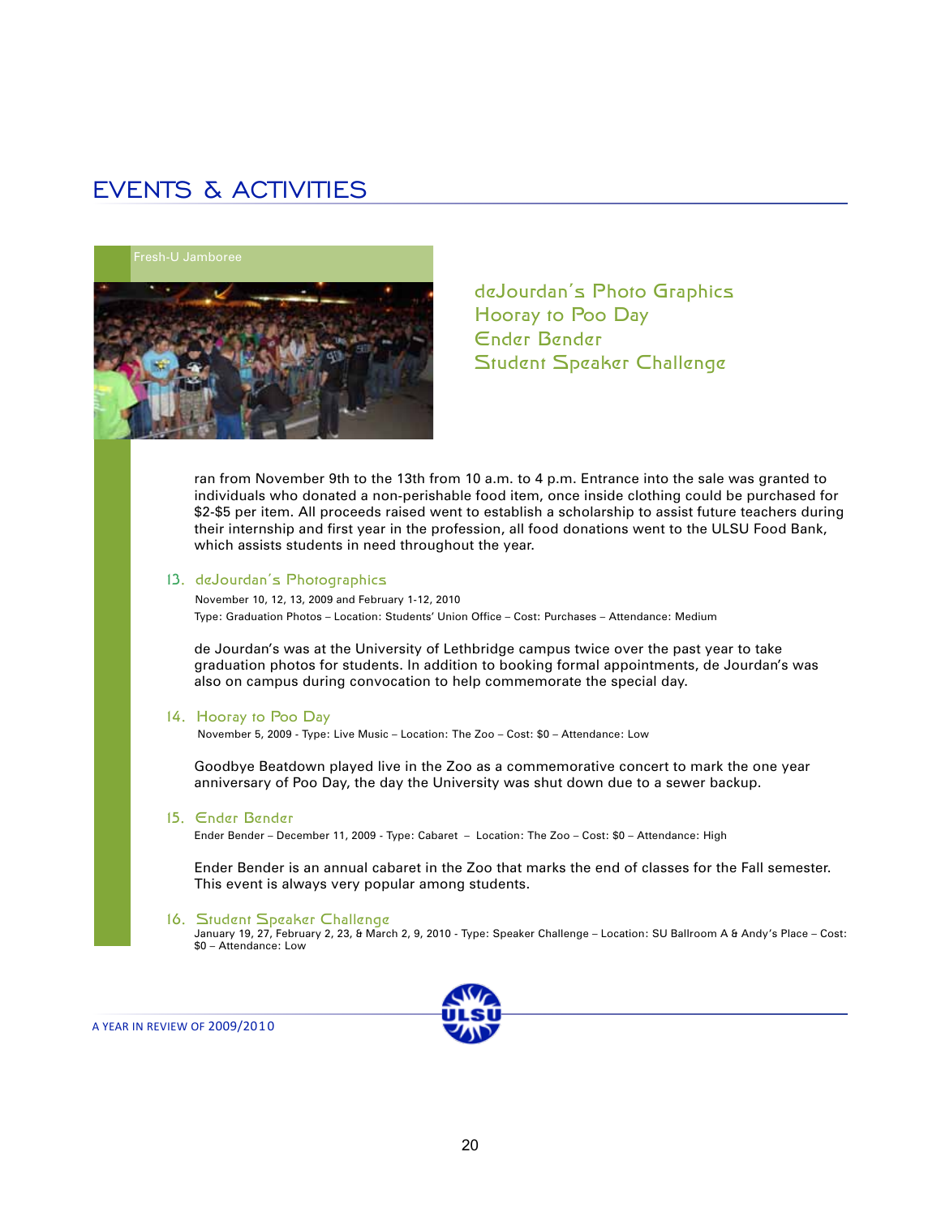# EVENTS & ACTIVITIES

Fresh-U Jamboree

deJourdan's Photo Graphics
Hooray to Poo Day
Ender Bender
Student Speaker Challenge

ran from November 9th to the 13th from 10 a.m. to 4 p.m. Entrance into the sale was granted to individuals who donated a non-perishable food item, once inside clothing could be purchased for $2-$5 per item. All proceeds raised went to establish a scholarship to assist future teachers during their internship and first year in the profession, all food donations went to the ULSU Food Bank, which assists students in need throughout the year.

### 13. deJourdan's Photographics

November 10, 12, 13, 2009 and February 1-12, 2010
Type: Graduation Photos – Location: Students' Union Office – Cost: Purchases – Attendance: Medium

de Jourdan's was at the University of Lethbridge campus twice over the past year to take graduation photos for students. In addition to booking formal appointments, de Jourdan's was also on campus during convocation to help commemorate the special day.

### 14. Hooray to Poo Day

November 5, 2009 - Type: Live Music – Location: The Zoo – Cost: $0 – Attendance: Low

Goodbye Beatdown played live in the Zoo as a commemorative concert to mark the one year anniversary of Poo Day, the day the University was shut down due to a sewer backup.

### 15. Ender Bender

Ender Bender – December 11, 2009 - Type: Cabaret – Location: The Zoo – Cost: $0 – Attendance: High

Ender Bender is an annual cabaret in the Zoo that marks the end of classes for the Fall semester. This event is always very popular among students.

### 16. Student Speaker Challenge

January 19, 27, February 2, 23, & March 2, 9, 2010 - Type: Speaker Challenge – Location: SU Ballroom A & Andy's Place – Cost: $0 – Attendance: Low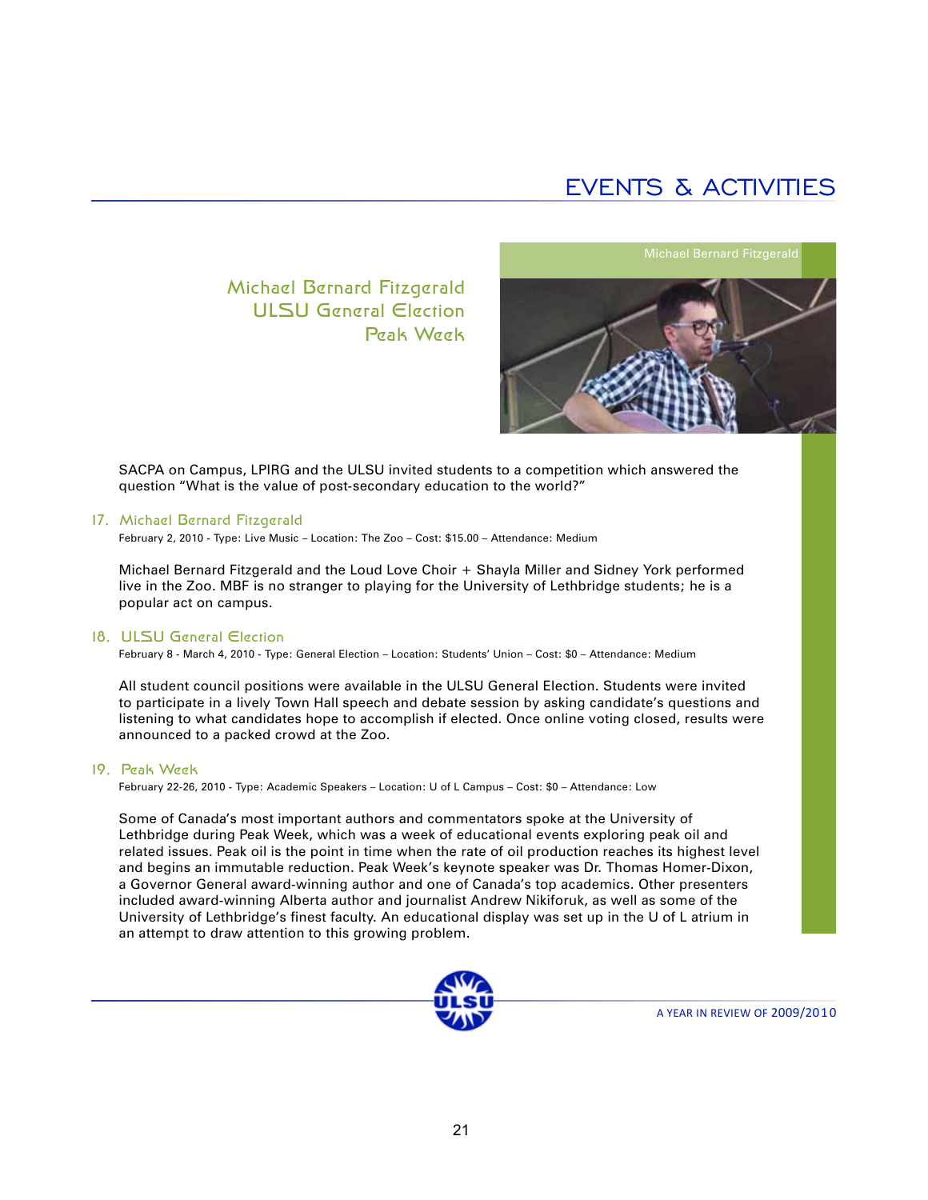# EVENTS & ACTIVITIES

Michael Bernard Fitzgerald
ULSU General Election
Peak Week

Michael Bernard Fitzgerald

SACPA on Campus, LPIRG and the ULSU invited students to a competition which answered the question "What is the value of post-secondary education to the world?"

## 17. Michael Bernard Fitzgerald

February 2, 2010 - Type: Live Music – Location: The Zoo – Cost: $15.00 – Attendance: Medium

Michael Bernard Fitzgerald and the Loud Love Choir + Shayla Miller and Sidney York performed live in the Zoo. MBF is no stranger to playing for the University of Lethbridge students; he is a popular act on campus.

## 18. ULSU General Election

February 8 - March 4, 2010 - Type: General Election – Location: Students' Union – Cost: $0 – Attendance: Medium

All student council positions were available in the ULSU General Election. Students were invited to participate in a lively Town Hall speech and debate session by asking candidate's questions and listening to what candidates hope to accomplish if elected. Once online voting closed, results were announced to a packed crowd at the Zoo.

## 19. Peak Week

February 22-26, 2010 - Type: Academic Speakers – Location: U of L Campus – Cost: $0 – Attendance: Low

Some of Canada's most important authors and commentators spoke at the University of Lethbridge during Peak Week, which was a week of educational events exploring peak oil and related issues. Peak oil is the point in time when the rate of oil production reaches its highest level and begins an immutable reduction. Peak Week's keynote speaker was Dr. Thomas Homer-Dixon, a Governor General award-winning author and one of Canada's top academics. Other presenters included award-winning Alberta author and journalist Andrew Nikiforuk, as well as some of the University of Lethbridge's finest faculty. An educational display was set up in the U of L atrium in an attempt to draw attention to this growing problem.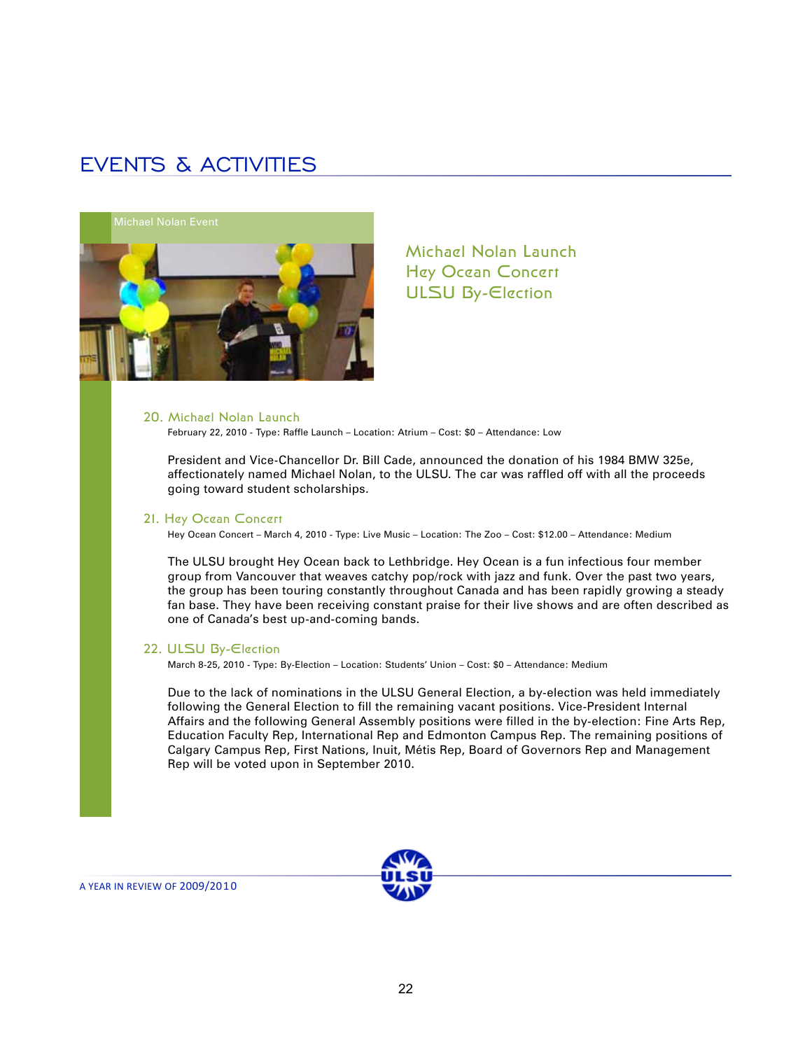# EVENTS & ACTIVITIES

Michael Nolan Event

Michael Nolan Launch
Hey Ocean Concert
ULSU By-Election

### 20. Michael Nolan Launch

February 22, 2010 - Type: Raffle Launch – Location: Atrium – Cost: $0 – Attendance: Low

President and Vice-Chancellor Dr. Bill Cade, announced the donation of his 1984 BMW 325e, affectionately named Michael Nolan, to the ULSU. The car was raffled off with all the proceeds going toward student scholarships.

### 21. Hey Ocean Concert

Hey Ocean Concert – March 4, 2010 - Type: Live Music – Location: The Zoo – Cost: $12.00 – Attendance: Medium

The ULSU brought Hey Ocean back to Lethbridge. Hey Ocean is a fun infectious four member group from Vancouver that weaves catchy pop/rock with jazz and funk. Over the past two years, the group has been touring constantly throughout Canada and has been rapidly growing a steady fan base. They have been receiving constant praise for their live shows and are often described as one of Canada's best up-and-coming bands.

### 22. ULSU By-Election

March 8-25, 2010 - Type: By-Election – Location: Students' Union – Cost: $0 – Attendance: Medium

Due to the lack of nominations in the ULSU General Election, a by-election was held immediately following the General Election to fill the remaining vacant positions. Vice-President Internal Affairs and the following General Assembly positions were filled in the by-election: Fine Arts Rep, Education Faculty Rep, International Rep and Edmonton Campus Rep. The remaining positions of Calgary Campus Rep, First Nations, Inuit, Métis Rep, Board of Governors Rep and Management Rep will be voted upon in September 2010.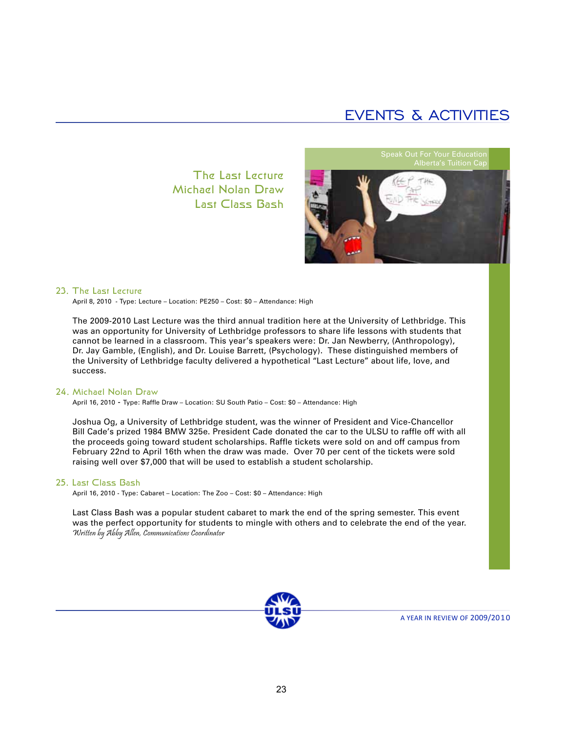# EVENTS & ACTIVITIES

The Last Lecture
Michael Nolan Draw
Last Class Bash

Speak Out For Your Education
Alberta's Tuition Cap

## 23. The Last Lecture

April 8, 2010 - Type: Lecture – Location: PE250 – Cost: $0 – Attendance: High

The 2009-2010 Last Lecture was the third annual tradition here at the University of Lethbridge. This was an opportunity for University of Lethbridge professors to share life lessons with students that cannot be learned in a classroom. This year's speakers were: Dr. Jan Newberry, (Anthropology), Dr. Jay Gamble, (English), and Dr. Louise Barrett, (Psychology). These distinguished members of the University of Lethbridge faculty delivered a hypothetical "Last Lecture" about life, love, and success.

## 24. Michael Nolan Draw

April 16, 2010 - Type: Raffle Draw – Location: SU South Patio – Cost: $0 – Attendance: High

Joshua Og, a University of Lethbridge student, was the winner of President and Vice-Chancellor Bill Cade's prized 1984 BMW 325e. President Cade donated the car to the ULSU to raffle off with all the proceeds going toward student scholarships. Raffle tickets were sold on and off campus from February 22nd to April 16th when the draw was made. Over 70 per cent of the tickets were sold raising well over $7,000 that will be used to establish a student scholarship.

## 25. Last Class Bash

April 16, 2010 - Type: Cabaret – Location: The Zoo – Cost: $0 – Attendance: High

Last Class Bash was a popular student cabaret to mark the end of the spring semester. This event was the perfect opportunity for students to mingle with others and to celebrate the end of the year.

*Written by Abby Allen, Communications Coordinator*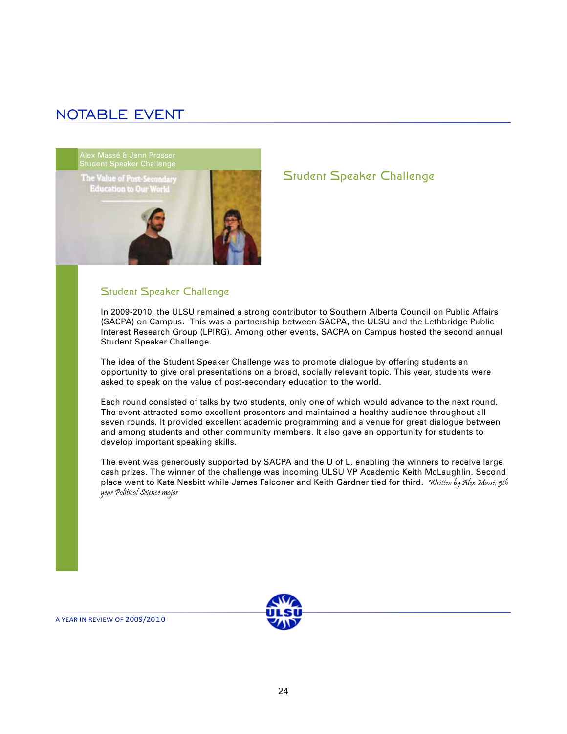# NOTABLE EVENT

Alex Massé & Jenn Prosser
Student Speaker Challenge

## Student Speaker Challenge

### Student Speaker Challenge

In 2009-2010, the ULSU remained a strong contributor to Southern Alberta Council on Public Affairs (SACPA) on Campus. This was a partnership between SACPA, the ULSU and the Lethbridge Public Interest Research Group (LPIRG). Among other events, SACPA on Campus hosted the second annual Student Speaker Challenge.

The idea of the Student Speaker Challenge was to promote dialogue by offering students an opportunity to give oral presentations on a broad, socially relevant topic. This year, students were asked to speak on the value of post-secondary education to the world.

Each round consisted of talks by two students, only one of which would advance to the next round. The event attracted some excellent presenters and maintained a healthy audience throughout all seven rounds. It provided excellent academic programming and a venue for great dialogue between and among students and other community members. It also gave an opportunity for students to develop important speaking skills.

The event was generously supported by SACPA and the U of L, enabling the winners to receive large cash prizes. The winner of the challenge was incoming ULSU VP Academic Keith McLaughlin. Second place went to Kate Nesbitt while James Falconer and Keith Gardner tied for third. *Written by Alex Massé, 5th year Political Science major*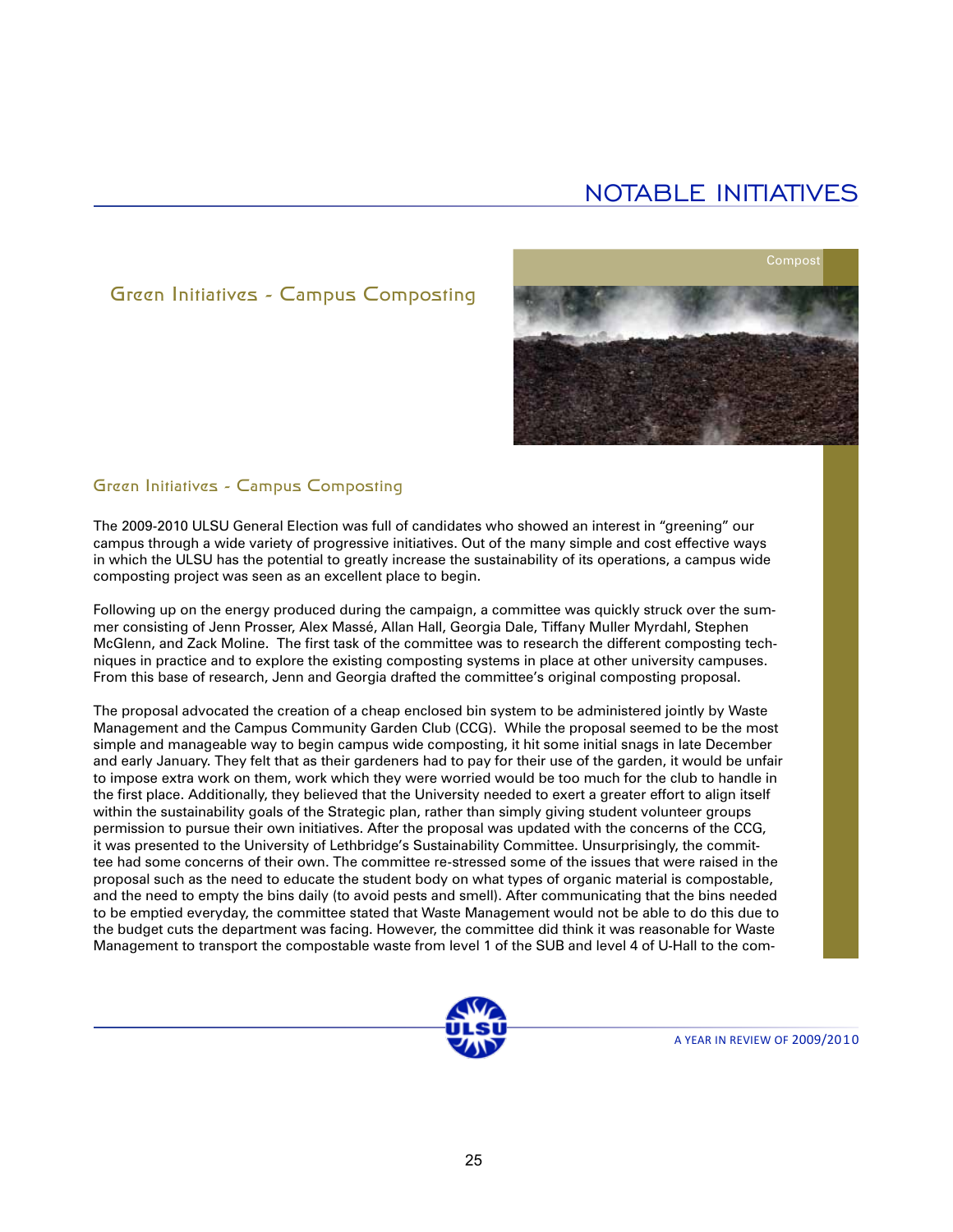# NOTABLE INITIATIVES

## Green Initiatives - Campus Composting

Compost

### Green Initiatives - Campus Composting

The 2009-2010 ULSU General Election was full of candidates who showed an interest in "greening" our campus through a wide variety of progressive initiatives. Out of the many simple and cost effective ways in which the ULSU has the potential to greatly increase the sustainability of its operations, a campus wide composting project was seen as an excellent place to begin.

Following up on the energy produced during the campaign, a committee was quickly struck over the summer consisting of Jenn Prosser, Alex Massé, Allan Hall, Georgia Dale, Tiffany Muller Myrdahl, Stephen McGlenn, and Zack Moline. The first task of the committee was to research the different composting techniques in practice and to explore the existing composting systems in place at other university campuses. From this base of research, Jenn and Georgia drafted the committee's original composting proposal.

The proposal advocated the creation of a cheap enclosed bin system to be administered jointly by Waste Management and the Campus Community Garden Club (CCG). While the proposal seemed to be the most simple and manageable way to begin campus wide composting, it hit some initial snags in late December and early January. They felt that as their gardeners had to pay for their use of the garden, it would be unfair to impose extra work on them, work which they were worried would be too much for the club to handle in the first place. Additionally, they believed that the University needed to exert a greater effort to align itself within the sustainability goals of the Strategic plan, rather than simply giving student volunteer groups permission to pursue their own initiatives. After the proposal was updated with the concerns of the CCG, it was presented to the University of Lethbridge's Sustainability Committee. Unsurprisingly, the committee had some concerns of their own. The committee re-stressed some of the issues that were raised in the proposal such as the need to educate the student body on what types of organic material is compostable, and the need to empty the bins daily (to avoid pests and smell). After communicating that the bins needed to be emptied everyday, the committee stated that Waste Management would not be able to do this due to the budget cuts the department was facing. However, the committee did think it was reasonable for Waste Management to transport the compostable waste from level 1 of the SUB and level 4 of U-Hall to the com-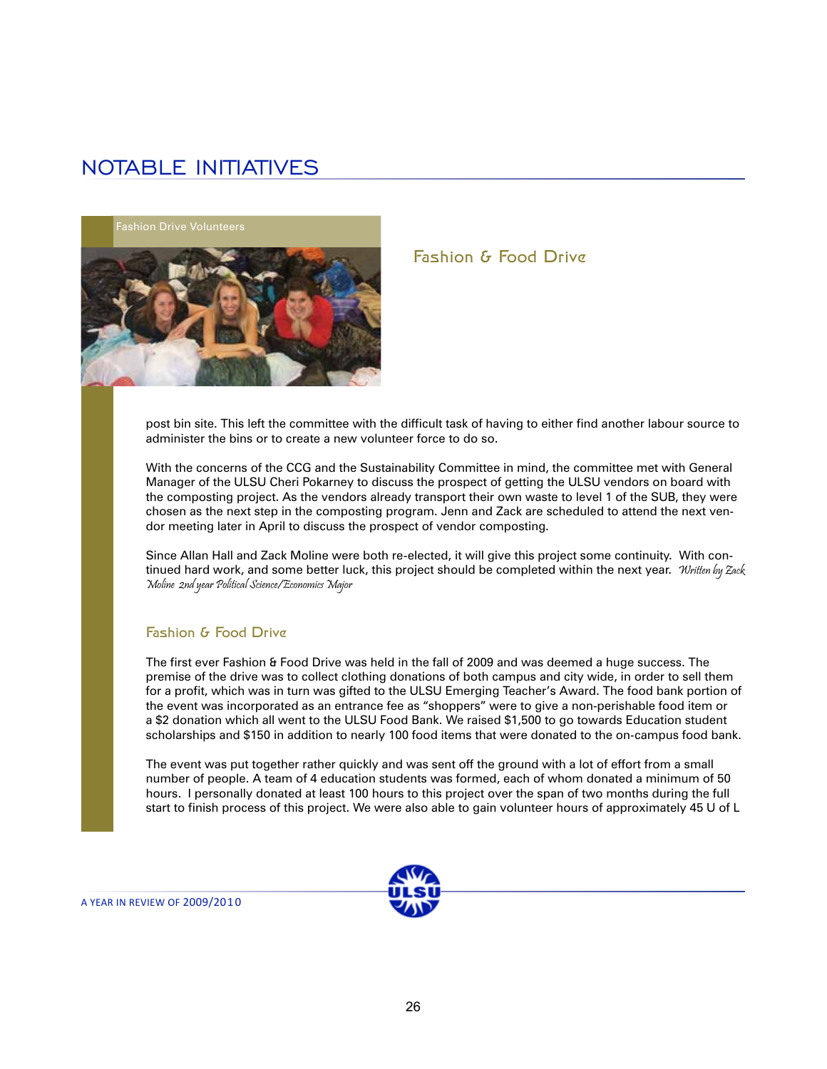## NOTABLE INITIATIVES

Fashion Drive Volunteers

### Fashion & Food Drive

post bin site. This left the committee with the difficult task of having to either find another labour source to administer the bins or to create a new volunteer force to do so.

With the concerns of the CCG and the Sustainability Committee in mind, the committee met with General Manager of the ULSU Cheri Pokarney to discuss the prospect of getting the ULSU vendors on board with the composting project. As the vendors already transport their own waste to level 1 of the SUB, they were chosen as the next step in the composting program. Jenn and Zack are scheduled to attend the next vendor meeting later in April to discuss the prospect of vendor composting.

Since Allan Hall and Zack Moline were both re-elected, it will give this project some continuity. With continued hard work, and some better luck, this project should be completed within the next year. *Written by Zack Moline 2nd year Political Science/Economics Major*

### Fashion & Food Drive

The first ever Fashion & Food Drive was held in the fall of 2009 and was deemed a huge success. The premise of the drive was to collect clothing donations of both campus and city wide, in order to sell them for a profit, which was in turn was gifted to the ULSU Emerging Teacher's Award. The food bank portion of the event was incorporated as an entrance fee as "shoppers" were to give a non-perishable food item or a $2 donation which all went to the ULSU Food Bank. We raised $1,500 to go towards Education student scholarships and $150 in addition to nearly 100 food items that were donated to the on-campus food bank.

The event was put together rather quickly and was sent off the ground with a lot of effort from a small number of people. A team of 4 education students was formed, each of whom donated a minimum of 50 hours. I personally donated at least 100 hours to this project over the span of two months during the full start to finish process of this project. We were also able to gain volunteer hours of approximately 45 U of L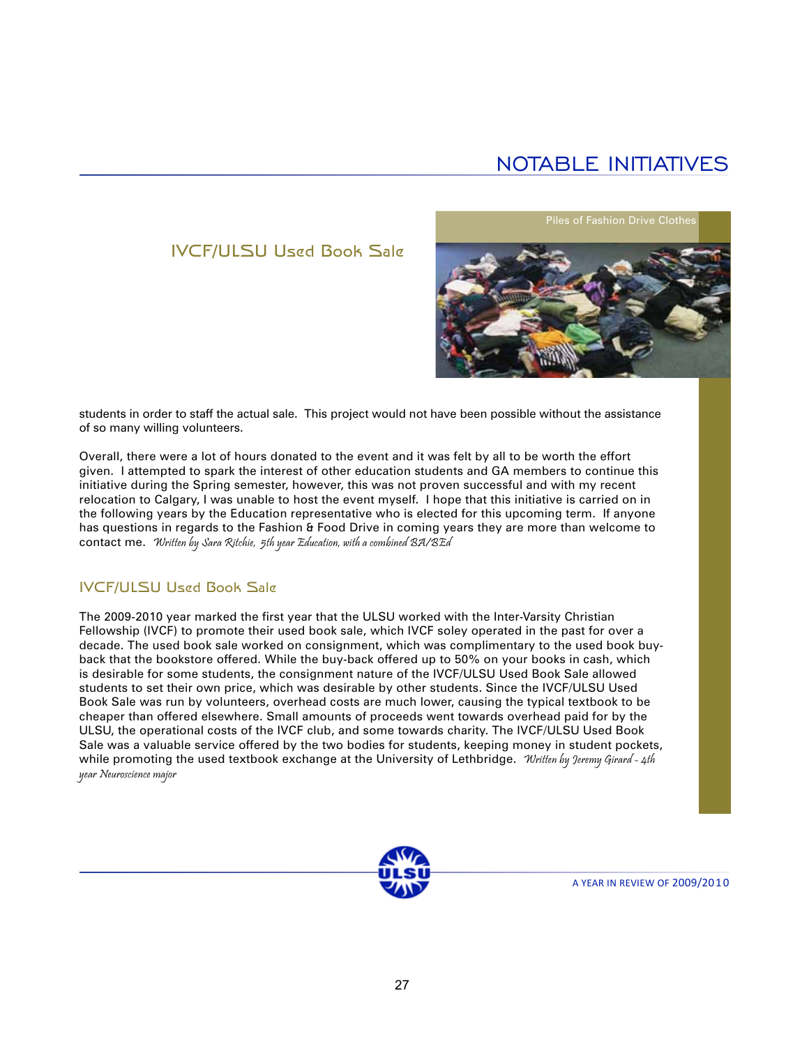# NOTABLE INITIATIVES

## IVCF/ULSU Used Book Sale

Piles of Fashion Drive Clothes

students in order to staff the actual sale. This project would not have been possible without the assistance of so many willing volunteers.

Overall, there were a lot of hours donated to the event and it was felt by all to be worth the effort given. I attempted to spark the interest of other education students and GA members to continue this initiative during the Spring semester, however, this was not proven successful and with my recent relocation to Calgary, I was unable to host the event myself. I hope that this initiative is carried on in the following years by the Education representative who is elected for this upcoming term. If anyone has questions in regards to the Fashion & Food Drive in coming years they are more than welcome to contact me. *Written by Sara Ritchie, 5th year Education, with a combined BA/BEd*

### IVCF/ULSU Used Book Sale

The 2009-2010 year marked the first year that the ULSU worked with the Inter-Varsity Christian Fellowship (IVCF) to promote their used book sale, which IVCF soley operated in the past for over a decade. The used book sale worked on consignment, which was complimentary to the used book buy-back that the bookstore offered. While the buy-back offered up to 50% on your books in cash, which is desirable for some students, the consignment nature of the IVCF/ULSU Used Book Sale allowed students to set their own price, which was desirable by other students. Since the IVCF/ULSU Used Book Sale was run by volunteers, overhead costs are much lower, causing the typical textbook to be cheaper than offered elsewhere. Small amounts of proceeds went towards overhead paid for by the ULSU, the operational costs of the IVCF club, and some towards charity. The IVCF/ULSU Used Book Sale was a valuable service offered by the two bodies for students, keeping money in student pockets, while promoting the used textbook exchange at the University of Lethbridge. *Written by Jeremy Girard - 4th year Neuroscience major*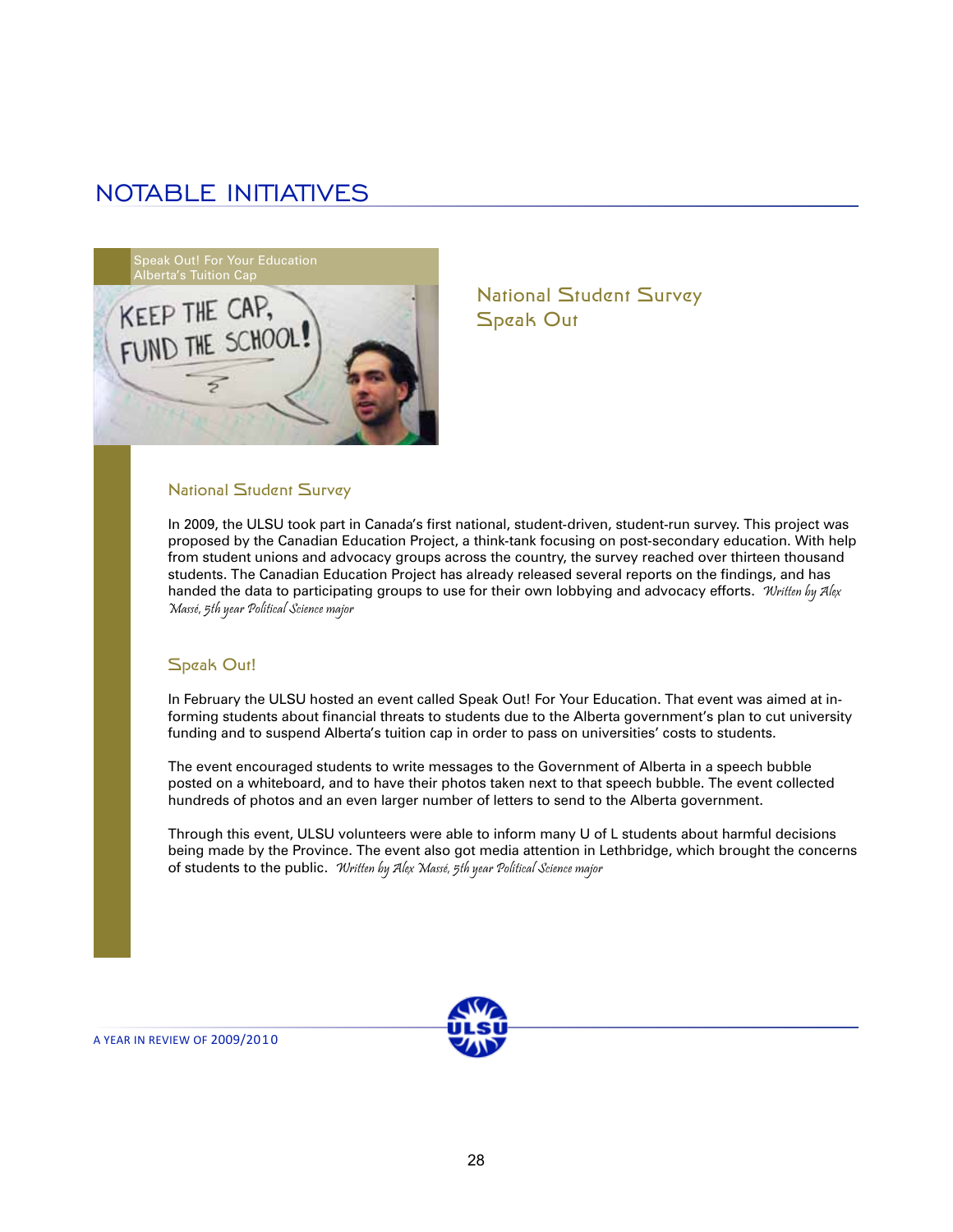# NOTABLE INITIATIVES

Speak Out! For Your Education
Alberta's Tuition Cap

## National Student Survey
## Speak Out

### National Student Survey

In 2009, the ULSU took part in Canada's first national, student-driven, student-run survey. This project was proposed by the Canadian Education Project, a think-tank focusing on post-secondary education. With help from student unions and advocacy groups across the country, the survey reached over thirteen thousand students. The Canadian Education Project has already released several reports on the findings, and has handed the data to participating groups to use for their own lobbying and advocacy efforts. *Written by Alex Massé, 5th year Political Science major*

### Speak Out!

In February the ULSU hosted an event called Speak Out! For Your Education. That event was aimed at informing students about financial threats to students due to the Alberta government's plan to cut university funding and to suspend Alberta's tuition cap in order to pass on universities' costs to students.

The event encouraged students to write messages to the Government of Alberta in a speech bubble posted on a whiteboard, and to have their photos taken next to that speech bubble. The event collected hundreds of photos and an even larger number of letters to send to the Alberta government.

Through this event, ULSU volunteers were able to inform many U of L students about harmful decisions being made by the Province. The event also got media attention in Lethbridge, which brought the concerns of students to the public. *Written by Alex Massé, 5th year Political Science major*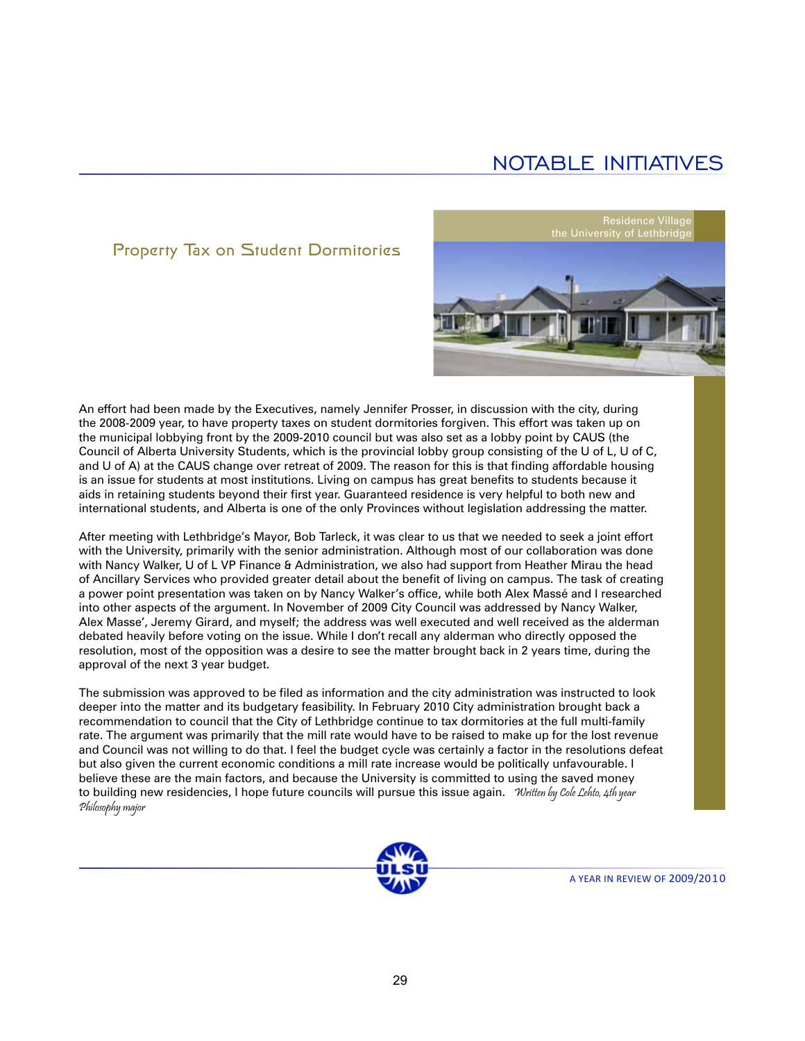# NOTABLE INITIATIVES

## Property Tax on Student Dormitories

Residence Village
the University of Lethbridge

An effort had been made by the Executives, namely Jennifer Prosser, in discussion with the city, during the 2008-2009 year, to have property taxes on student dormitories forgiven. This effort was taken up on the municipal lobbying front by the 2009-2010 council but was also set as a lobby point by CAUS (the Council of Alberta University Students, which is the provincial lobby group consisting of the U of L, U of C, and U of A) at the CAUS change over retreat of 2009. The reason for this is that finding affordable housing is an issue for students at most institutions. Living on campus has great benefits to students because it aids in retaining students beyond their first year. Guaranteed residence is very helpful to both new and international students, and Alberta is one of the only Provinces without legislation addressing the matter.

After meeting with Lethbridge's Mayor, Bob Tarleck, it was clear to us that we needed to seek a joint effort with the University, primarily with the senior administration. Although most of our collaboration was done with Nancy Walker, U of L VP Finance & Administration, we also had support from Heather Mirau the head of Ancillary Services who provided greater detail about the benefit of living on campus. The task of creating a power point presentation was taken on by Nancy Walker's office, while both Alex Massé and I researched into other aspects of the argument. In November of 2009 City Council was addressed by Nancy Walker, Alex Masse', Jeremy Girard, and myself; the address was well executed and well received as the alderman debated heavily before voting on the issue. While I don't recall any alderman who directly opposed the resolution, most of the opposition was a desire to see the matter brought back in 2 years time, during the approval of the next 3 year budget.

The submission was approved to be filed as information and the city administration was instructed to look deeper into the matter and its budgetary feasibility. In February 2010 City administration brought back a recommendation to council that the City of Lethbridge continue to tax dormitories at the full multi-family rate. The argument was primarily that the mill rate would have to be raised to make up for the lost revenue and Council was not willing to do that. I feel the budget cycle was certainly a factor in the resolutions defeat but also given the current economic conditions a mill rate increase would be politically unfavourable. I believe these are the main factors, and because the University is committed to using the saved money to building new residencies, I hope future councils will pursue this issue again. *Written by Cole Lehto, 4th year Philosophy major*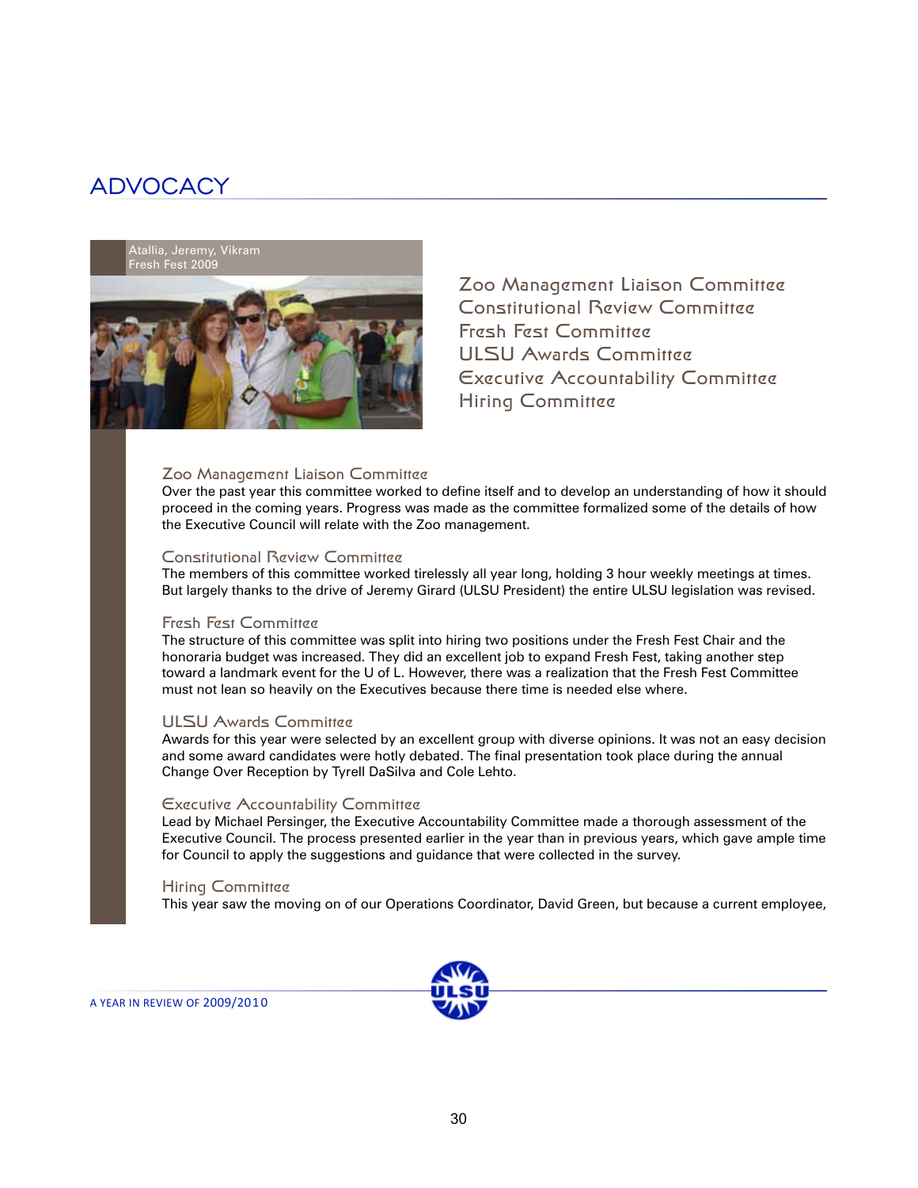# ADVOCACY

Atallia, Jeremy, Vikram
Fresh Fest 2009

Zoo Management Liaison Committee
Constitutional Review Committee
Fresh Fest Committee
ULSU Awards Committee
Executive Accountability Committee
Hiring Committee

### Zoo Management Liaison Committee

Over the past year this committee worked to define itself and to develop an understanding of how it should proceed in the coming years. Progress was made as the committee formalized some of the details of how the Executive Council will relate with the Zoo management.

### Constitutional Review Committee

The members of this committee worked tirelessly all year long, holding 3 hour weekly meetings at times. But largely thanks to the drive of Jeremy Girard (ULSU President) the entire ULSU legislation was revised.

### Fresh Fest Committee

The structure of this committee was split into hiring two positions under the Fresh Fest Chair and the honoraria budget was increased. They did an excellent job to expand Fresh Fest, taking another step toward a landmark event for the U of L. However, there was a realization that the Fresh Fest Committee must not lean so heavily on the Executives because there time is needed else where.

### ULSU Awards Committee

Awards for this year were selected by an excellent group with diverse opinions. It was not an easy decision and some award candidates were hotly debated. The final presentation took place during the annual Change Over Reception by Tyrell DaSilva and Cole Lehto.

### Executive Accountability Committee

Lead by Michael Persinger, the Executive Accountability Committee made a thorough assessment of the Executive Council. The process presented earlier in the year than in previous years, which gave ample time for Council to apply the suggestions and guidance that were collected in the survey.

### Hiring Committee

This year saw the moving on of our Operations Coordinator, David Green, but because a current employee,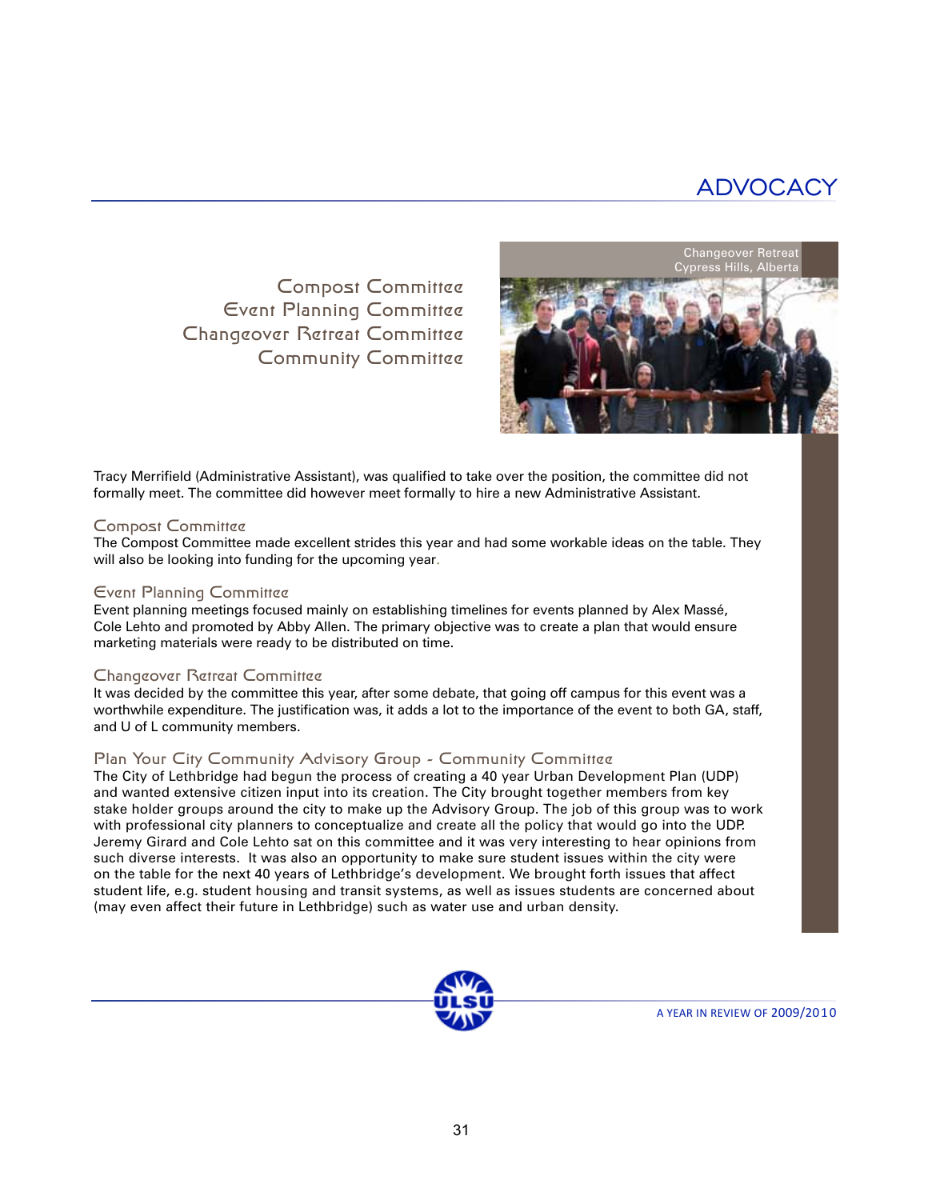# ADVOCACY

Compost Committee
Event Planning Committee
Changeover Retreat Committee
Community Committee

Changeover Retreat
Cypress Hills, Alberta

Tracy Merrifield (Administrative Assistant), was qualified to take over the position, the committee did not formally meet. The committee did however meet formally to hire a new Administrative Assistant.

### Compost Committee

The Compost Committee made excellent strides this year and had some workable ideas on the table. They will also be looking into funding for the upcoming year.

### Event Planning Committee

Event planning meetings focused mainly on establishing timelines for events planned by Alex Massé, Cole Lehto and promoted by Abby Allen. The primary objective was to create a plan that would ensure marketing materials were ready to be distributed on time.

### Changeover Retreat Committee

It was decided by the committee this year, after some debate, that going off campus for this event was a worthwhile expenditure. The justification was, it adds a lot to the importance of the event to both GA, staff, and U of L community members.

### Plan Your City Community Advisory Group - Community Committee

The City of Lethbridge had begun the process of creating a 40 year Urban Development Plan (UDP) and wanted extensive citizen input into its creation. The City brought together members from key stake holder groups around the city to make up the Advisory Group. The job of this group was to work with professional city planners to conceptualize and create all the policy that would go into the UDP. Jeremy Girard and Cole Lehto sat on this committee and it was very interesting to hear opinions from such diverse interests. It was also an opportunity to make sure student issues within the city were on the table for the next 40 years of Lethbridge's development. We brought forth issues that affect student life, e.g. student housing and transit systems, as well as issues students are concerned about (may even affect their future in Lethbridge) such as water use and urban density.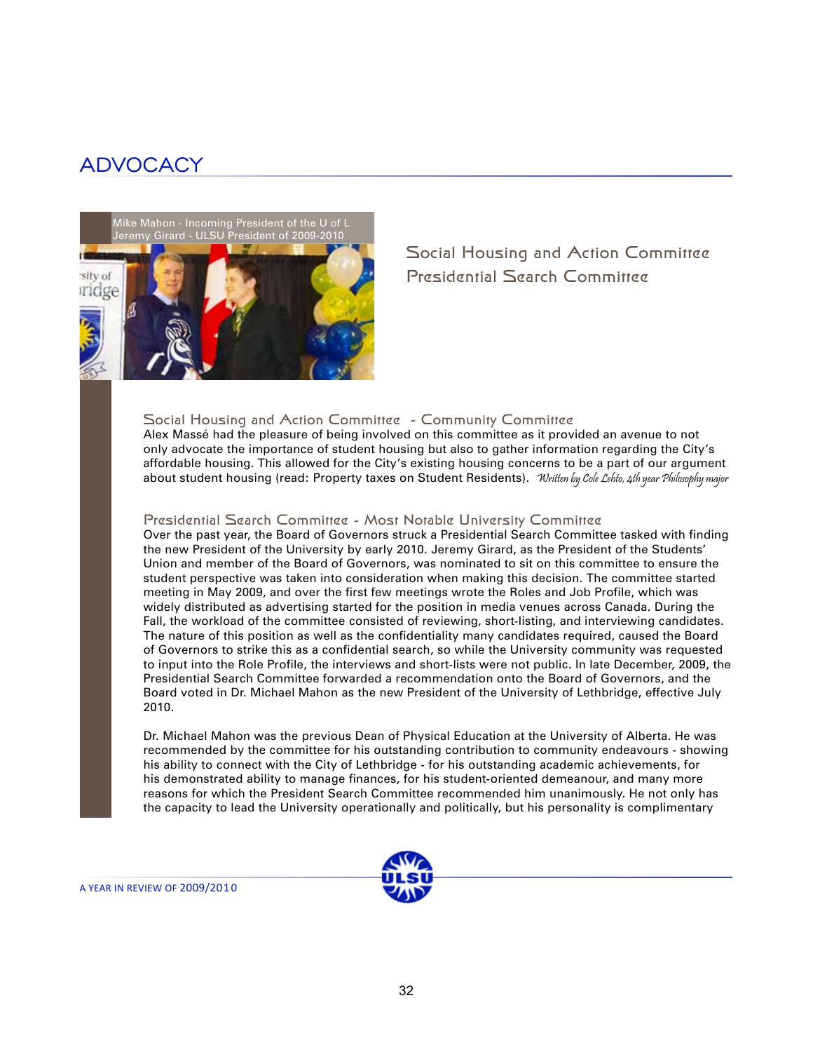# ADVOCACY

Mike Mahon - Incoming President of the U of L
Jeremy Girard - ULSU President of 2009-2010

## Social Housing and Action Committee
## Presidential Search Committee

### Social Housing and Action Committee - Community Committee

Alex Massé had the pleasure of being involved on this committee as it provided an avenue to not only advocate the importance of student housing but also to gather information regarding the City's affordable housing. This allowed for the City's existing housing concerns to be a part of our argument about student housing (read: Property taxes on Student Residents). *Written by Cole Lehto, 4th year Philosophy major*

### Presidential Search Committee - Most Notable University Committee

Over the past year, the Board of Governors struck a Presidential Search Committee tasked with finding the new President of the University by early 2010. Jeremy Girard, as the President of the Students' Union and member of the Board of Governors, was nominated to sit on this committee to ensure the student perspective was taken into consideration when making this decision. The committee started meeting in May 2009, and over the first few meetings wrote the Roles and Job Profile, which was widely distributed as advertising started for the position in media venues across Canada. During the Fall, the workload of the committee consisted of reviewing, short-listing, and interviewing candidates. The nature of this position as well as the confidentiality many candidates required, caused the Board of Governors to strike this as a confidential search, so while the University community was requested to input into the Role Profile, the interviews and short-lists were not public. In late December, 2009, the Presidential Search Committee forwarded a recommendation onto the Board of Governors, and the Board voted in Dr. Michael Mahon as the new President of the University of Lethbridge, effective July 2010.

Dr. Michael Mahon was the previous Dean of Physical Education at the University of Alberta. He was recommended by the committee for his outstanding contribution to community endeavours - showing his ability to connect with the City of Lethbridge - for his outstanding academic achievements, for his demonstrated ability to manage finances, for his student-oriented demeanour, and many more reasons for which the President Search Committee recommended him unanimously. He not only has the capacity to lead the University operationally and politically, but his personality is complimentary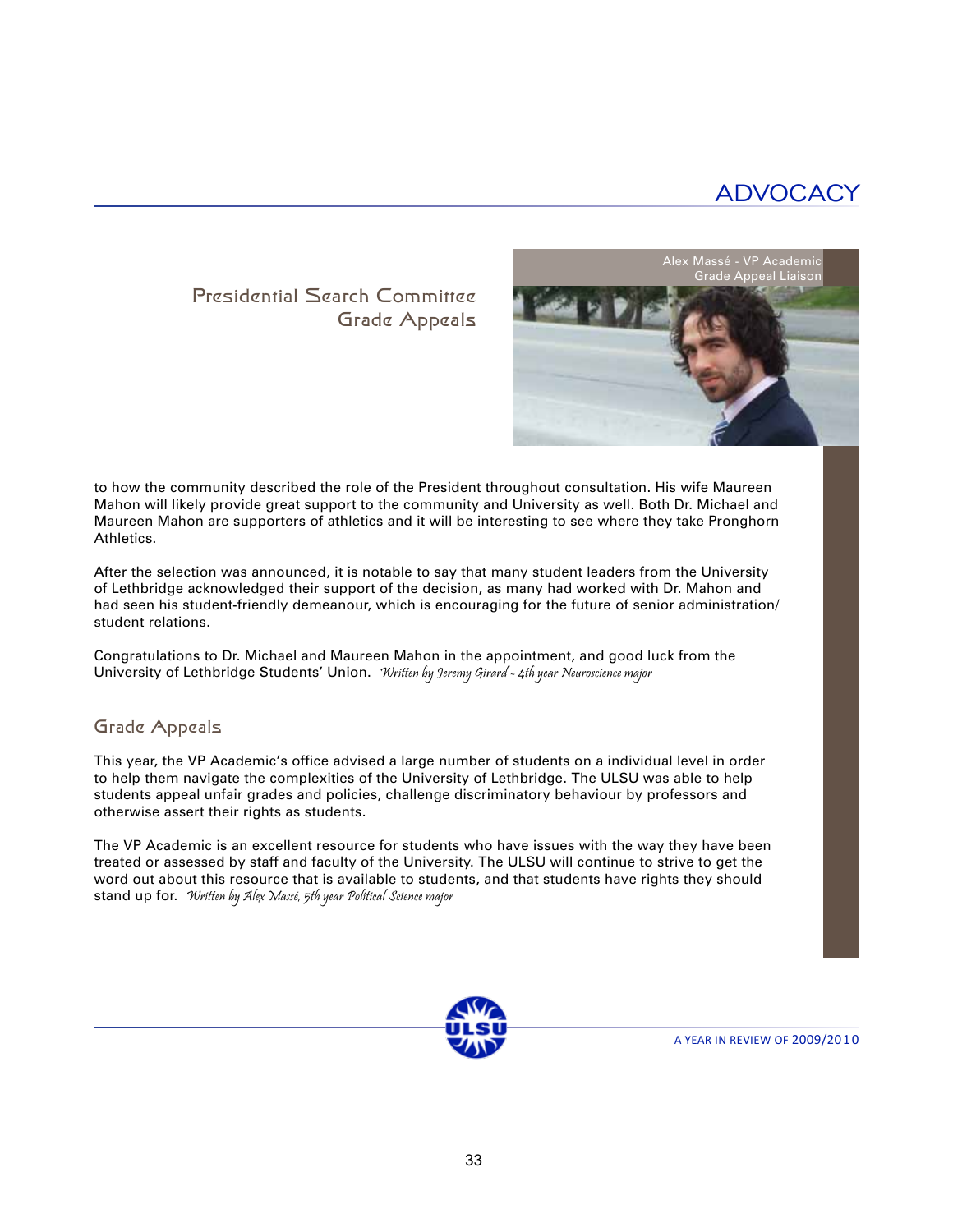# ADVOCACY

## Presidential Search Committee
## Grade Appeals

Alex Massé - VP Academic
Grade Appeal Liaison

to how the community described the role of the President throughout consultation. His wife Maureen Mahon will likely provide great support to the community and University as well. Both Dr. Michael and Maureen Mahon are supporters of athletics and it will be interesting to see where they take Pronghorn Athletics.

After the selection was announced, it is notable to say that many student leaders from the University of Lethbridge acknowledged their support of the decision, as many had worked with Dr. Mahon and had seen his student-friendly demeanour, which is encouraging for the future of senior administration/ student relations.

Congratulations to Dr. Michael and Maureen Mahon in the appointment, and good luck from the University of Lethbridge Students' Union. *Written by Jeremy Girard - 4th year Neuroscience major*

### Grade Appeals

This year, the VP Academic's office advised a large number of students on a individual level in order to help them navigate the complexities of the University of Lethbridge. The ULSU was able to help students appeal unfair grades and policies, challenge discriminatory behaviour by professors and otherwise assert their rights as students.

The VP Academic is an excellent resource for students who have issues with the way they have been treated or assessed by staff and faculty of the University. The ULSU will continue to strive to get the word out about this resource that is available to students, and that students have rights they should stand up for. *Written by Alex Massé, 5th year Political Science major*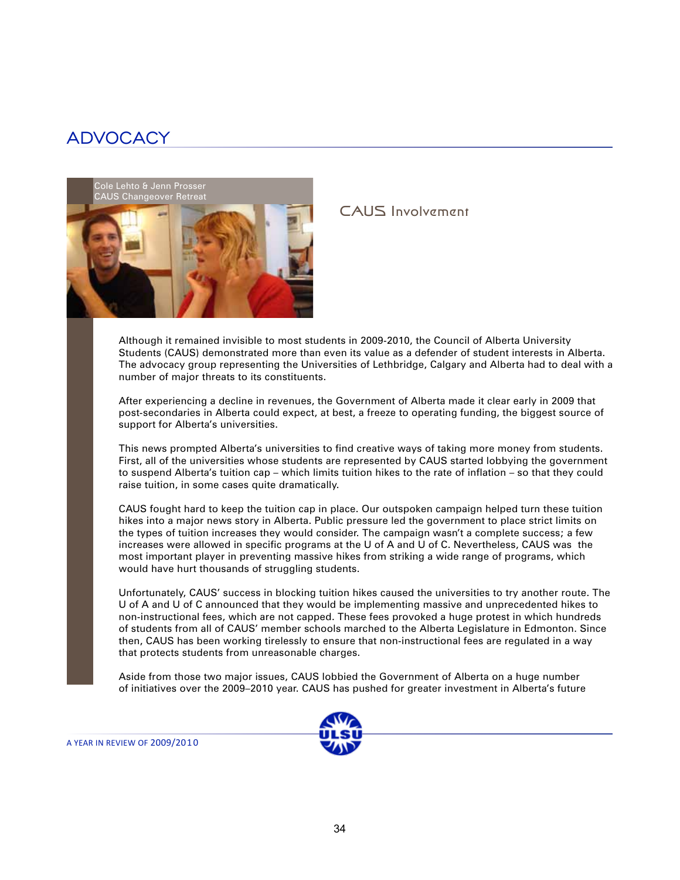# ADVOCACY

Cole Lehto & Jenn Prosser
CAUS Changeover Retreat

## CAUS Involvement

Although it remained invisible to most students in 2009-2010, the Council of Alberta University Students (CAUS) demonstrated more than even its value as a defender of student interests in Alberta. The advocacy group representing the Universities of Lethbridge, Calgary and Alberta had to deal with a number of major threats to its constituents.

After experiencing a decline in revenues, the Government of Alberta made it clear early in 2009 that post-secondaries in Alberta could expect, at best, a freeze to operating funding, the biggest source of support for Alberta's universities.

This news prompted Alberta's universities to find creative ways of taking more money from students. First, all of the universities whose students are represented by CAUS started lobbying the government to suspend Alberta's tuition cap – which limits tuition hikes to the rate of inflation – so that they could raise tuition, in some cases quite dramatically.

CAUS fought hard to keep the tuition cap in place. Our outspoken campaign helped turn these tuition hikes into a major news story in Alberta. Public pressure led the government to place strict limits on the types of tuition increases they would consider. The campaign wasn't a complete success; a few increases were allowed in specific programs at the U of A and U of C. Nevertheless, CAUS was the most important player in preventing massive hikes from striking a wide range of programs, which would have hurt thousands of struggling students.

Unfortunately, CAUS' success in blocking tuition hikes caused the universities to try another route. The U of A and U of C announced that they would be implementing massive and unprecedented hikes to non-instructional fees, which are not capped. These fees provoked a huge protest in which hundreds of students from all of CAUS' member schools marched to the Alberta Legislature in Edmonton. Since then, CAUS has been working tirelessly to ensure that non-instructional fees are regulated in a way that protects students from unreasonable charges.

Aside from those two major issues, CAUS lobbied the Government of Alberta on a huge number of initiatives over the 2009–2010 year. CAUS has pushed for greater investment in Alberta's future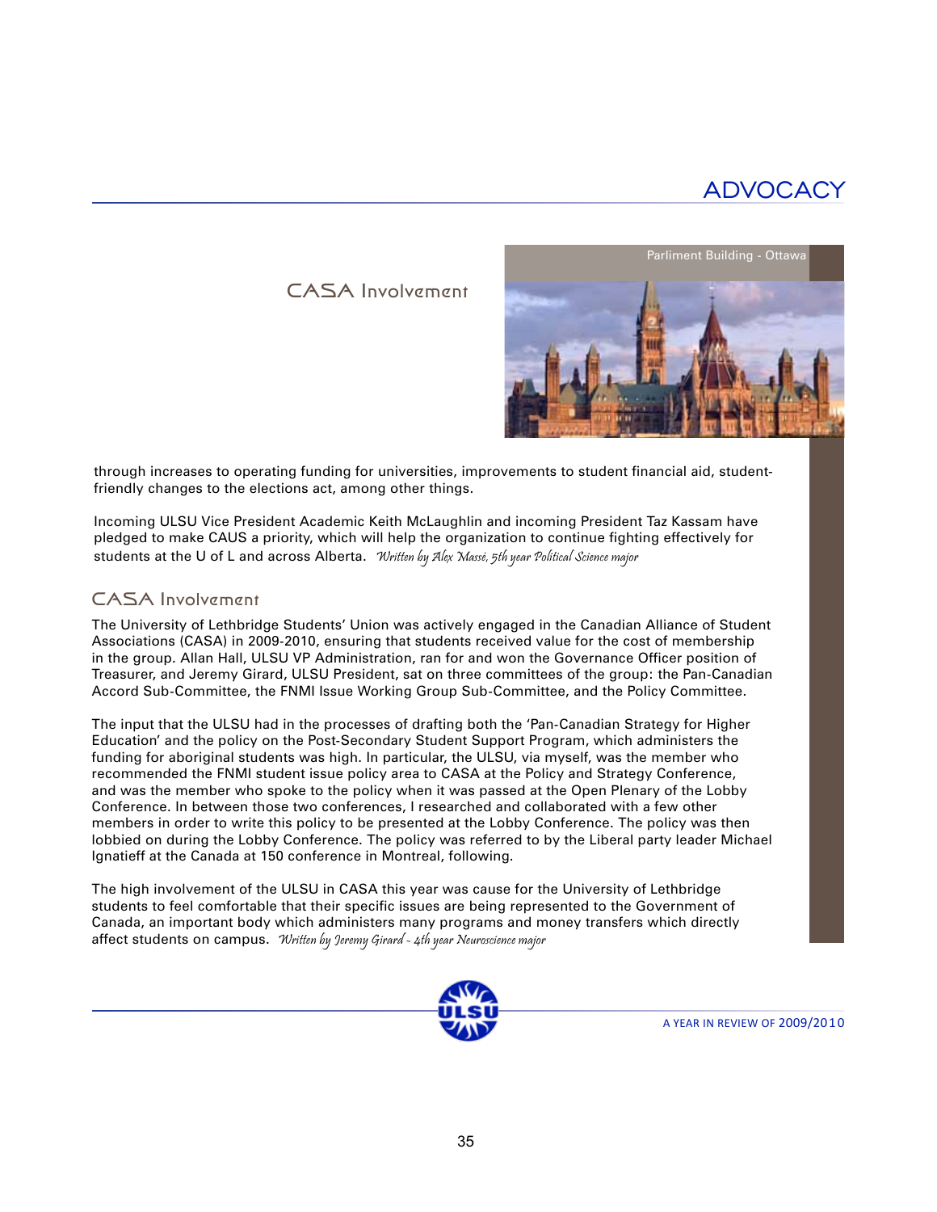# ADVOCACY

## CASA Involvement

Parliment Building - Ottawa

through increases to operating funding for universities, improvements to student financial aid, student-friendly changes to the elections act, among other things.

Incoming ULSU Vice President Academic Keith McLaughlin and incoming President Taz Kassam have pledged to make CAUS a priority, which will help the organization to continue fighting effectively for students at the U of L and across Alberta. *Written by Alex Massé, 5th year Political Science major*

## CASA Involvement

The University of Lethbridge Students' Union was actively engaged in the Canadian Alliance of Student Associations (CASA) in 2009-2010, ensuring that students received value for the cost of membership in the group. Allan Hall, ULSU VP Administration, ran for and won the Governance Officer position of Treasurer, and Jeremy Girard, ULSU President, sat on three committees of the group: the Pan-Canadian Accord Sub-Committee, the FNMI Issue Working Group Sub-Committee, and the Policy Committee.

The input that the ULSU had in the processes of drafting both the 'Pan-Canadian Strategy for Higher Education' and the policy on the Post-Secondary Student Support Program, which administers the funding for aboriginal students was high. In particular, the ULSU, via myself, was the member who recommended the FNMI student issue policy area to CASA at the Policy and Strategy Conference, and was the member who spoke to the policy when it was passed at the Open Plenary of the Lobby Conference. In between those two conferences, I researched and collaborated with a few other members in order to write this policy to be presented at the Lobby Conference. The policy was then lobbied on during the Lobby Conference. The policy was referred to by the Liberal party leader Michael Ignatieff at the Canada at 150 conference in Montreal, following.

The high involvement of the ULSU in CASA this year was cause for the University of Lethbridge students to feel comfortable that their specific issues are being represented to the Government of Canada, an important body which administers many programs and money transfers which directly affect students on campus. *Written by Jeremy Girard - 4th year Neuroscience major*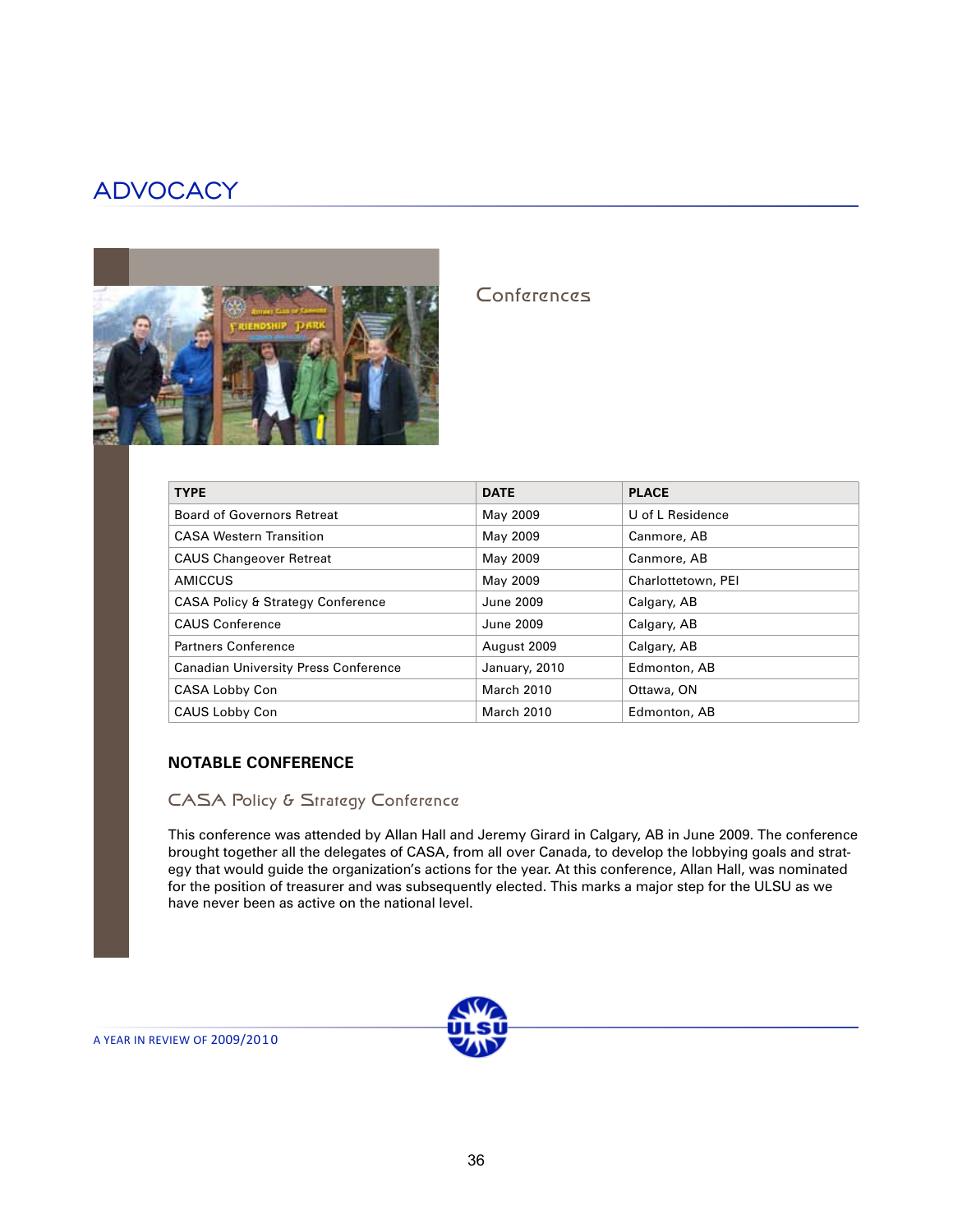# ADVOCACY

## Conferences

| TYPE | DATE | PLACE |
|---|---|---|
| Board of Governors Retreat | May 2009 | U of L Residence |
| CASA Western Transition | May 2009 | Canmore, AB |
| CAUS Changeover Retreat | May 2009 | Canmore, AB |
| AMICCUS | May 2009 | Charlottetown, PEI |
| CASA Policy & Strategy Conference | June 2009 | Calgary, AB |
| CAUS Conference | June 2009 | Calgary, AB |
| Partners Conference | August 2009 | Calgary, AB |
| Canadian University Press Conference | January, 2010 | Edmonton, AB |
| CASA Lobby Con | March 2010 | Ottawa, ON |
| CAUS Lobby Con | March 2010 | Edmonton, AB |

### NOTABLE CONFERENCE

#### CASA Policy & Strategy Conference

This conference was attended by Allan Hall and Jeremy Girard in Calgary, AB in June 2009. The conference brought together all the delegates of CASA, from all over Canada, to develop the lobbying goals and strategy that would guide the organization's actions for the year. At this conference, Allan Hall, was nominated for the position of treasurer and was subsequently elected. This marks a major step for the ULSU as we have never been as active on the national level.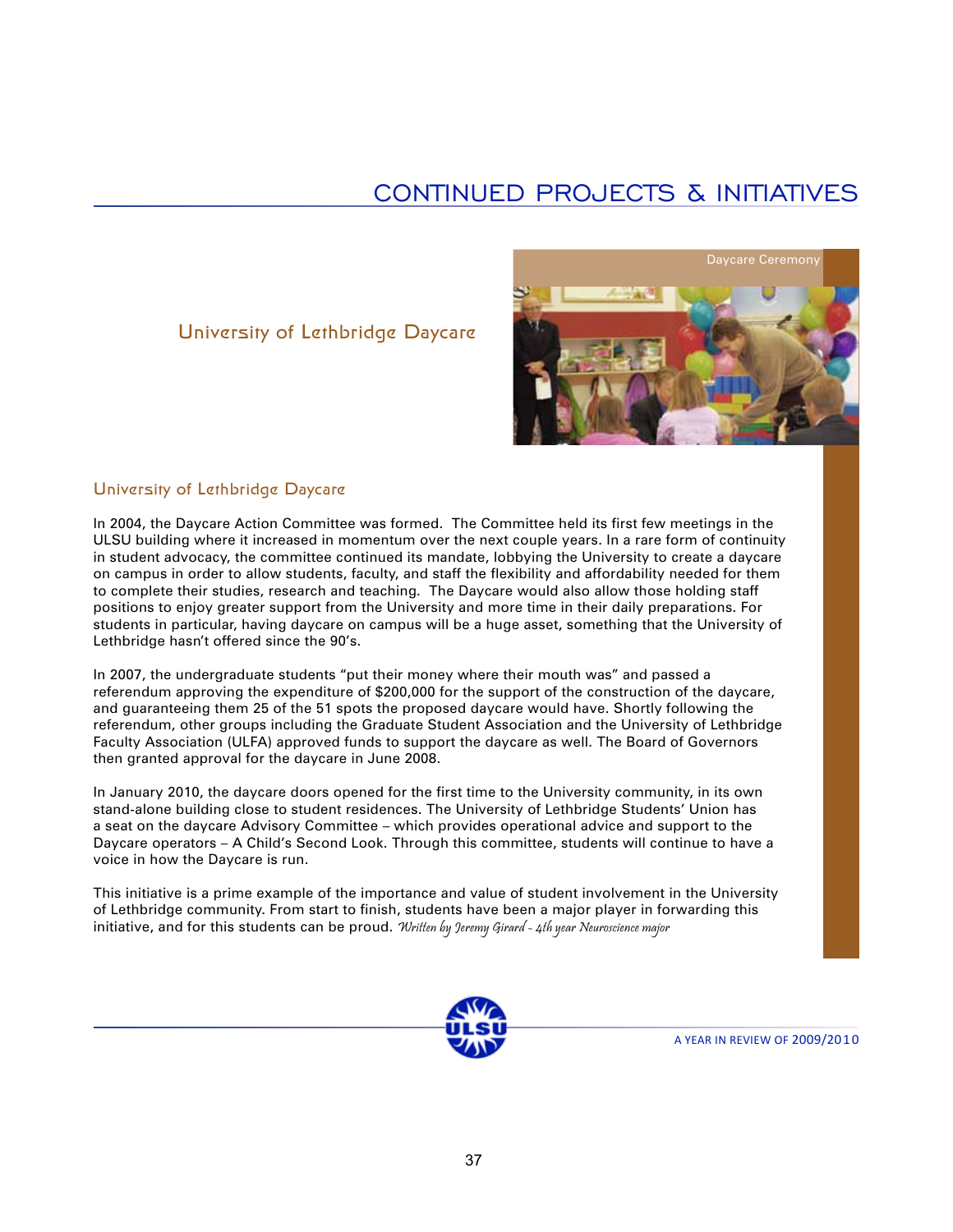# CONTINUED PROJECTS & INITIATIVES

## University of Lethbridge Daycare

Daycare Ceremony

### University of Lethbridge Daycare

In 2004, the Daycare Action Committee was formed. The Committee held its first few meetings in the ULSU building where it increased in momentum over the next couple years. In a rare form of continuity in student advocacy, the committee continued its mandate, lobbying the University to create a daycare on campus in order to allow students, faculty, and staff the flexibility and affordability needed for them to complete their studies, research and teaching. The Daycare would also allow those holding staff positions to enjoy greater support from the University and more time in their daily preparations. For students in particular, having daycare on campus will be a huge asset, something that the University of Lethbridge hasn't offered since the 90's.

In 2007, the undergraduate students "put their money where their mouth was" and passed a referendum approving the expenditure of $200,000 for the support of the construction of the daycare, and guaranteeing them 25 of the 51 spots the proposed daycare would have. Shortly following the referendum, other groups including the Graduate Student Association and the University of Lethbridge Faculty Association (ULFA) approved funds to support the daycare as well. The Board of Governors then granted approval for the daycare in June 2008.

In January 2010, the daycare doors opened for the first time to the University community, in its own stand-alone building close to student residences. The University of Lethbridge Students' Union has a seat on the daycare Advisory Committee – which provides operational advice and support to the Daycare operators – A Child's Second Look. Through this committee, students will continue to have a voice in how the Daycare is run.

This initiative is a prime example of the importance and value of student involvement in the University of Lethbridge community. From start to finish, students have been a major player in forwarding this initiative, and for this students can be proud. *Written by Jeremy Girard - 4th year Neuroscience major*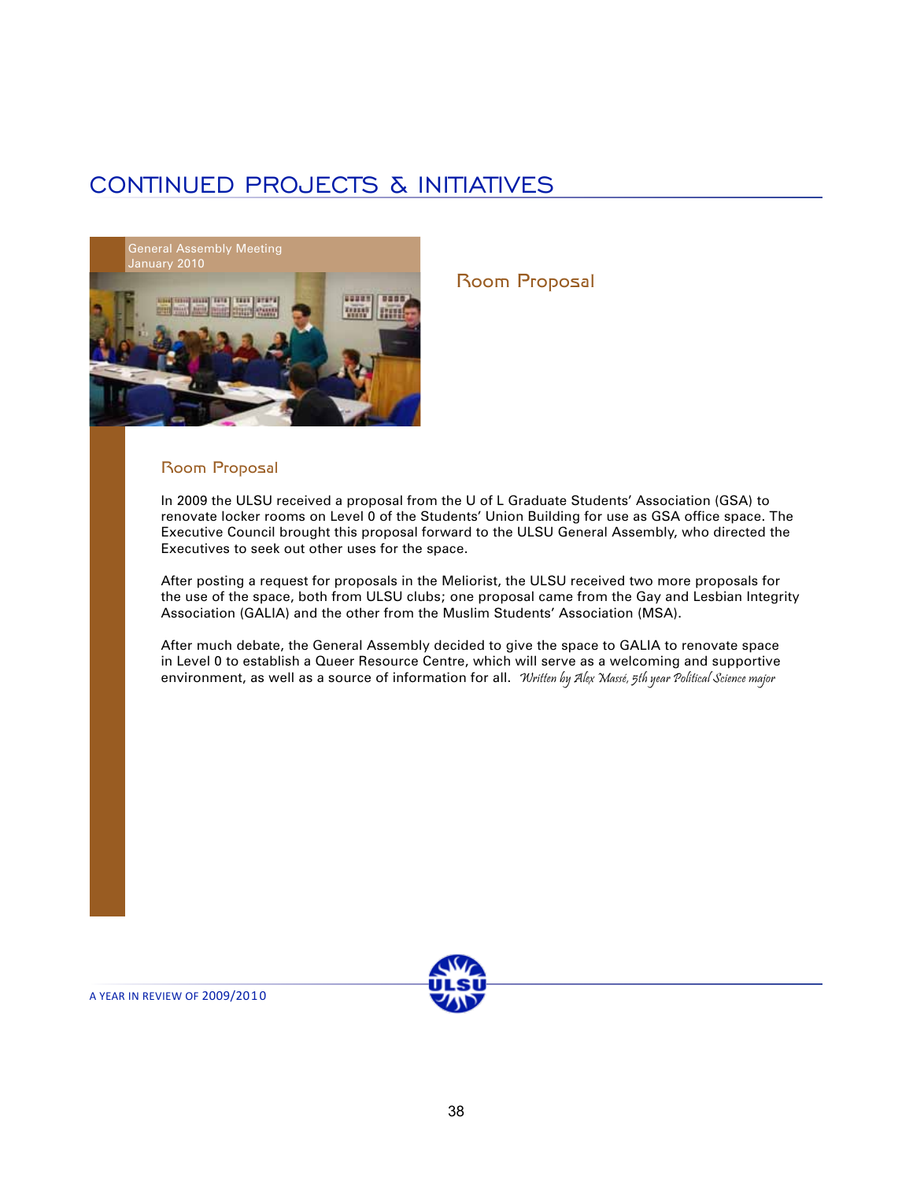# CONTINUED PROJECTS & INITIATIVES

General Assembly Meeting
January 2010

## Room Proposal

### Room Proposal

In 2009 the ULSU received a proposal from the U of L Graduate Students' Association (GSA) to renovate locker rooms on Level 0 of the Students' Union Building for use as GSA office space. The Executive Council brought this proposal forward to the ULSU General Assembly, who directed the Executives to seek out other uses for the space.

After posting a request for proposals in the Meliorist, the ULSU received two more proposals for the use of the space, both from ULSU clubs; one proposal came from the Gay and Lesbian Integrity Association (GALIA) and the other from the Muslim Students' Association (MSA).

After much debate, the General Assembly decided to give the space to GALIA to renovate space in Level 0 to establish a Queer Resource Centre, which will serve as a welcoming and supportive environment, as well as a source of information for all. *Written by Alex Massé, 5th year Political Science major*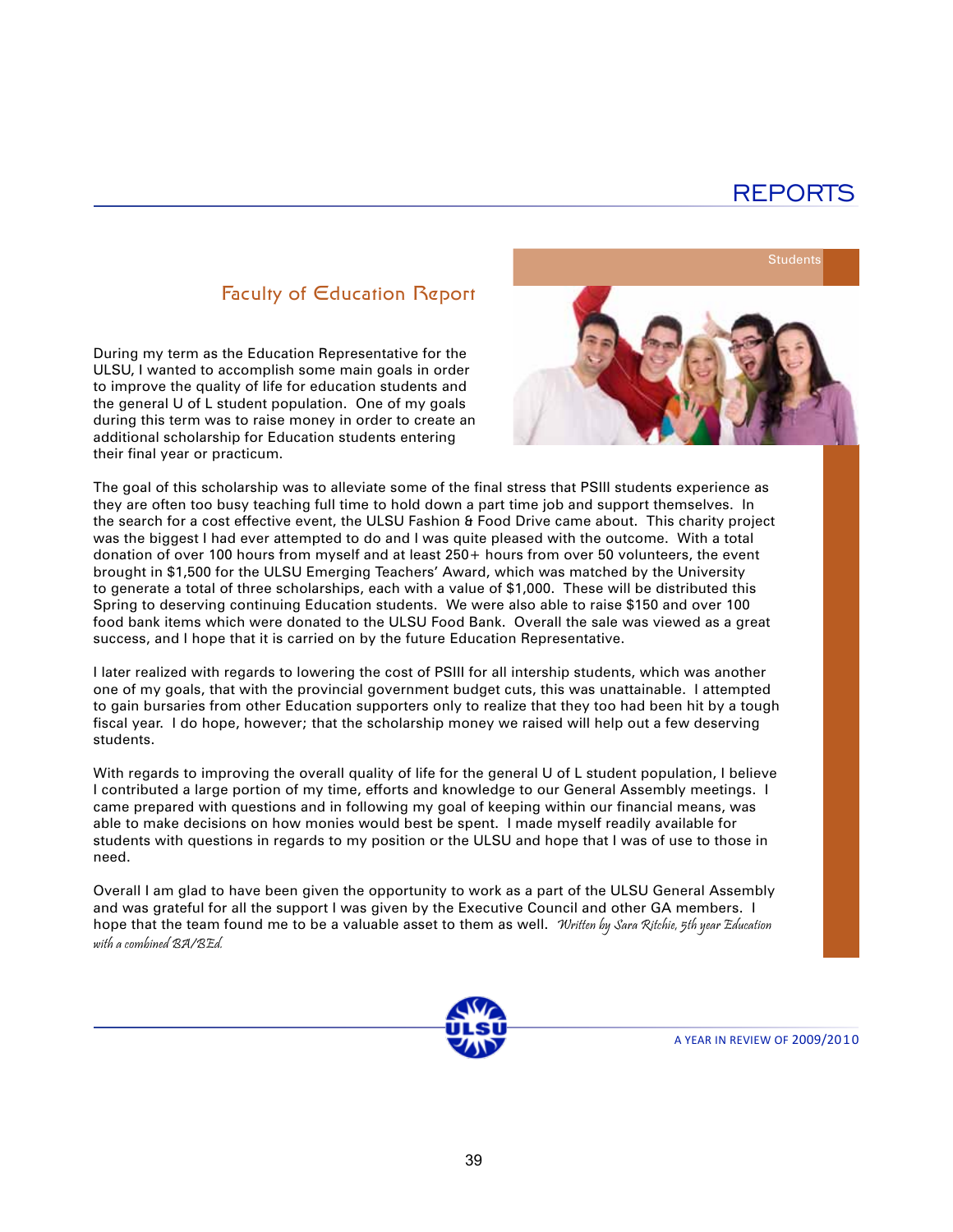# REPORTS

## Faculty of Education Report

During my term as the Education Representative for the ULSU, I wanted to accomplish some main goals in order to improve the quality of life for education students and the general U of L student population. One of my goals during this term was to raise money in order to create an additional scholarship for Education students entering their final year or practicum.

The goal of this scholarship was to alleviate some of the final stress that PSIII students experience as they are often too busy teaching full time to hold down a part time job and support themselves. In the search for a cost effective event, the ULSU Fashion & Food Drive came about. This charity project was the biggest I had ever attempted to do and I was quite pleased with the outcome. With a total donation of over 100 hours from myself and at least 250+ hours from over 50 volunteers, the event brought in $1,500 for the ULSU Emerging Teachers' Award, which was matched by the University to generate a total of three scholarships, each with a value of $1,000. These will be distributed this Spring to deserving continuing Education students. We were also able to raise $150 and over 100 food bank items which were donated to the ULSU Food Bank. Overall the sale was viewed as a great success, and I hope that it is carried on by the future Education Representative.

I later realized with regards to lowering the cost of PSIII for all intership students, which was another one of my goals, that with the provincial government budget cuts, this was unattainable. I attempted to gain bursaries from other Education supporters only to realize that they too had been hit by a tough fiscal year. I do hope, however; that the scholarship money we raised will help out a few deserving students.

With regards to improving the overall quality of life for the general U of L student population, I believe I contributed a large portion of my time, efforts and knowledge to our General Assembly meetings. I came prepared with questions and in following my goal of keeping within our financial means, was able to make decisions on how monies would best be spent. I made myself readily available for students with questions in regards to my position or the ULSU and hope that I was of use to those in need.

Overall I am glad to have been given the opportunity to work as a part of the ULSU General Assembly and was grateful for all the support I was given by the Executive Council and other GA members. I hope that the team found me to be a valuable asset to them as well. *Written by Sara Ritchie, 5th year Education with a combined BA/BEd.*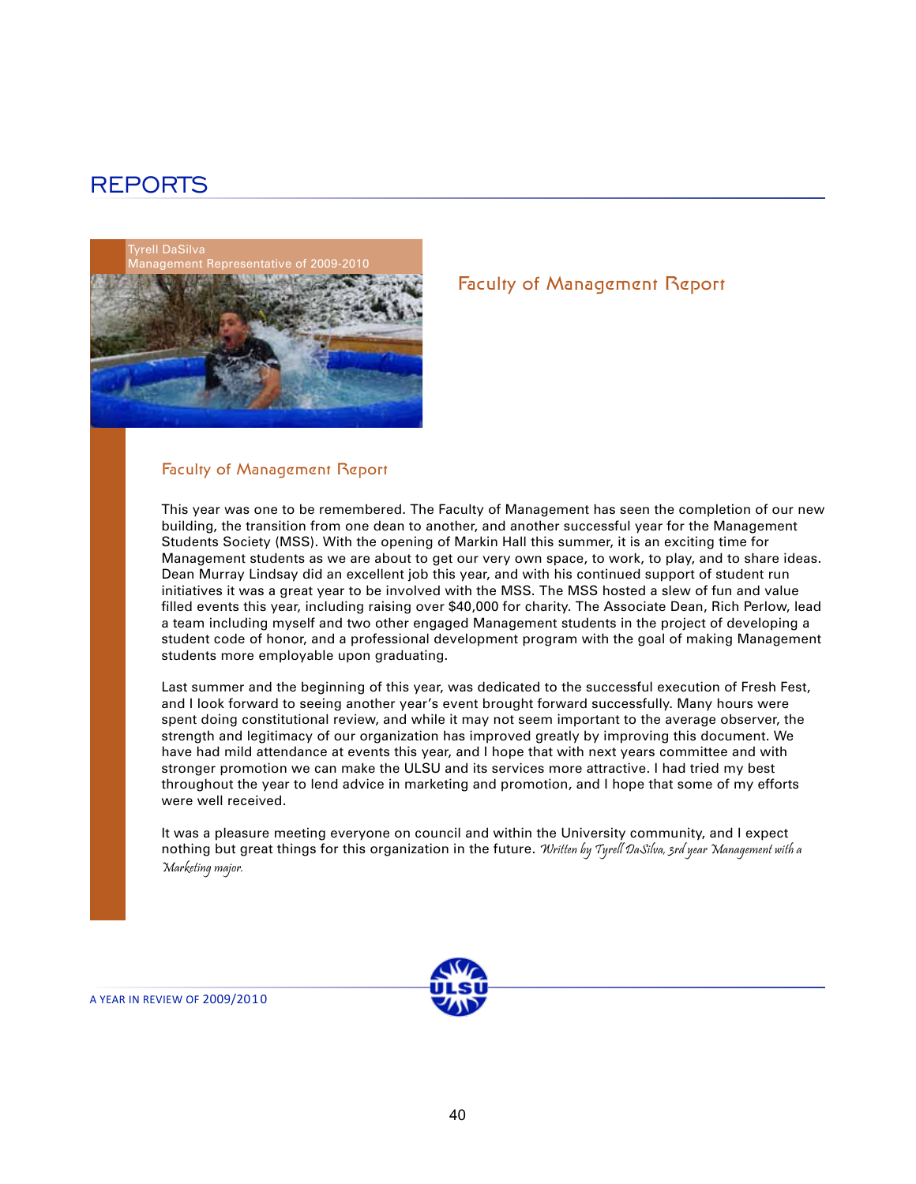# REPORTS

Tyrell DaSilva
Management Representative of 2009-2010

## Faculty of Management Report

### Faculty of Management Report

This year was one to be remembered. The Faculty of Management has seen the completion of our new building, the transition from one dean to another, and another successful year for the Management Students Society (MSS). With the opening of Markin Hall this summer, it is an exciting time for Management students as we are about to get our very own space, to work, to play, and to share ideas. Dean Murray Lindsay did an excellent job this year, and with his continued support of student run initiatives it was a great year to be involved with the MSS. The MSS hosted a slew of fun and value filled events this year, including raising over $40,000 for charity. The Associate Dean, Rich Perlow, lead a team including myself and two other engaged Management students in the project of developing a student code of honor, and a professional development program with the goal of making Management students more employable upon graduating.

Last summer and the beginning of this year, was dedicated to the successful execution of Fresh Fest, and I look forward to seeing another year's event brought forward successfully. Many hours were spent doing constitutional review, and while it may not seem important to the average observer, the strength and legitimacy of our organization has improved greatly by improving this document. We have had mild attendance at events this year, and I hope that with next years committee and with stronger promotion we can make the ULSU and its services more attractive. I had tried my best throughout the year to lend advice in marketing and promotion, and I hope that some of my efforts were well received.

It was a pleasure meeting everyone on council and within the University community, and I expect nothing but great things for this organization in the future. *Written by Tyrell DaSilva, 3rd year Management with a Marketing major.*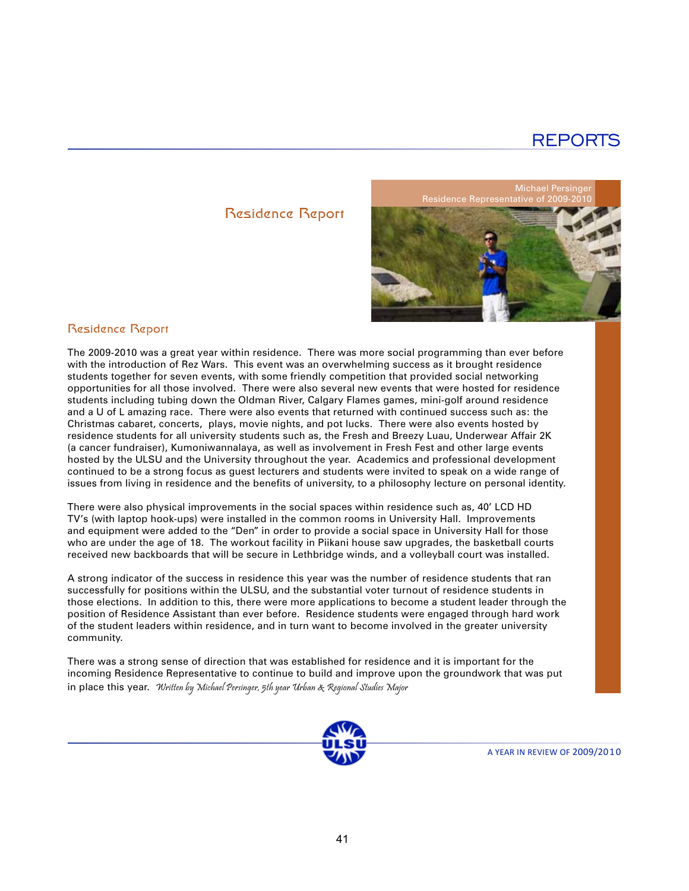# REPORTS

## Residence Report

Michael Persinger
Residence Representative of 2009-2010

### Residence Report

The 2009-2010 was a great year within residence. There was more social programming than ever before with the introduction of Rez Wars. This event was an overwhelming success as it brought residence students together for seven events, with some friendly competition that provided social networking opportunities for all those involved. There were also several new events that were hosted for residence students including tubing down the Oldman River, Calgary Flames games, mini-golf around residence and a U of L amazing race. There were also events that returned with continued success such as: the Christmas cabaret, concerts, plays, movie nights, and pot lucks. There were also events hosted by residence students for all university students such as, the Fresh and Breezy Luau, Underwear Affair 2K (a cancer fundraiser), Kumoniwannalaya, as well as involvement in Fresh Fest and other large events hosted by the ULSU and the University throughout the year. Academics and professional development continued to be a strong focus as guest lecturers and students were invited to speak on a wide range of issues from living in residence and the benefits of university, to a philosophy lecture on personal identity.

There were also physical improvements in the social spaces within residence such as, 40' LCD HD TV's (with laptop hook-ups) were installed in the common rooms in University Hall. Improvements and equipment were added to the "Den" in order to provide a social space in University Hall for those who are under the age of 18. The workout facility in Piikani house saw upgrades, the basketball courts received new backboards that will be secure in Lethbridge winds, and a volleyball court was installed.

A strong indicator of the success in residence this year was the number of residence students that ran successfully for positions within the ULSU, and the substantial voter turnout of residence students in those elections. In addition to this, there were more applications to become a student leader through the position of Residence Assistant than ever before. Residence students were engaged through hard work of the student leaders within residence, and in turn want to become involved in the greater university community.

There was a strong sense of direction that was established for residence and it is important for the incoming Residence Representative to continue to build and improve upon the groundwork that was put in place this year. *Written by Michael Persinger, 5th year Urban & Regional Studies Major*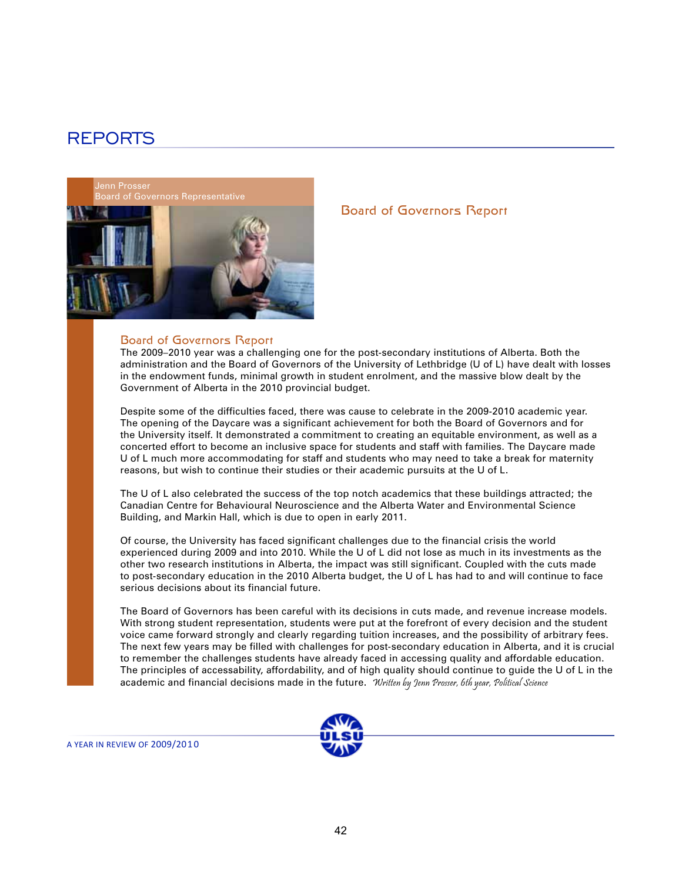# REPORTS

Jenn Prosser
Board of Governors Representative

## Board of Governors Report

### Board of Governors Report

The 2009–2010 year was a challenging one for the post-secondary institutions of Alberta. Both the administration and the Board of Governors of the University of Lethbridge (U of L) have dealt with losses in the endowment funds, minimal growth in student enrolment, and the massive blow dealt by the Government of Alberta in the 2010 provincial budget.

Despite some of the difficulties faced, there was cause to celebrate in the 2009-2010 academic year. The opening of the Daycare was a significant achievement for both the Board of Governors and for the University itself. It demonstrated a commitment to creating an equitable environment, as well as a concerted effort to become an inclusive space for students and staff with families. The Daycare made U of L much more accommodating for staff and students who may need to take a break for maternity reasons, but wish to continue their studies or their academic pursuits at the U of L.

The U of L also celebrated the success of the top notch academics that these buildings attracted; the Canadian Centre for Behavioural Neuroscience and the Alberta Water and Environmental Science Building, and Markin Hall, which is due to open in early 2011.

Of course, the University has faced significant challenges due to the financial crisis the world experienced during 2009 and into 2010. While the U of L did not lose as much in its investments as the other two research institutions in Alberta, the impact was still significant. Coupled with the cuts made to post-secondary education in the 2010 Alberta budget, the U of L has had to and will continue to face serious decisions about its financial future.

The Board of Governors has been careful with its decisions in cuts made, and revenue increase models. With strong student representation, students were put at the forefront of every decision and the student voice came forward strongly and clearly regarding tuition increases, and the possibility of arbitrary fees. The next few years may be filled with challenges for post-secondary education in Alberta, and it is crucial to remember the challenges students have already faced in accessing quality and affordable education. The principles of accessability, affordability, and of high quality should continue to guide the U of L in the academic and financial decisions made in the future. *Written by Jenn Prosser, 6th year, Political Science*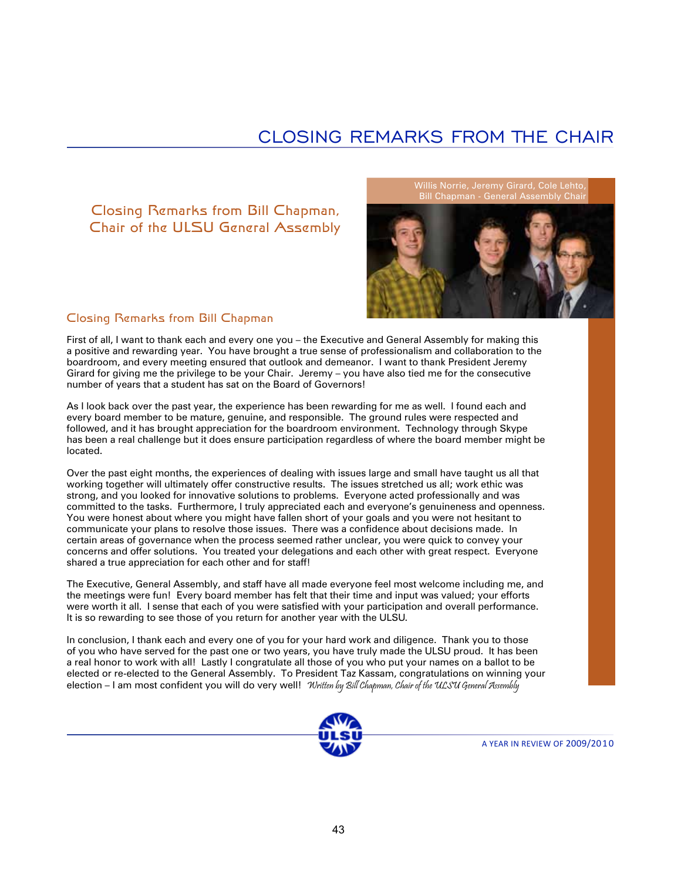# CLOSING REMARKS FROM THE CHAIR

## Closing Remarks from Bill Chapman, Chair of the ULSU General Assembly

Willis Norrie, Jeremy Girard, Cole Lehto, Bill Chapman - General Assembly Chair

### Closing Remarks from Bill Chapman

First of all, I want to thank each and every one you – the Executive and General Assembly for making this a positive and rewarding year. You have brought a true sense of professionalism and collaboration to the boardroom, and every meeting ensured that outlook and demeanor. I want to thank President Jeremy Girard for giving me the privilege to be your Chair. Jeremy – you have also tied me for the consecutive number of years that a student has sat on the Board of Governors!

As I look back over the past year, the experience has been rewarding for me as well. I found each and every board member to be mature, genuine, and responsible. The ground rules were respected and followed, and it has brought appreciation for the boardroom environment. Technology through Skype has been a real challenge but it does ensure participation regardless of where the board member might be located.

Over the past eight months, the experiences of dealing with issues large and small have taught us all that working together will ultimately offer constructive results. The issues stretched us all; work ethic was strong, and you looked for innovative solutions to problems. Everyone acted professionally and was committed to the tasks. Furthermore, I truly appreciated each and everyone's genuineness and openness. You were honest about where you might have fallen short of your goals and you were not hesitant to communicate your plans to resolve those issues. There was a confidence about decisions made. In certain areas of governance when the process seemed rather unclear, you were quick to convey your concerns and offer solutions. You treated your delegations and each other with great respect. Everyone shared a true appreciation for each other and for staff!

The Executive, General Assembly, and staff have all made everyone feel most welcome including me, and the meetings were fun! Every board member has felt that their time and input was valued; your efforts were worth it all. I sense that each of you were satisfied with your participation and overall performance. It is so rewarding to see those of you return for another year with the ULSU.

In conclusion, I thank each and every one of you for your hard work and diligence. Thank you to those of you who have served for the past one or two years, you have truly made the ULSU proud. It has been a real honor to work with all! Lastly I congratulate all those of you who put your names on a ballot to be elected or re-elected to the General Assembly. To President Taz Kassam, congratulations on winning your election – I am most confident you will do very well! *Written by Bill Chapman, Chair of the ULSU General Assembly*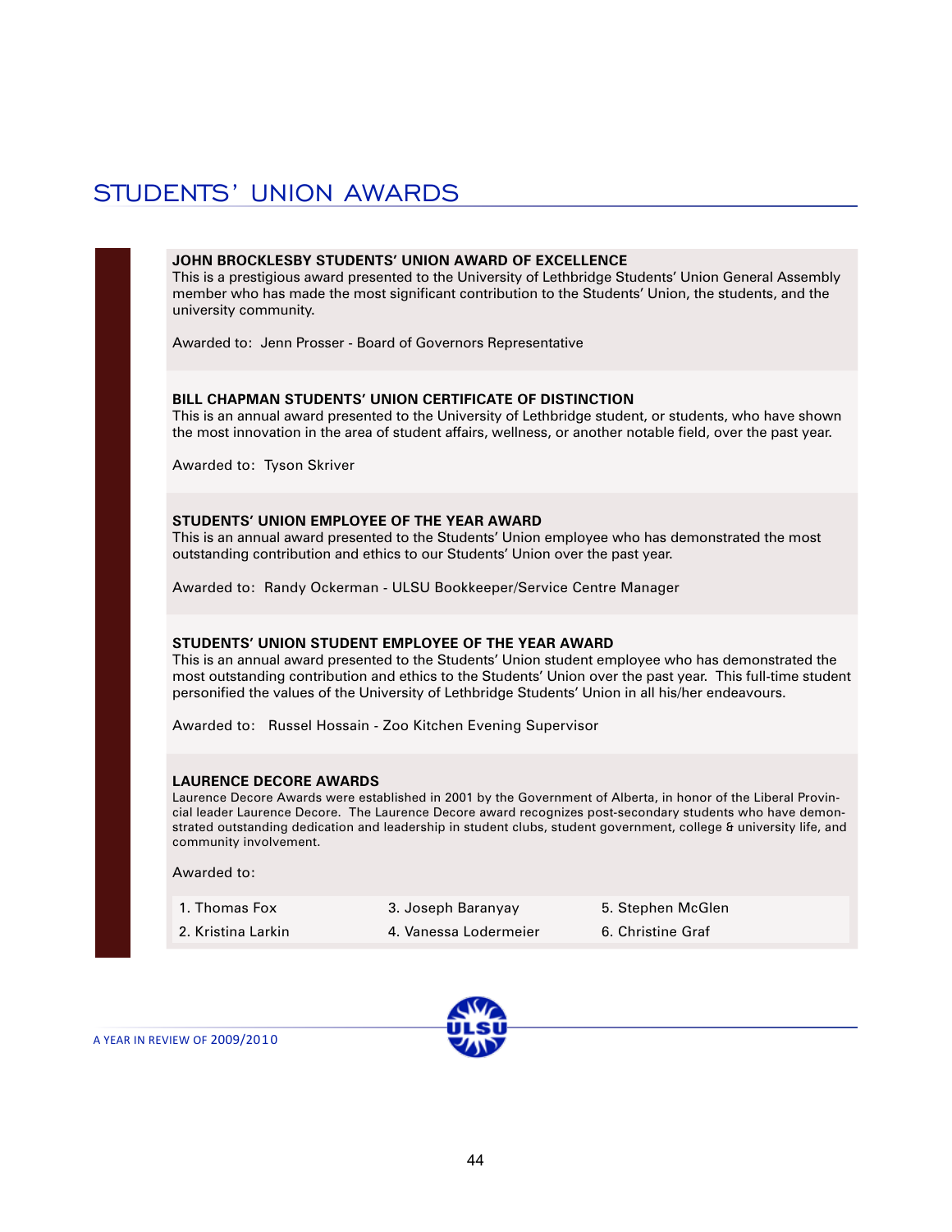# STUDENTS' UNION AWARDS

**JOHN BROCKLESBY STUDENTS' UNION AWARD OF EXCELLENCE**

This is a prestigious award presented to the University of Lethbridge Students' Union General Assembly member who has made the most significant contribution to the Students' Union, the students, and the university community.

Awarded to: Jenn Prosser - Board of Governors Representative

**BILL CHAPMAN STUDENTS' UNION CERTIFICATE OF DISTINCTION**

This is an annual award presented to the University of Lethbridge student, or students, who have shown the most innovation in the area of student affairs, wellness, or another notable field, over the past year.

Awarded to: Tyson Skriver

**STUDENTS' UNION EMPLOYEE OF THE YEAR AWARD**

This is an annual award presented to the Students' Union employee who has demonstrated the most outstanding contribution and ethics to our Students' Union over the past year.

Awarded to: Randy Ockerman - ULSU Bookkeeper/Service Centre Manager

**STUDENTS' UNION STUDENT EMPLOYEE OF THE YEAR AWARD**

This is an annual award presented to the Students' Union student employee who has demonstrated the most outstanding contribution and ethics to the Students' Union over the past year. This full-time student personified the values of the University of Lethbridge Students' Union in all his/her endeavours.

Awarded to: Russel Hossain - Zoo Kitchen Evening Supervisor

**LAURENCE DECORE AWARDS**

Laurence Decore Awards were established in 2001 by the Government of Alberta, in honor of the Liberal Provincial leader Laurence Decore. The Laurence Decore award recognizes post-secondary students who have demonstrated outstanding dedication and leadership in student clubs, student government, college & university life, and community involvement.

Awarded to:

1. Thomas Fox
2. Kristina Larkin
3. Joseph Baranyay
4. Vanessa Lodermeier
5. Stephen McGlen
6. Christine Graf

A YEAR IN REVIEW OF 2009/2010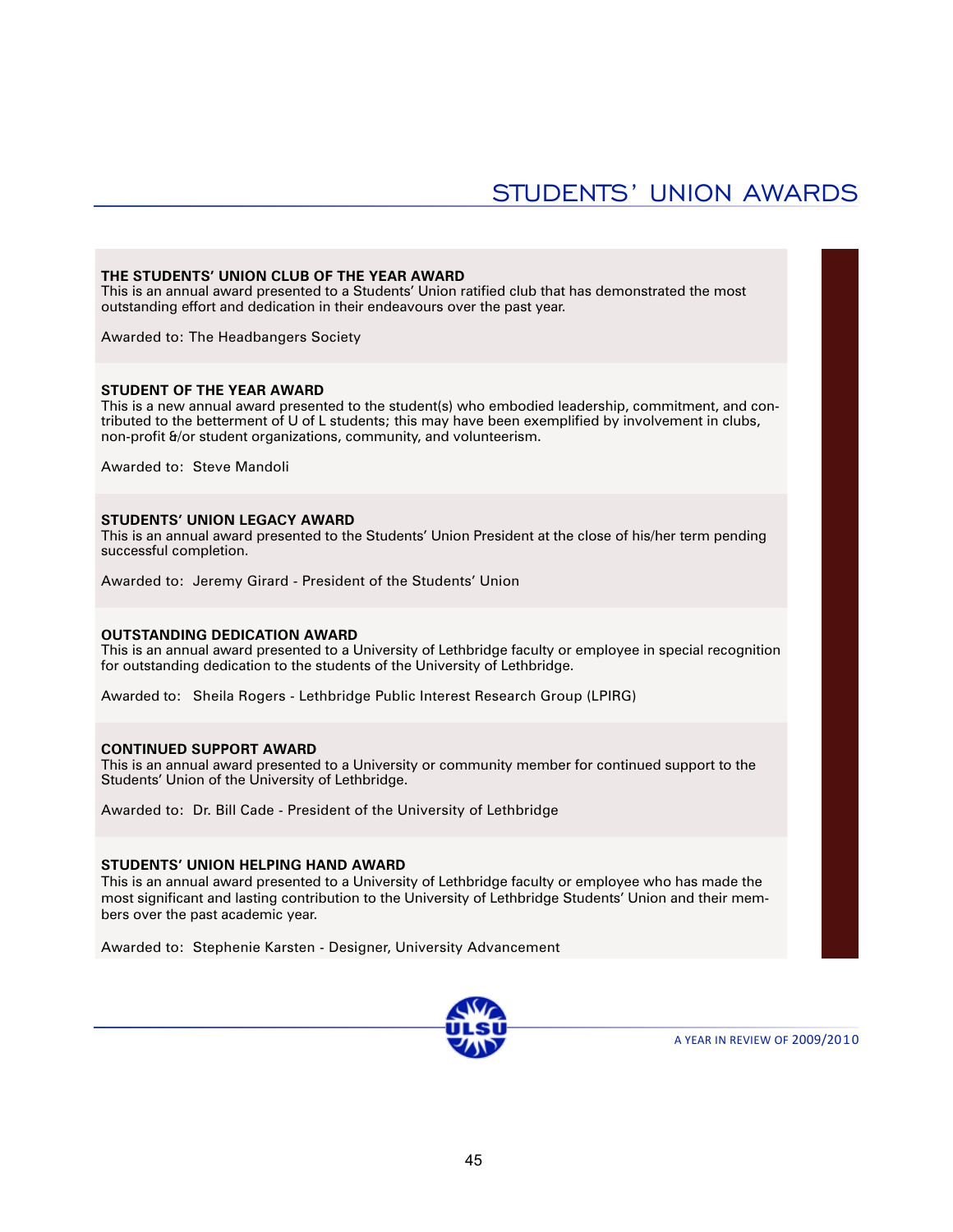# STUDENTS' UNION AWARDS

**THE STUDENTS' UNION CLUB OF THE YEAR AWARD**
This is an annual award presented to a Students' Union ratified club that has demonstrated the most outstanding effort and dedication in their endeavours over the past year.

Awarded to: The Headbangers Society

**STUDENT OF THE YEAR AWARD**
This is a new annual award presented to the student(s) who embodied leadership, commitment, and contributed to the betterment of U of L students; this may have been exemplified by involvement in clubs, non-profit &/or student organizations, community, and volunteerism.

Awarded to: Steve Mandoli

**STUDENTS' UNION LEGACY AWARD**
This is an annual award presented to the Students' Union President at the close of his/her term pending successful completion.

Awarded to: Jeremy Girard - President of the Students' Union

**OUTSTANDING DEDICATION AWARD**
This is an annual award presented to a University of Lethbridge faculty or employee in special recognition for outstanding dedication to the students of the University of Lethbridge.

Awarded to: Sheila Rogers - Lethbridge Public Interest Research Group (LPIRG)

**CONTINUED SUPPORT AWARD**
This is an annual award presented to a University or community member for continued support to the Students' Union of the University of Lethbridge.

Awarded to: Dr. Bill Cade - President of the University of Lethbridge

**STUDENTS' UNION HELPING HAND AWARD**
This is an annual award presented to a University of Lethbridge faculty or employee who has made the most significant and lasting contribution to the University of Lethbridge Students' Union and their members over the past academic year.

Awarded to: Stephenie Karsten - Designer, University Advancement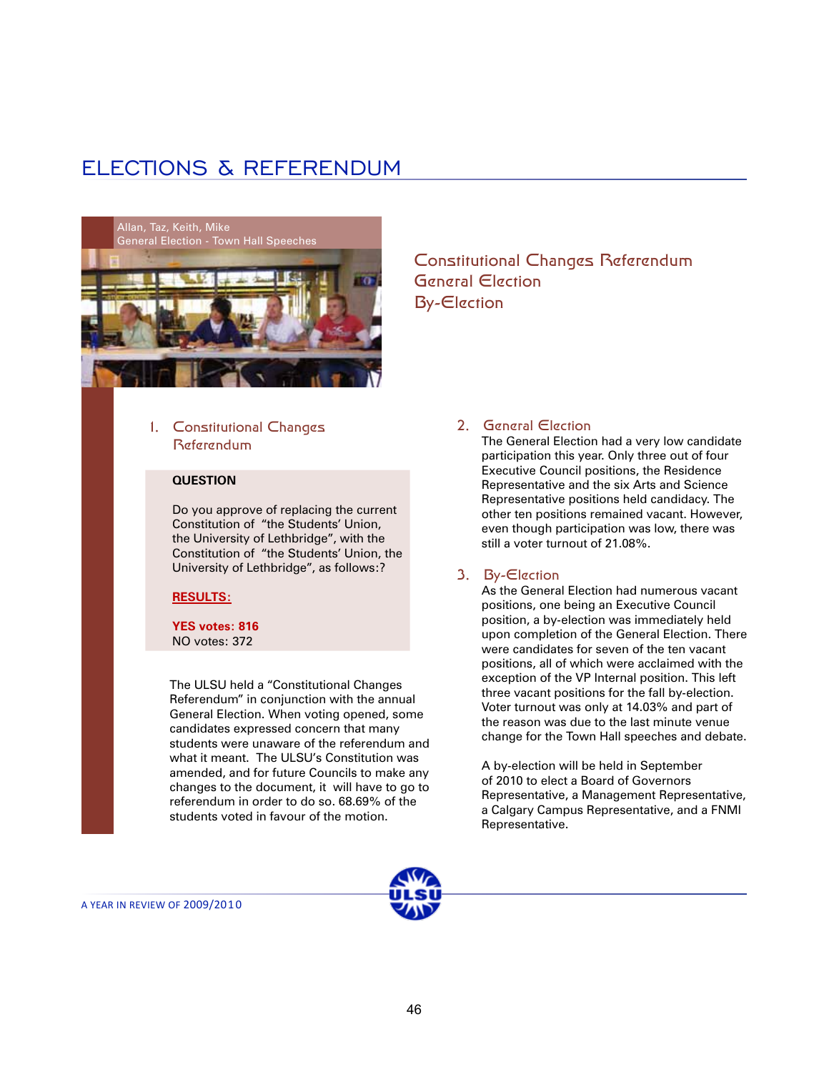# ELECTIONS & REFERENDUM

Allan, Taz, Keith, Mike
General Election - Town Hall Speeches

## Constitutional Changes Referendum
## General Election
## By-Election

### 1. Constitutional Changes Referendum

**QUESTION**

Do you approve of replacing the current Constitution of "the Students' Union, the University of Lethbridge", with the Constitution of "the Students' Union, the University of Lethbridge", as follows:?

**RESULTS:**

**YES votes: 816**
NO votes: 372

The ULSU held a "Constitutional Changes Referendum" in conjunction with the annual General Election. When voting opened, some candidates expressed concern that many students were unaware of the referendum and what it meant. The ULSU's Constitution was amended, and for future Councils to make any changes to the document, it will have to go to referendum in order to do so. 68.69% of the students voted in favour of the motion.

### 2. General Election

The General Election had a very low candidate participation this year. Only three out of four Executive Council positions, the Residence Representative and the six Arts and Science Representative positions held candidacy. The other ten positions remained vacant. However, even though participation was low, there was still a voter turnout of 21.08%.

### 3. By-Election

As the General Election had numerous vacant positions, one being an Executive Council position, a by-election was immediately held upon completion of the General Election. There were candidates for seven of the ten vacant positions, all of which were acclaimed with the exception of the VP Internal position. This left three vacant positions for the fall by-election. Voter turnout was only at 14.03% and part of the reason was due to the last minute venue change for the Town Hall speeches and debate.

A by-election will be held in September of 2010 to elect a Board of Governors Representative, a Management Representative, a Calgary Campus Representative, and a FNMI Representative.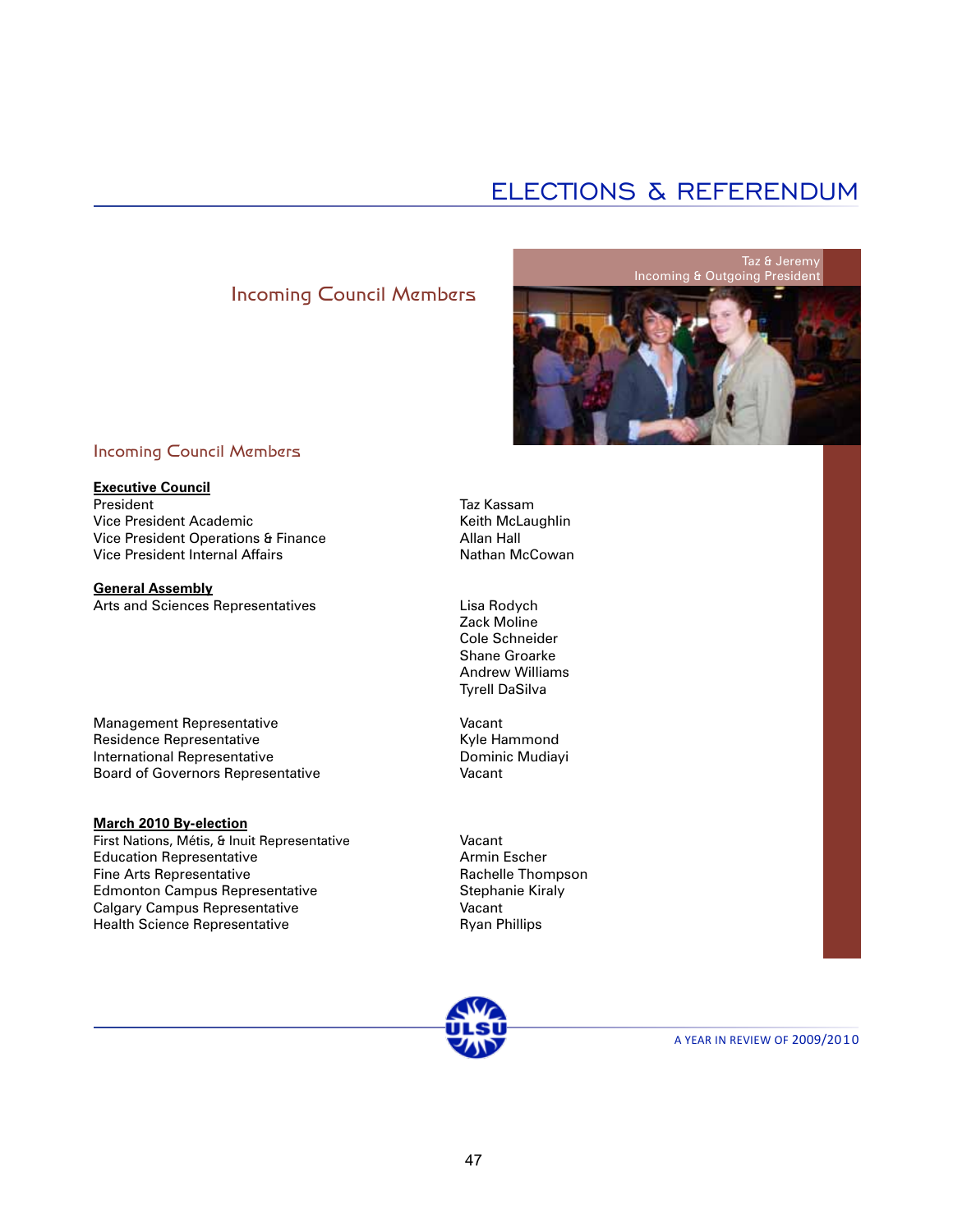# ELECTIONS & REFERENDUM

## Incoming Council Members

Taz & Jeremy
Incoming & Outgoing President

## Incoming Council Members

| **Executive Council** | |
|---|---|
| President | Taz Kassam |
| Vice President Academic | Keith McLaughlin |
| Vice President Operations & Finance | Allan Hall |
| Vice President Internal Affairs | Nathan McCowan |
| **General Assembly** | |
| Arts and Sciences Representatives | Lisa Rodych |
| | Zack Moline |
| | Cole Schneider |
| | Shane Groarke |
| | Andrew Williams |
| | Tyrell DaSilva |
| Management Representative | Vacant |
| Residence Representative | Kyle Hammond |
| International Representative | Dominic Mudiayi |
| Board of Governors Representative | Vacant |
| **March 2010 By-election** | |
| First Nations, Métis, & Inuit Representative | Vacant |
| Education Representative | Armin Escher |
| Fine Arts Representative | Rachelle Thompson |
| Edmonton Campus Representative | Stephanie Kiraly |
| Calgary Campus Representative | Vacant |
| Health Science Representative | Ryan Phillips |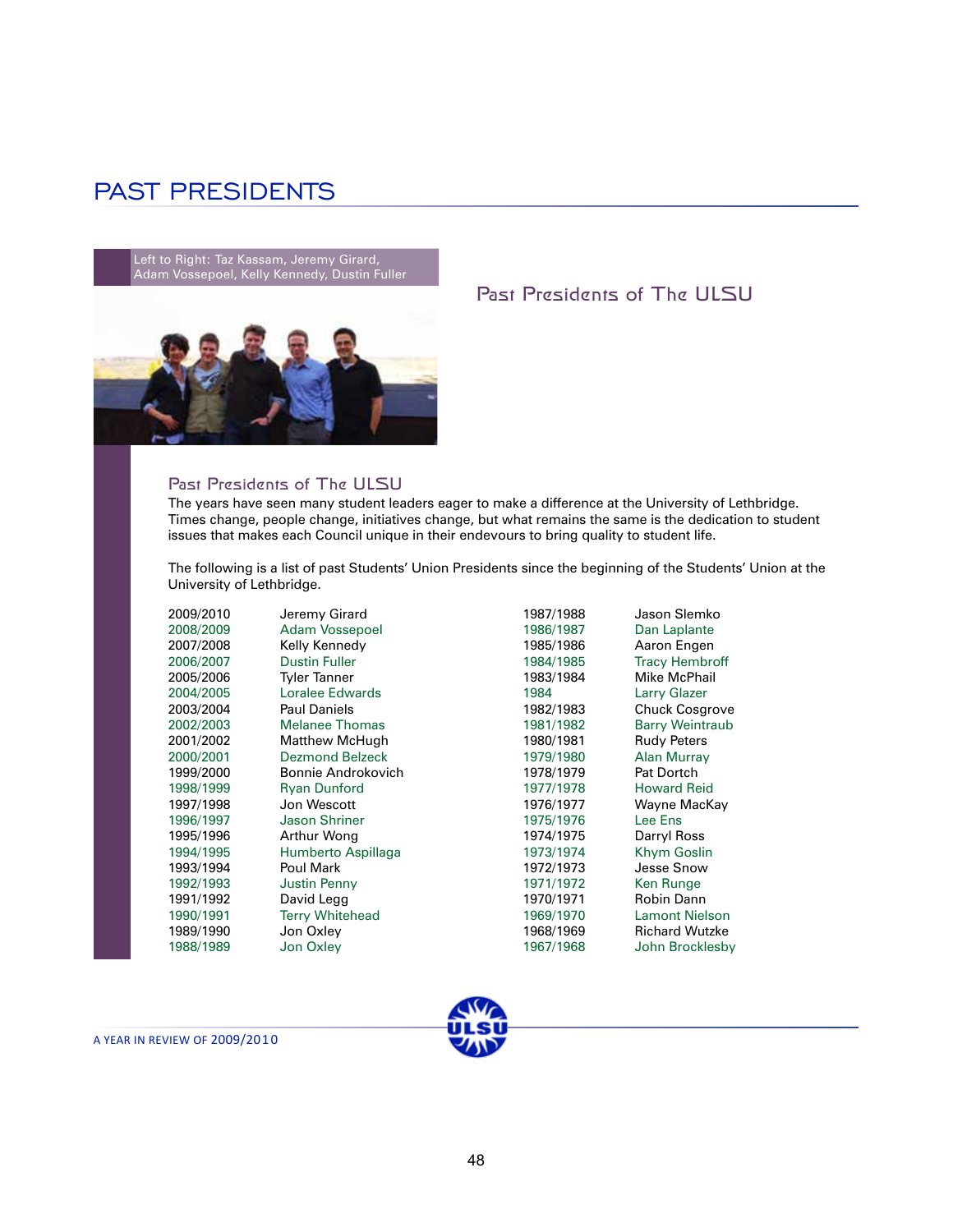# PAST PRESIDENTS

Left to Right: Taz Kassam, Jeremy Girard, Adam Vossepoel, Kelly Kennedy, Dustin Fuller

## Past Presidents of The ULSU

### Past Presidents of The ULSU

The years have seen many student leaders eager to make a difference at the University of Lethbridge. Times change, people change, initiatives change, but what remains the same is the dedication to student issues that makes each Council unique in their endevours to bring quality to student life.

The following is a list of past Students' Union Presidents since the beginning of the Students' Union at the University of Lethbridge.

| Year | President |
|---|---|
| 2009/2010 | Jeremy Girard |
| 2008/2009 | Adam Vossepoel |
| 2007/2008 | Kelly Kennedy |
| 2006/2007 | Dustin Fuller |
| 2005/2006 | Tyler Tanner |
| 2004/2005 | Loralee Edwards |
| 2003/2004 | Paul Daniels |
| 2002/2003 | Melanee Thomas |
| 2001/2002 | Matthew McHugh |
| 2000/2001 | Dezmond Belzeck |
| 1999/2000 | Bonnie Androkovich |
| 1998/1999 | Ryan Dunford |
| 1997/1998 | Jon Wescott |
| 1996/1997 | Jason Shriner |
| 1995/1996 | Arthur Wong |
| 1994/1995 | Humberto Aspillaga |
| 1993/1994 | Poul Mark |
| 1992/1993 | Justin Penny |
| 1991/1992 | David Legg |
| 1990/1991 | Terry Whitehead |
| 1989/1990 | Jon Oxley |
| 1988/1989 | Jon Oxley |
| 1987/1988 | Jason Slemko |
| 1986/1987 | Dan Laplante |
| 1985/1986 | Aaron Engen |
| 1984/1985 | Tracy Hembroff |
| 1983/1984 | Mike McPhail |
| 1984 | Larry Glazer |
| 1982/1983 | Chuck Cosgrove |
| 1981/1982 | Barry Weintraub |
| 1980/1981 | Rudy Peters |
| 1979/1980 | Alan Murray |
| 1978/1979 | Pat Dortch |
| 1977/1978 | Howard Reid |
| 1976/1977 | Wayne MacKay |
| 1975/1976 | Lee Ens |
| 1974/1975 | Darryl Ross |
| 1973/1974 | Khym Goslin |
| 1972/1973 | Jesse Snow |
| 1971/1972 | Ken Runge |
| 1970/1971 | Robin Dann |
| 1969/1970 | Lamont Nielson |
| 1968/1969 | Richard Wutzke |
| 1967/1968 | John Brocklesby |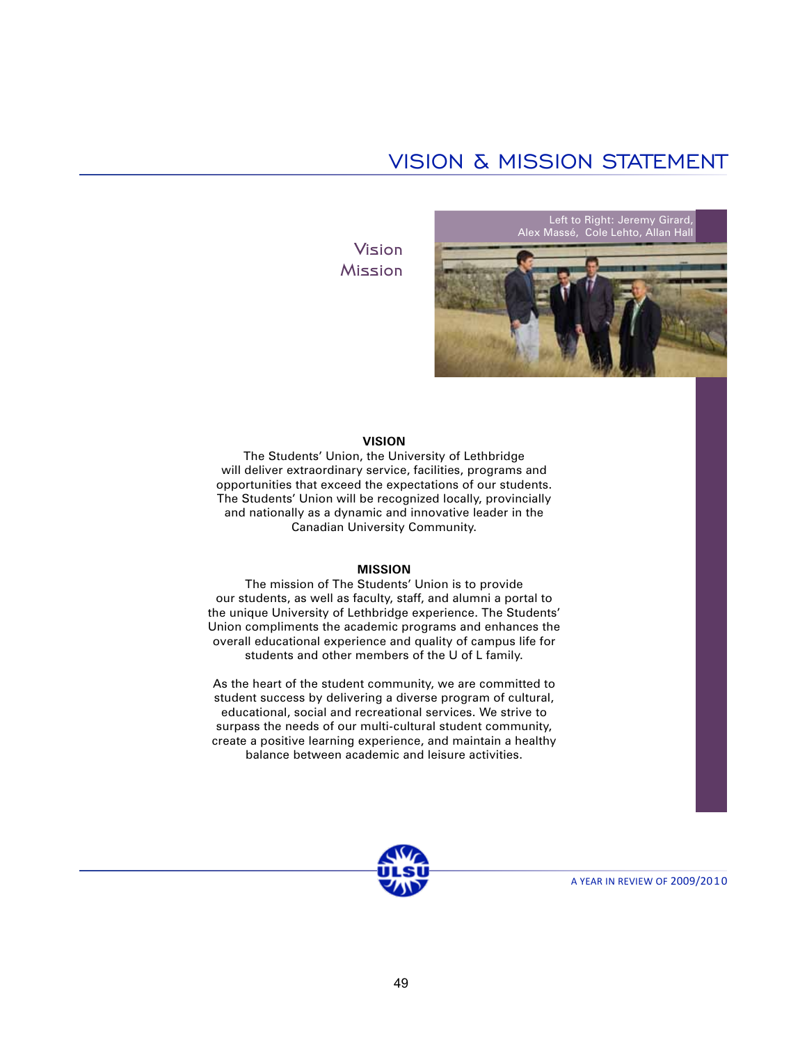# VISION & MISSION STATEMENT

Vision
Mission

Left to Right: Jeremy Girard, Alex Massé, Cole Lehto, Allan Hall

**VISION**

The Students' Union, the University of Lethbridge will deliver extraordinary service, facilities, programs and opportunities that exceed the expectations of our students. The Students' Union will be recognized locally, provincially and nationally as a dynamic and innovative leader in the Canadian University Community.

**MISSION**

The mission of The Students' Union is to provide our students, as well as faculty, staff, and alumni a portal to the unique University of Lethbridge experience. The Students' Union compliments the academic programs and enhances the overall educational experience and quality of campus life for students and other members of the U of L family.

As the heart of the student community, we are committed to student success by delivering a diverse program of cultural, educational, social and recreational services. We strive to surpass the needs of our multi-cultural student community, create a positive learning experience, and maintain a healthy balance between academic and leisure activities.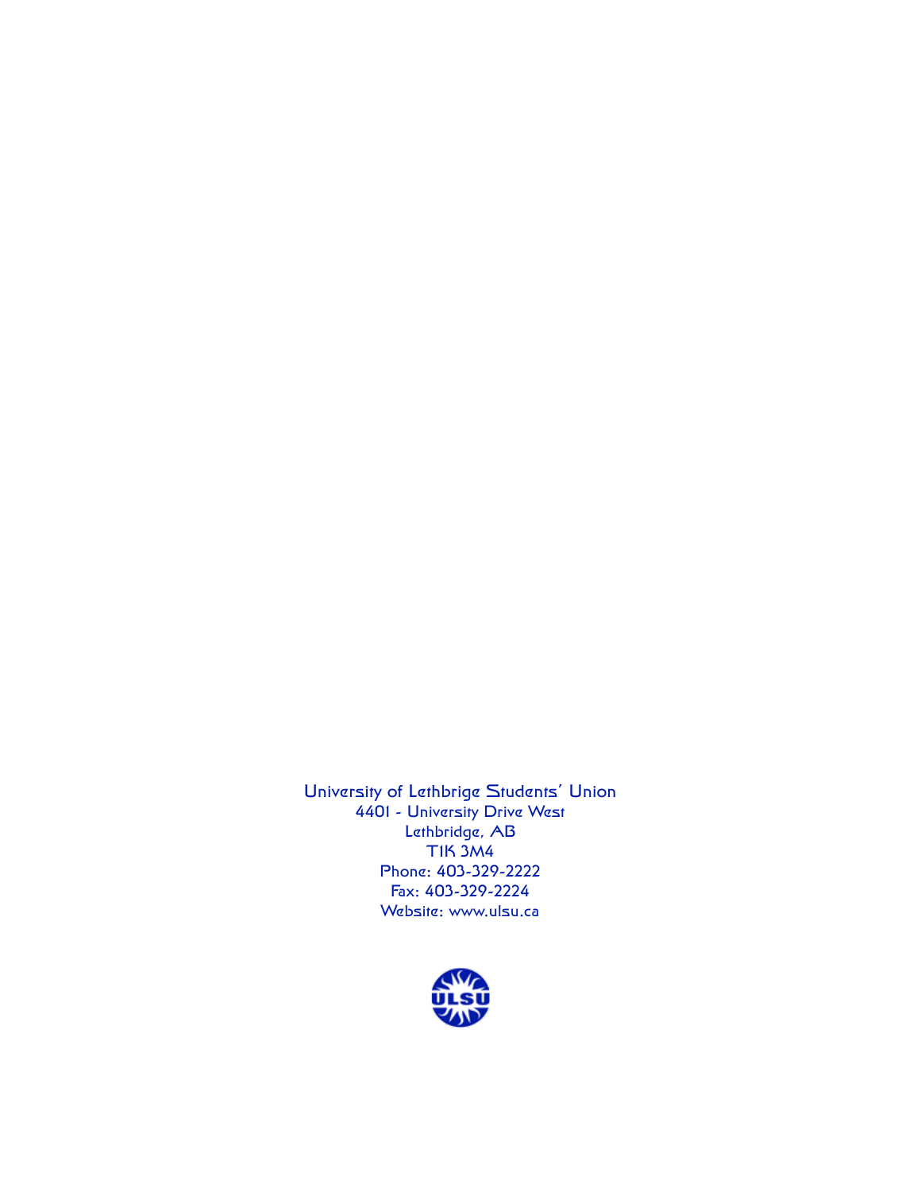University of Lethbrige Students' Union
4401 - University Drive West
Lethbridge, AB
T1K 3M4
Phone: 403-329-2222
Fax: 403-329-2224
Website: www.ulsu.ca